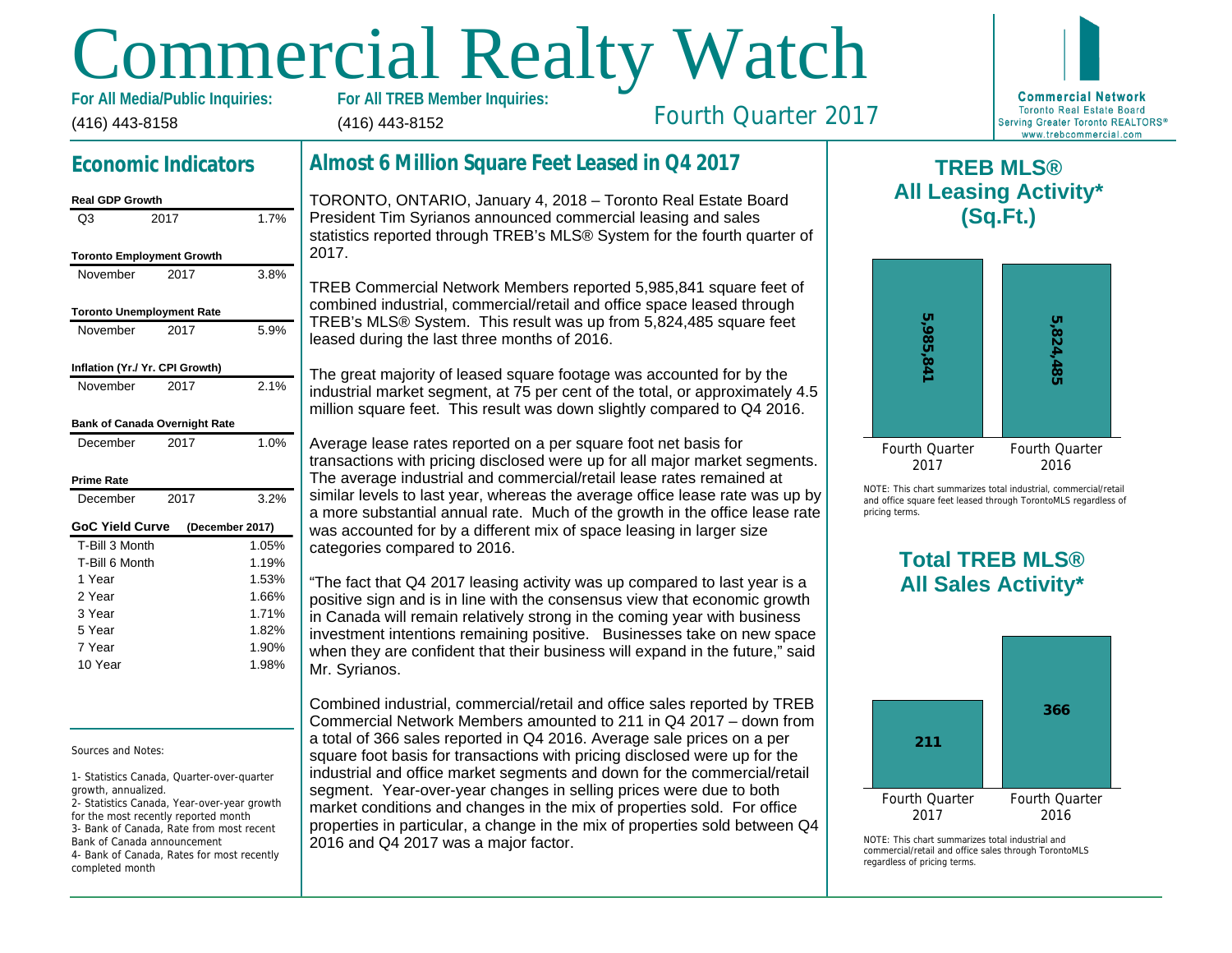# Commercial Realty Watch

**For All Media/Public Inquiries:**
(416) 443-8158

**For All TREB Member Inquiries:**
(416) 443-8152

Fourth Quarter 2017

**Commercial Network**
Toronto Real Estate Board
Serving Greater Toronto REALTORS®
www.trebcommercial.com

## Economic Indicators

| Real GDP Growth | | |
|---|---|---|
| Q3 | 2017 | 1.7% |

| Toronto Employment Growth | | |
|---|---|---|
| November | 2017 | 3.8% |

| Toronto Unemployment Rate | | |
|---|---|---|
| November | 2017 | 5.9% |

| Inflation (Yr./ Yr. CPI Growth) | | |
|---|---|---|
| November | 2017 | 2.1% |

| Bank of Canada Overnight Rate | | |
|---|---|---|
| December | 2017 | 1.0% |

| Prime Rate | | |
|---|---|---|
| December | 2017 | 3.2% |

| GoC Yield Curve | (December 2017) |
|---|---|
| T-Bill 3 Month | 1.05% |
| T-Bill 6 Month | 1.19% |
| 1 Year | 1.53% |
| 2 Year | 1.66% |
| 3 Year | 1.71% |
| 5 Year | 1.82% |
| 7 Year | 1.90% |
| 10 Year | 1.98% |

Sources and Notes:

1- Statistics Canada, Quarter-over-quarter growth, annualized.
2- Statistics Canada, Year-over-year growth for the most recently reported month
3- Bank of Canada, Rate from most recent Bank of Canada announcement
4- Bank of Canada, Rates for most recently completed month

## Almost 6 Million Square Feet Leased in Q4 2017

TORONTO, ONTARIO, January 4, 2018 – Toronto Real Estate Board President Tim Syrianos announced commercial leasing and sales statistics reported through TREB's MLS® System for the fourth quarter of 2017.

TREB Commercial Network Members reported 5,985,841 square feet of combined industrial, commercial/retail and office space leased through TREB's MLS® System. This result was up from 5,824,485 square feet leased during the last three months of 2016.

The great majority of leased square footage was accounted for by the industrial market segment, at 75 per cent of the total, or approximately 4.5 million square feet. This result was down slightly compared to Q4 2016.

Average lease rates reported on a per square foot net basis for transactions with pricing disclosed were up for all major market segments. The average industrial and commercial/retail lease rates remained at similar levels to last year, whereas the average office lease rate was up by a more substantial annual rate. Much of the growth in the office lease rate was accounted for by a different mix of space leasing in larger size categories compared to 2016.

"The fact that Q4 2017 leasing activity was up compared to last year is a positive sign and is in line with the consensus view that economic growth in Canada will remain relatively strong in the coming year with business investment intentions remaining positive. Businesses take on new space when they are confident that their business will expand in the future," said Mr. Syrianos.

Combined industrial, commercial/retail and office sales reported by TREB Commercial Network Members amounted to 211 in Q4 2017 – down from a total of 366 sales reported in Q4 2016. Average sale prices on a per square foot basis for transactions with pricing disclosed were up for the industrial and office market segments and down for the commercial/retail segment. Year-over-year changes in selling prices were due to both market conditions and changes in the mix of properties sold. For office properties in particular, a change in the mix of properties sold between Q4 2016 and Q4 2017 was a major factor.

## TREB MLS® All Leasing Activity* (Sq.Ft.)

| Fourth Quarter 2017 | Fourth Quarter 2016 |
|---|---|
| 5,985,841 | 5,824,485 |

NOTE: This chart summarizes total industrial, commercial/retail and office square feet leased through TorontoMLS regardless of pricing terms.

## Total TREB MLS® All Sales Activity*

| Fourth Quarter 2017 | Fourth Quarter 2016 |
|---|---|
| 211 | 366 |

NOTE: This chart summarizes total industrial and commercial/retail and office sales through TorontoMLS regardless of pricing terms.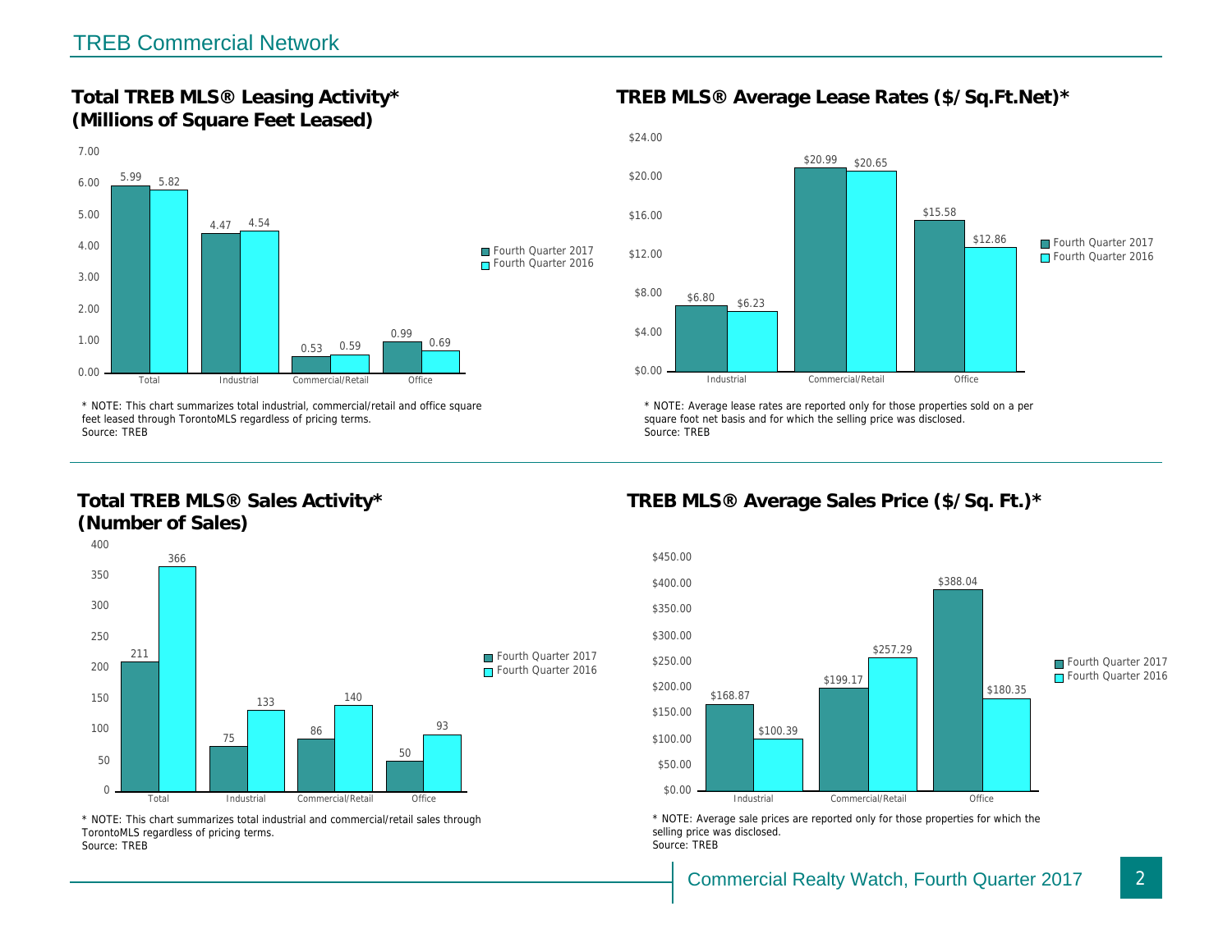## TREB Commercial Network

### Total TREB MLS® Leasing Activity* (Millions of Square Feet Leased)

| | Fourth Quarter 2017 | Fourth Quarter 2016 |
|---|---|---|
| Total | 5.99 | 5.82 |
| Industrial | 4.47 | 4.54 |
| Commercial/Retail | 0.53 | 0.59 |
| Office | 0.99 | 0.69 |

* NOTE: This chart summarizes total industrial, commercial/retail and office square feet leased through TorontoMLS regardless of pricing terms.
Source: TREB

### TREB MLS® Average Lease Rates ($/Sq.Ft.Net)*

| | Fourth Quarter 2017 | Fourth Quarter 2016 |
|---|---|---|
| Industrial | $6.80 | $6.23 |
| Commercial/Retail | $20.99 | $20.65 |
| Office | $15.58 | $12.86 |

* NOTE: Average lease rates are reported only for those properties sold on a per square foot net basis and for which the selling price was disclosed.
Source: TREB

### Total TREB MLS® Sales Activity* (Number of Sales)

| | Fourth Quarter 2017 | Fourth Quarter 2016 |
|---|---|---|
| Total | 211 | 366 |
| Industrial | 75 | 133 |
| Commercial/Retail | 86 | 140 |
| Office | 50 | 93 |

* NOTE: This chart summarizes total industrial and commercial/retail sales through TorontoMLS regardless of pricing terms.
Source: TREB

### TREB MLS® Average Sales Price ($/Sq. Ft.)*

| | Fourth Quarter 2017 | Fourth Quarter 2016 |
|---|---|---|
| Industrial | $168.87 | $100.39 |
| Commercial/Retail | $199.17 | $257.29 |
| Office | $388.04 | $180.35 |

* NOTE: Average sale prices are reported only for those properties for which the selling price was disclosed.
Source: TREB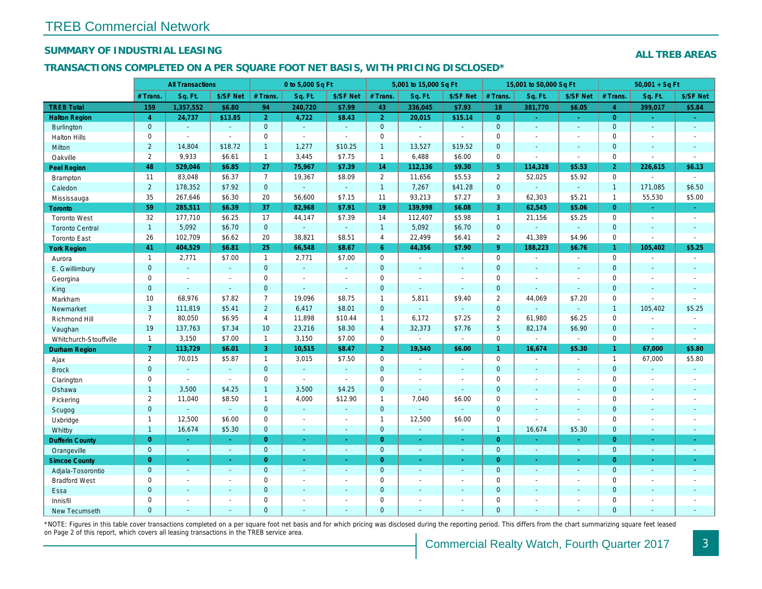# TREB Commercial Network

## SUMMARY OF INDUSTRIAL LEASING

**ALL TREB AREAS**

### TRANSACTIONS COMPLETED ON A PER SQUARE FOOT NET BASIS, WITH PRICING DISCLOSED*

| | All Transactions | | | 0 to 5,000 Sq Ft | | | 5,001 to 15,000 Sq Ft | | | 15,001 to 50,000 Sq Ft | | | 50,001 + Sq Ft | | |
|---|---|---|---|---|---|---|---|---|---|---|---|---|---|---|---|
| | # Trans. | Sq. Ft. | $/SF Net | # Trans. | Sq. Ft. | $/SF Net | # Trans. | Sq. Ft. | $/SF Net | # Trans. | Sq. Ft. | $/SF Net | # Trans. | Sq. Ft. | $/SF Net |
| **TREB Total** | **159** | **1,357,552** | **$6.80** | **94** | **240,720** | **$7.99** | **43** | **336,045** | **$7.93** | **18** | **381,770** | **$6.05** | **4** | **399,017** | **$5.84** |
| **Halton Region** | **4** | **24,737** | **$13.85** | **2** | **4,722** | **$8.43** | **2** | **20,015** | **$15.14** | **0** | **-** | **-** | **0** | **-** | **-** |
| Burlington | 0 | - | - | 0 | - | - | 0 | - | - | 0 | - | - | 0 | - | - |
| Halton Hills | 0 | - | - | 0 | - | - | 0 | - | - | 0 | - | - | 0 | - | - |
| Milton | 2 | 14,804 | $18.72 | 1 | 1,277 | $10.25 | 1 | 13,527 | $19.52 | 0 | - | - | 0 | - | - |
| Oakville | 2 | 9,933 | $6.61 | 1 | 3,445 | $7.75 | 1 | 6,488 | $6.00 | 0 | - | - | 0 | - | - |
| **Peel Region** | **48** | **529,046** | **$6.85** | **27** | **75,967** | **$7.39** | **14** | **112,136** | **$9.30** | **5** | **114,328** | **$5.53** | **2** | **226,615** | **$6.13** |
| Brampton | 11 | 83,048 | $6.37 | 7 | 19,367 | $8.09 | 2 | 11,656 | $5.53 | 2 | 52,025 | $5.92 | 0 | - | - |
| Caledon | 2 | 178,352 | $7.92 | 0 | - | - | 1 | 7,267 | $41.28 | 0 | - | - | 1 | 171,085 | $6.50 |
| Mississauga | 35 | 267,646 | $6.30 | 20 | 56,600 | $7.15 | 11 | 93,213 | $7.27 | 3 | 62,303 | $5.21 | 1 | 55,530 | $5.00 |
| **Toronto** | **59** | **285,511** | **$6.39** | **37** | **82,968** | **$7.91** | **19** | **139,998** | **$6.08** | **3** | **62,545** | **$5.06** | **0** | **-** | **-** |
| Toronto West | 32 | 177,710 | $6.25 | 17 | 44,147 | $7.39 | 14 | 112,407 | $5.98 | 1 | 21,156 | $5.25 | 0 | - | - |
| Toronto Central | 1 | 5,092 | $6.70 | 0 | - | - | 1 | 5,092 | $6.70 | 0 | - | - | 0 | - | - |
| Toronto East | 26 | 102,709 | $6.62 | 20 | 38,821 | $8.51 | 4 | 22,499 | $6.41 | 2 | 41,389 | $4.96 | 0 | - | - |
| **York Region** | **41** | **404,529** | **$6.81** | **25** | **66,548** | **$8.67** | **6** | **44,356** | **$7.90** | **9** | **188,223** | **$6.76** | **1** | **105,402** | **$5.25** |
| Aurora | 1 | 2,771 | $7.00 | 1 | 2,771 | $7.00 | 0 | - | - | 0 | - | - | 0 | - | - |
| E. Gwillimbury | 0 | - | - | 0 | - | - | 0 | - | - | 0 | - | - | 0 | - | - |
| Georgina | 0 | - | - | 0 | - | - | 0 | - | - | 0 | - | - | 0 | - | - |
| King | 0 | - | - | 0 | - | - | 0 | - | - | 0 | - | - | 0 | - | - |
| Markham | 10 | 68,976 | $7.82 | 7 | 19,096 | $8.75 | 1 | 5,811 | $9.40 | 2 | 44,069 | $7.20 | 0 | - | - |
| Newmarket | 3 | 111,819 | $5.41 | 2 | 6,417 | $8.01 | 0 | - | - | 0 | - | - | 1 | 105,402 | $5.25 |
| Richmond Hill | 7 | 80,050 | $6.95 | 4 | 11,898 | $10.44 | 1 | 6,172 | $7.25 | 2 | 61,980 | $6.25 | 0 | - | - |
| Vaughan | 19 | 137,763 | $7.34 | 10 | 23,216 | $8.30 | 4 | 32,373 | $7.76 | 5 | 82,174 | $6.90 | 0 | - | - |
| Whitchurch-Stouffville | 1 | 3,150 | $7.00 | 1 | 3,150 | $7.00 | 0 | - | - | 0 | - | - | 0 | - | - |
| **Durham Region** | **7** | **113,729** | **$6.01** | **3** | **10,515** | **$8.47** | **2** | **19,540** | **$6.00** | **1** | **16,674** | **$5.30** | **1** | **67,000** | **$5.80** |
| Ajax | 2 | 70,015 | $5.87 | 1 | 3,015 | $7.50 | 0 | - | - | 0 | - | - | 1 | 67,000 | $5.80 |
| Brock | 0 | - | - | 0 | - | - | 0 | - | - | 0 | - | - | 0 | - | - |
| Clarington | 0 | - | - | 0 | - | - | 0 | - | - | 0 | - | - | 0 | - | - |
| Oshawa | 1 | 3,500 | $4.25 | 1 | 3,500 | $4.25 | 0 | - | - | 0 | - | - | 0 | - | - |
| Pickering | 2 | 11,040 | $8.50 | 1 | 4,000 | $12.90 | 1 | 7,040 | $6.00 | 0 | - | - | 0 | - | - |
| Scugog | 0 | - | - | 0 | - | - | 0 | - | - | 0 | - | - | 0 | - | - |
| Uxbridge | 1 | 12,500 | $6.00 | 0 | - | - | 1 | 12,500 | $6.00 | 0 | - | - | 0 | - | - |
| Whitby | 1 | 16,674 | $5.30 | 0 | - | - | 0 | - | - | 1 | 16,674 | $5.30 | 0 | - | - |
| **Dufferin County** | **0** | **-** | **-** | **0** | **-** | **-** | **0** | **-** | **-** | **0** | **-** | **-** | **0** | **-** | **-** |
| Orangeville | 0 | - | - | 0 | - | - | 0 | - | - | 0 | - | - | 0 | - | - |
| **Simcoe County** | **0** | **-** | **-** | **0** | **-** | **-** | **0** | **-** | **-** | **0** | **-** | **-** | **0** | **-** | **-** |
| Adjala-Tosorontio | 0 | - | - | 0 | - | - | 0 | - | - | 0 | - | - | 0 | - | - |
| Bradford West | 0 | - | - | 0 | - | - | 0 | - | - | 0 | - | - | 0 | - | - |
| Essa | 0 | - | - | 0 | - | - | 0 | - | - | 0 | - | - | 0 | - | - |
| Innisfil | 0 | - | - | 0 | - | - | 0 | - | - | 0 | - | - | 0 | - | - |
| New Tecumseth | 0 | - | - | 0 | - | - | 0 | - | - | 0 | - | - | 0 | - | - |

*NOTE: Figures in this table cover transactions completed on a per square foot net basis and for which pricing was disclosed during the reporting period. This differs from the chart summarizing square feet leased on Page 2 of this report, which covers all leasing transactions in the TREB service area.

Commercial Realty Watch, Fourth Quarter 2017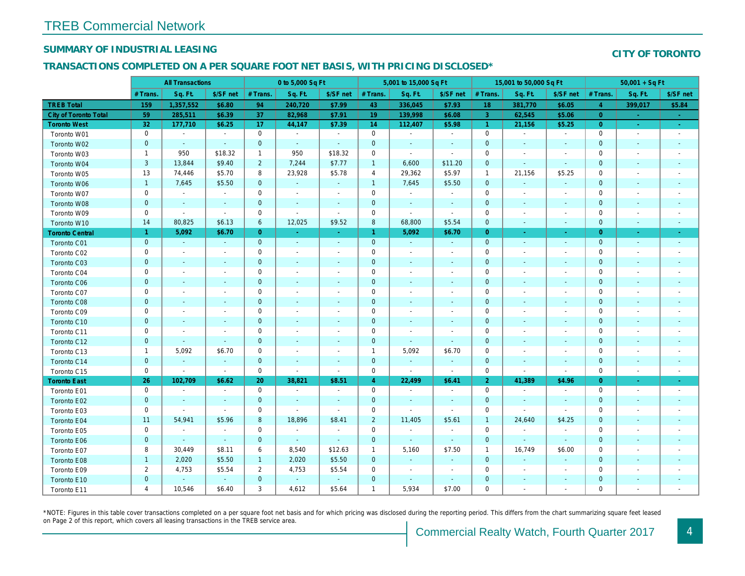# TREB Commercial Network

## SUMMARY OF INDUSTRIAL LEASING

## CITY OF TORONTO

### TRANSACTIONS COMPLETED ON A PER SQUARE FOOT NET BASIS, WITH PRICING DISCLOSED*

| | All Transactions | | | 0 to 5,000 Sq Ft | | | 5,001 to 15,000 Sq Ft | | | 15,001 to 50,000 Sq Ft | | | 50,001 + Sq Ft | | |
|---|---|---|---|---|---|---|---|---|---|---|---|---|---|---|---|
| | # Trans. | Sq. Ft. | $/SF net | # Trans. | Sq. Ft. | $/SF net | # Trans. | Sq. Ft. | $/SF net | # Trans. | Sq. Ft. | $/SF net | # Trans. | Sq. Ft. | $/SF net |
| **TREB Total** | **159** | **1,357,552** | **$6.80** | **94** | **240,720** | **$7.99** | **43** | **336,045** | **$7.93** | **18** | **381,770** | **$6.05** | **4** | **399,017** | **$5.84** |
| **City of Toronto Total** | **59** | **285,511** | **$6.39** | **37** | **82,968** | **$7.91** | **19** | **139,998** | **$6.08** | **3** | **62,545** | **$5.06** | **0** | **-** | **-** |
| **Toronto West** | **32** | **177,710** | **$6.25** | **17** | **44,147** | **$7.39** | **14** | **112,407** | **$5.98** | **1** | **21,156** | **$5.25** | **0** | **-** | **-** |
| Toronto W01 | 0 | - | - | 0 | - | - | 0 | - | - | 0 | - | - | 0 | - | - |
| Toronto W02 | 0 | - | - | 0 | - | - | 0 | - | - | 0 | - | - | 0 | - | - |
| Toronto W03 | 1 | 950 | $18.32 | 1 | 950 | $18.32 | 0 | - | - | 0 | - | - | 0 | - | - |
| Toronto W04 | 3 | 13,844 | $9.40 | 2 | 7,244 | $7.77 | 1 | 6,600 | $11.20 | 0 | - | - | 0 | - | - |
| Toronto W05 | 13 | 74,446 | $5.70 | 8 | 23,928 | $5.78 | 4 | 29,362 | $5.97 | 1 | 21,156 | $5.25 | 0 | - | - |
| Toronto W06 | 1 | 7,645 | $5.50 | 0 | - | - | 1 | 7,645 | $5.50 | 0 | - | - | 0 | - | - |
| Toronto W07 | 0 | - | - | 0 | - | - | 0 | - | - | 0 | - | - | 0 | - | - |
| Toronto W08 | 0 | - | - | 0 | - | - | 0 | - | - | 0 | - | - | 0 | - | - |
| Toronto W09 | 0 | - | - | 0 | - | - | 0 | - | - | 0 | - | - | 0 | - | - |
| Toronto W10 | 14 | 80,825 | $6.13 | 6 | 12,025 | $9.52 | 8 | 68,800 | $5.54 | 0 | - | - | 0 | - | - |
| **Toronto Central** | **1** | **5,092** | **$6.70** | **0** | **-** | **-** | **1** | **5,092** | **$6.70** | **0** | **-** | **-** | **0** | **-** | **-** |
| Toronto C01 | 0 | - | - | 0 | - | - | 0 | - | - | 0 | - | - | 0 | - | - |
| Toronto C02 | 0 | - | - | 0 | - | - | 0 | - | - | 0 | - | - | 0 | - | - |
| Toronto C03 | 0 | - | - | 0 | - | - | 0 | - | - | 0 | - | - | 0 | - | - |
| Toronto C04 | 0 | - | - | 0 | - | - | 0 | - | - | 0 | - | - | 0 | - | - |
| Toronto C06 | 0 | - | - | 0 | - | - | 0 | - | - | 0 | - | - | 0 | - | - |
| Toronto C07 | 0 | - | - | 0 | - | - | 0 | - | - | 0 | - | - | 0 | - | - |
| Toronto C08 | 0 | - | - | 0 | - | - | 0 | - | - | 0 | - | - | 0 | - | - |
| Toronto C09 | 0 | - | - | 0 | - | - | 0 | - | - | 0 | - | - | 0 | - | - |
| Toronto C10 | 0 | - | - | 0 | - | - | 0 | - | - | 0 | - | - | 0 | - | - |
| Toronto C11 | 0 | - | - | 0 | - | - | 0 | - | - | 0 | - | - | 0 | - | - |
| Toronto C12 | 0 | - | - | 0 | - | - | 0 | - | - | 0 | - | - | 0 | - | - |
| Toronto C13 | 1 | 5,092 | $6.70 | 0 | - | - | 1 | 5,092 | $6.70 | 0 | - | - | 0 | - | - |
| Toronto C14 | 0 | - | - | 0 | - | - | 0 | - | - | 0 | - | - | 0 | - | - |
| Toronto C15 | 0 | - | - | 0 | - | - | 0 | - | - | 0 | - | - | 0 | - | - |
| **Toronto East** | **26** | **102,709** | **$6.62** | **20** | **38,821** | **$8.51** | **4** | **22,499** | **$6.41** | **2** | **41,389** | **$4.96** | **0** | **-** | **-** |
| Toronto E01 | 0 | - | - | 0 | - | - | 0 | - | - | 0 | - | - | 0 | - | - |
| Toronto E02 | 0 | - | - | 0 | - | - | 0 | - | - | 0 | - | - | 0 | - | - |
| Toronto E03 | 0 | - | - | 0 | - | - | 0 | - | - | 0 | - | - | 0 | - | - |
| Toronto E04 | 11 | 54,941 | $5.96 | 8 | 18,896 | $8.41 | 2 | 11,405 | $5.61 | 1 | 24,640 | $4.25 | 0 | - | - |
| Toronto E05 | 0 | - | - | 0 | - | - | 0 | - | - | 0 | - | - | 0 | - | - |
| Toronto E06 | 0 | - | - | 0 | - | - | 0 | - | - | 0 | - | - | 0 | - | - |
| Toronto E07 | 8 | 30,449 | $8.11 | 6 | 8,540 | $12.63 | 1 | 5,160 | $7.50 | 1 | 16,749 | $6.00 | 0 | - | - |
| Toronto E08 | 1 | 2,020 | $5.50 | 1 | 2,020 | $5.50 | 0 | - | - | 0 | - | - | 0 | - | - |
| Toronto E09 | 2 | 4,753 | $5.54 | 2 | 4,753 | $5.54 | 0 | - | - | 0 | - | - | 0 | - | - |
| Toronto E10 | 0 | - | - | 0 | - | - | 0 | - | - | 0 | - | - | 0 | - | - |
| Toronto E11 | 4 | 10,546 | $6.40 | 3 | 4,612 | $5.64 | 1 | 5,934 | $7.00 | 0 | - | - | 0 | - | - |

*NOTE: Figures in this table cover transactions completed on a per square foot net basis and for which pricing was disclosed during the reporting period. This differs from the chart summarizing square feet leased on Page 2 of this report, which covers all leasing transactions in the TREB service area.

Commercial Realty Watch, Fourth Quarter 2017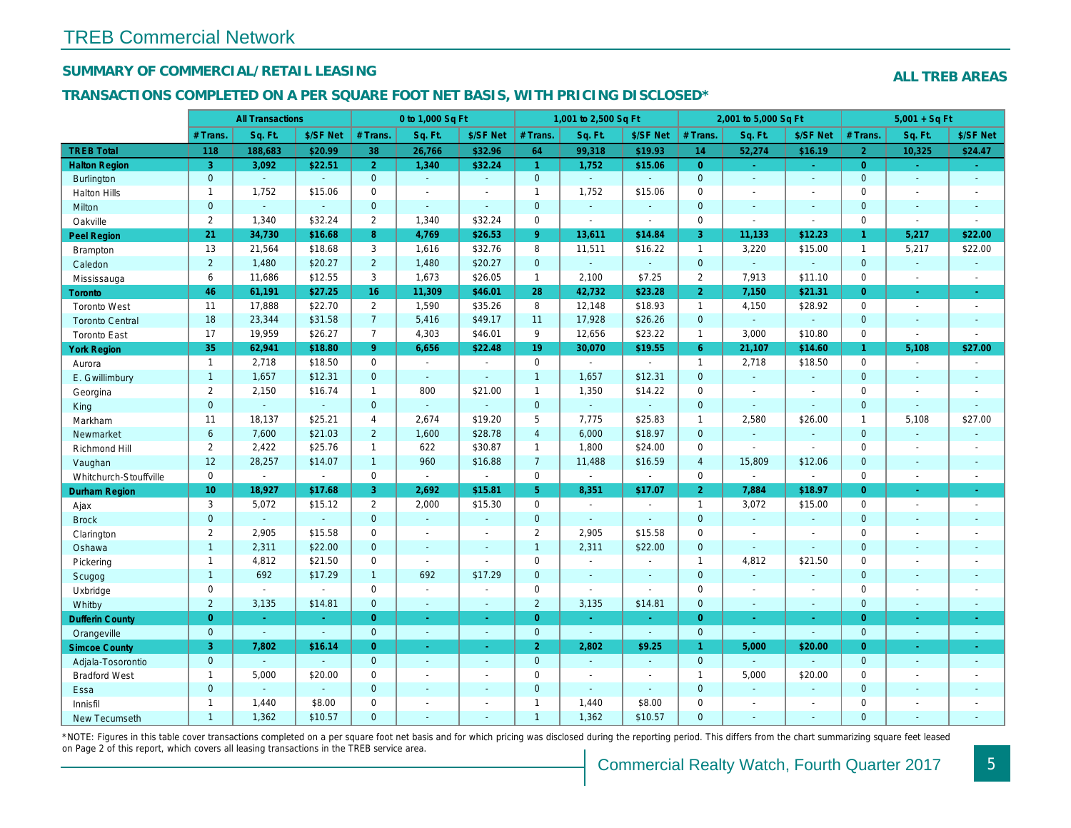# TREB Commercial Network

## SUMMARY OF COMMERCIAL/RETAIL LEASING

**ALL TREB AREAS**

## TRANSACTIONS COMPLETED ON A PER SQUARE FOOT NET BASIS, WITH PRICING DISCLOSED*

| | All Transactions | | | 0 to 1,000 Sq Ft | | | 1,001 to 2,500 Sq Ft | | | 2,001 to 5,000 Sq Ft | | | 5,001 + Sq Ft | | |
|---|---|---|---|---|---|---|---|---|---|---|---|---|---|---|---|
| | # Trans. | Sq. Ft. | $/SF Net | # Trans. | Sq. Ft. | $/SF Net | # Trans. | Sq. Ft. | $/SF Net | # Trans. | Sq. Ft. | $/SF Net | # Trans. | Sq. Ft. | $/SF Net |
| **TREB Total** | **118** | **188,683** | **$20.99** | **38** | **26,766** | **$32.96** | **64** | **99,318** | **$19.93** | **14** | **52,274** | **$16.19** | **2** | **10,325** | **$24.47** |
| **Halton Region** | **3** | **3,092** | **$22.51** | **2** | **1,340** | **$32.24** | **1** | **1,752** | **$15.06** | **0** | **-** | **-** | **0** | **-** | **-** |
| Burlington | 0 | - | - | 0 | - | - | 0 | - | - | 0 | - | - | 0 | - | - |
| Halton Hills | 1 | 1,752 | $15.06 | 0 | - | - | 1 | 1,752 | $15.06 | 0 | - | - | 0 | - | - |
| Milton | 0 | - | - | 0 | - | - | 0 | - | - | 0 | - | - | 0 | - | - |
| Oakville | 2 | 1,340 | $32.24 | 2 | 1,340 | $32.24 | 0 | - | - | 0 | - | - | 0 | - | - |
| **Peel Region** | **21** | **34,730** | **$16.68** | **8** | **4,769** | **$26.53** | **9** | **13,611** | **$14.84** | **3** | **11,133** | **$12.23** | **1** | **5,217** | **$22.00** |
| Brampton | 13 | 21,564 | $18.68 | 3 | 1,616 | $32.76 | 8 | 11,511 | $16.22 | 1 | 3,220 | $15.00 | 1 | 5,217 | $22.00 |
| Caledon | 2 | 1,480 | $20.27 | 2 | 1,480 | $20.27 | 0 | - | - | 0 | - | - | 0 | - | - |
| Mississauga | 6 | 11,686 | $12.55 | 3 | 1,673 | $26.05 | 1 | 2,100 | $7.25 | 2 | 7,913 | $11.10 | 0 | - | - |
| **Toronto** | **46** | **61,191** | **$27.25** | **16** | **11,309** | **$46.01** | **28** | **42,732** | **$23.28** | **2** | **7,150** | **$21.31** | **0** | **-** | **-** |
| Toronto West | 11 | 17,888 | $22.70 | 2 | 1,590 | $35.26 | 8 | 12,148 | $18.93 | 1 | 4,150 | $28.92 | 0 | - | - |
| Toronto Central | 18 | 23,344 | $31.58 | 7 | 5,416 | $49.17 | 11 | 17,928 | $26.26 | 0 | - | - | 0 | - | - |
| Toronto East | 17 | 19,959 | $26.27 | 7 | 4,303 | $46.01 | 9 | 12,656 | $23.22 | 1 | 3,000 | $10.80 | 0 | - | - |
| **York Region** | **35** | **62,941** | **$18.80** | **9** | **6,656** | **$22.48** | **19** | **30,070** | **$19.55** | **6** | **21,107** | **$14.60** | **1** | **5,108** | **$27.00** |
| Aurora | 1 | 2,718 | $18.50 | 0 | - | - | 0 | - | - | 1 | 2,718 | $18.50 | 0 | - | - |
| E. Gwillimbury | 1 | 1,657 | $12.31 | 0 | - | - | 1 | 1,657 | $12.31 | 0 | - | - | 0 | - | - |
| Georgina | 2 | 2,150 | $16.74 | 1 | 800 | $21.00 | 1 | 1,350 | $14.22 | 0 | - | - | 0 | - | - |
| King | 0 | - | - | 0 | - | - | 0 | - | - | 0 | - | - | 0 | - | - |
| Markham | 11 | 18,137 | $25.21 | 4 | 2,674 | $19.20 | 5 | 7,775 | $25.83 | 1 | 2,580 | $26.00 | 1 | 5,108 | $27.00 |
| Newmarket | 6 | 7,600 | $21.03 | 2 | 1,600 | $28.78 | 4 | 6,000 | $18.97 | 0 | - | - | 0 | - | - |
| Richmond Hill | 2 | 2,422 | $25.76 | 1 | 622 | $30.87 | 1 | 1,800 | $24.00 | 0 | - | - | 0 | - | - |
| Vaughan | 12 | 28,257 | $14.07 | 1 | 960 | $16.88 | 7 | 11,488 | $16.59 | 4 | 15,809 | $12.06 | 0 | - | - |
| Whitchurch-Stouffville | 0 | - | - | 0 | - | - | 0 | - | - | 0 | - | - | 0 | - | - |
| **Durham Region** | **10** | **18,927** | **$17.68** | **3** | **2,692** | **$15.81** | **5** | **8,351** | **$17.07** | **2** | **7,884** | **$18.97** | **0** | **-** | **-** |
| Ajax | 3 | 5,072 | $15.12 | 2 | 2,000 | $15.30 | 0 | - | - | 1 | 3,072 | $15.00 | 0 | - | - |
| Brock | 0 | - | - | 0 | - | - | 0 | - | - | 0 | - | - | 0 | - | - |
| Clarington | 2 | 2,905 | $15.58 | 0 | - | - | 2 | 2,905 | $15.58 | 0 | - | - | 0 | - | - |
| Oshawa | 1 | 2,311 | $22.00 | 0 | - | - | 1 | 2,311 | $22.00 | 0 | - | - | 0 | - | - |
| Pickering | 1 | 4,812 | $21.50 | 0 | - | - | 0 | - | - | 1 | 4,812 | $21.50 | 0 | - | - |
| Scugog | 1 | 692 | $17.29 | 1 | 692 | $17.29 | 0 | - | - | 0 | - | - | 0 | - | - |
| Uxbridge | 0 | - | - | 0 | - | - | 0 | - | - | 0 | - | - | 0 | - | - |
| Whitby | 2 | 3,135 | $14.81 | 0 | - | - | 2 | 3,135 | $14.81 | 0 | - | - | 0 | - | - |
| **Dufferin County** | **0** | **-** | **-** | **0** | **-** | **-** | **0** | **-** | **-** | **0** | **-** | **-** | **0** | **-** | **-** |
| Orangeville | 0 | - | - | 0 | - | - | 0 | - | - | 0 | - | - | 0 | - | - |
| **Simcoe County** | **3** | **7,802** | **$16.14** | **0** | **-** | **-** | **2** | **2,802** | **$9.25** | **1** | **5,000** | **$20.00** | **0** | **-** | **-** |
| Adjala-Tosorontio | 0 | - | - | 0 | - | - | 0 | - | - | 0 | - | - | 0 | - | - |
| Bradford West | 1 | 5,000 | $20.00 | 0 | - | - | 0 | - | - | 1 | 5,000 | $20.00 | 0 | - | - |
| Essa | 0 | - | - | 0 | - | - | 0 | - | - | 0 | - | - | 0 | - | - |
| Innisfil | 1 | 1,440 | $8.00 | 0 | - | - | 1 | 1,440 | $8.00 | 0 | - | - | 0 | - | - |
| New Tecumseth | 1 | 1,362 | $10.57 | 0 | - | - | 1 | 1,362 | $10.57 | 0 | - | - | 0 | - | - |

*NOTE: Figures in this table cover transactions completed on a per square foot net basis and for which pricing was disclosed during the reporting period. This differs from the chart summarizing square feet leased on Page 2 of this report, which covers all leasing transactions in the TREB service area.

Commercial Realty Watch, Fourth Quarter 2017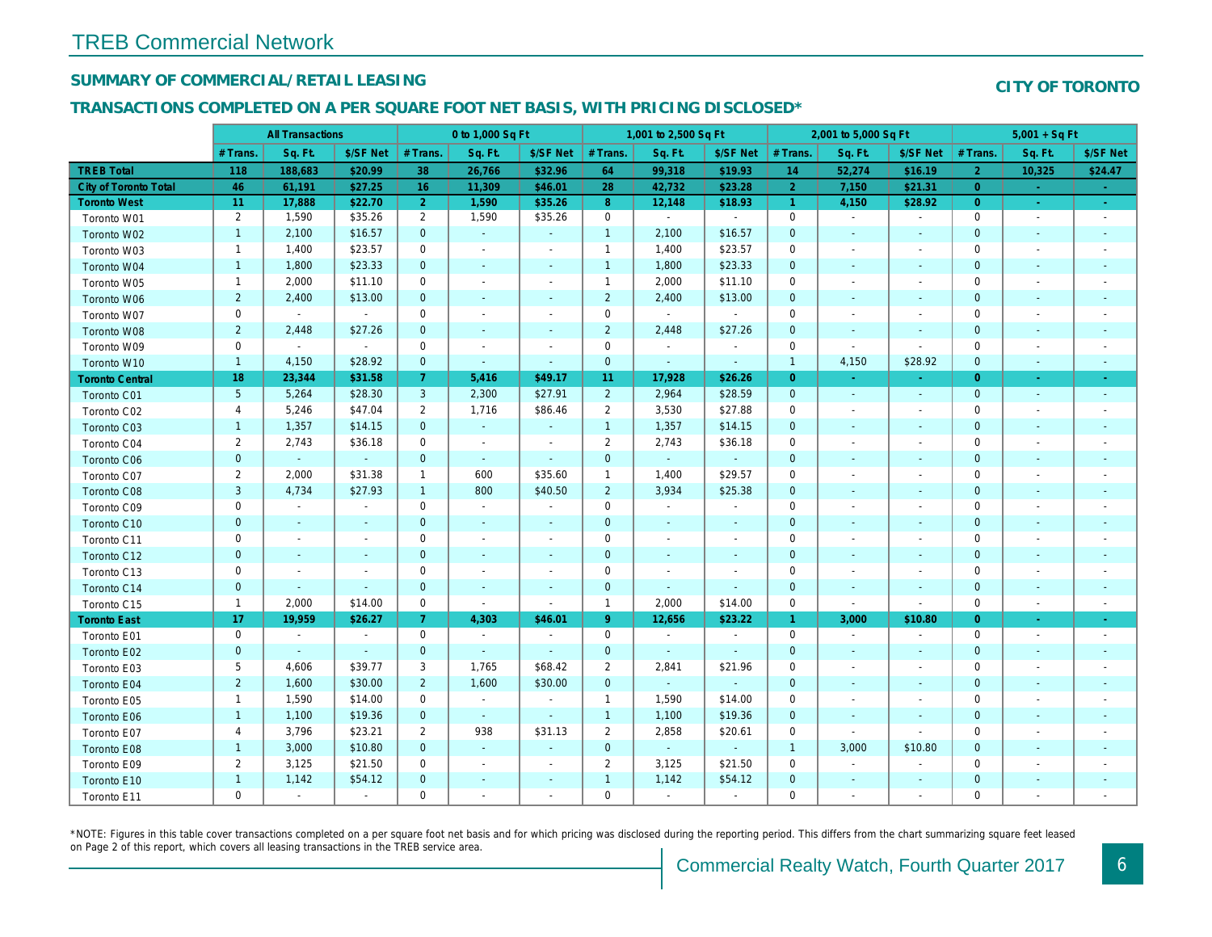# TREB Commercial Network

## SUMMARY OF COMMERCIAL/RETAIL LEASING

**CITY OF TORONTO**

## TRANSACTIONS COMPLETED ON A PER SQUARE FOOT NET BASIS, WITH PRICING DISCLOSED*

| | All Transactions | | | 0 to 1,000 Sq Ft | | | 1,001 to 2,500 Sq Ft | | | 2,001 to 5,000 Sq Ft | | | 5,001 + Sq Ft | | |
|---|---|---|---|---|---|---|---|---|---|---|---|---|---|---|---|
| | # Trans. | Sq. Ft. | $/SF Net | # Trans. | Sq. Ft. | $/SF Net | # Trans. | Sq. Ft. | $/SF Net | # Trans. | Sq. Ft. | $/SF Net | # Trans. | Sq. Ft. | $/SF Net |
| **TREB Total** | 118 | 188,683 | $20.99 | 38 | 26,766 | $32.96 | 64 | 99,318 | $19.93 | 14 | 52,274 | $16.19 | 2 | 10,325 | $24.47 |
| **City of Toronto Total** | 46 | 61,191 | $27.25 | 16 | 11,309 | $46.01 | 28 | 42,732 | $23.28 | 2 | 7,150 | $21.31 | 0 | - | - |
| **Toronto West** | 11 | 17,888 | $22.70 | 2 | 1,590 | $35.26 | 8 | 12,148 | $18.93 | 1 | 4,150 | $28.92 | 0 | - | - |
| Toronto W01 | 2 | 1,590 | $35.26 | 2 | 1,590 | $35.26 | 0 | - | - | 0 | - | - | 0 | - | - |
| Toronto W02 | 1 | 2,100 | $16.57 | 0 | - | - | 1 | 2,100 | $16.57 | 0 | - | - | 0 | - | - |
| Toronto W03 | 1 | 1,400 | $23.57 | 0 | - | - | 1 | 1,400 | $23.57 | 0 | - | - | 0 | - | - |
| Toronto W04 | 1 | 1,800 | $23.33 | 0 | - | - | 1 | 1,800 | $23.33 | 0 | - | - | 0 | - | - |
| Toronto W05 | 1 | 2,000 | $11.10 | 0 | - | - | 1 | 2,000 | $11.10 | 0 | - | - | 0 | - | - |
| Toronto W06 | 2 | 2,400 | $13.00 | 0 | - | - | 2 | 2,400 | $13.00 | 0 | - | - | 0 | - | - |
| Toronto W07 | 0 | - | - | 0 | - | - | 0 | - | - | 0 | - | - | 0 | - | - |
| Toronto W08 | 2 | 2,448 | $27.26 | 0 | - | - | 2 | 2,448 | $27.26 | 0 | - | - | 0 | - | - |
| Toronto W09 | 0 | - | - | 0 | - | - | 0 | - | - | 0 | - | - | 0 | - | - |
| Toronto W10 | 1 | 4,150 | $28.92 | 0 | - | - | 0 | - | - | 1 | 4,150 | $28.92 | 0 | - | - |
| **Toronto Central** | 18 | 23,344 | $31.58 | 7 | 5,416 | $49.17 | 11 | 17,928 | $26.26 | 0 | - | - | 0 | - | - |
| Toronto C01 | 5 | 5,264 | $28.30 | 3 | 2,300 | $27.91 | 2 | 2,964 | $28.59 | 0 | - | - | 0 | - | - |
| Toronto C02 | 4 | 5,246 | $47.04 | 2 | 1,716 | $86.46 | 2 | 3,530 | $27.88 | 0 | - | - | 0 | - | - |
| Toronto C03 | 1 | 1,357 | $14.15 | 0 | - | - | 1 | 1,357 | $14.15 | 0 | - | - | 0 | - | - |
| Toronto C04 | 2 | 2,743 | $36.18 | 0 | - | - | 2 | 2,743 | $36.18 | 0 | - | - | 0 | - | - |
| Toronto C06 | 0 | - | - | 0 | - | - | 0 | - | - | 0 | - | - | 0 | - | - |
| Toronto C07 | 2 | 2,000 | $31.38 | 1 | 600 | $35.60 | 1 | 1,400 | $29.57 | 0 | - | - | 0 | - | - |
| Toronto C08 | 3 | 4,734 | $27.93 | 1 | 800 | $40.50 | 2 | 3,934 | $25.38 | 0 | - | - | 0 | - | - |
| Toronto C09 | 0 | - | - | 0 | - | - | 0 | - | - | 0 | - | - | 0 | - | - |
| Toronto C10 | 0 | - | - | 0 | - | - | 0 | - | - | 0 | - | - | 0 | - | - |
| Toronto C11 | 0 | - | - | 0 | - | - | 0 | - | - | 0 | - | - | 0 | - | - |
| Toronto C12 | 0 | - | - | 0 | - | - | 0 | - | - | 0 | - | - | 0 | - | - |
| Toronto C13 | 0 | - | - | 0 | - | - | 0 | - | - | 0 | - | - | 0 | - | - |
| Toronto C14 | 0 | - | - | 0 | - | - | 0 | - | - | 0 | - | - | 0 | - | - |
| Toronto C15 | 1 | 2,000 | $14.00 | 0 | - | - | 1 | 2,000 | $14.00 | 0 | - | - | 0 | - | - |
| **Toronto East** | 17 | 19,959 | $26.27 | 7 | 4,303 | $46.01 | 9 | 12,656 | $23.22 | 1 | 3,000 | $10.80 | 0 | - | - |
| Toronto E01 | 0 | - | - | 0 | - | - | 0 | - | - | 0 | - | - | 0 | - | - |
| Toronto E02 | 0 | - | - | 0 | - | - | 0 | - | - | 0 | - | - | 0 | - | - |
| Toronto E03 | 5 | 4,606 | $39.77 | 3 | 1,765 | $68.42 | 2 | 2,841 | $21.96 | 0 | - | - | 0 | - | - |
| Toronto E04 | 2 | 1,600 | $30.00 | 2 | 1,600 | $30.00 | 0 | - | - | 0 | - | - | 0 | - | - |
| Toronto E05 | 1 | 1,590 | $14.00 | 0 | - | - | 1 | 1,590 | $14.00 | 0 | - | - | 0 | - | - |
| Toronto E06 | 1 | 1,100 | $19.36 | 0 | - | - | 1 | 1,100 | $19.36 | 0 | - | - | 0 | - | - |
| Toronto E07 | 4 | 3,796 | $23.21 | 2 | 938 | $31.13 | 2 | 2,858 | $20.61 | 0 | - | - | 0 | - | - |
| Toronto E08 | 1 | 3,000 | $10.80 | 0 | - | - | 0 | - | - | 1 | 3,000 | $10.80 | 0 | - | - |
| Toronto E09 | 2 | 3,125 | $21.50 | 0 | - | - | 2 | 3,125 | $21.50 | 0 | - | - | 0 | - | - |
| Toronto E10 | 1 | 1,142 | $54.12 | 0 | - | - | 1 | 1,142 | $54.12 | 0 | - | - | 0 | - | - |
| Toronto E11 | 0 | - | - | 0 | - | - | 0 | - | - | 0 | - | - | 0 | - | - |

*NOTE: Figures in this table cover transactions completed on a per square foot net basis and for which pricing was disclosed during the reporting period. This differs from the chart summarizing square feet leased on Page 2 of this report, which covers all leasing transactions in the TREB service area.

Commercial Realty Watch, Fourth Quarter 2017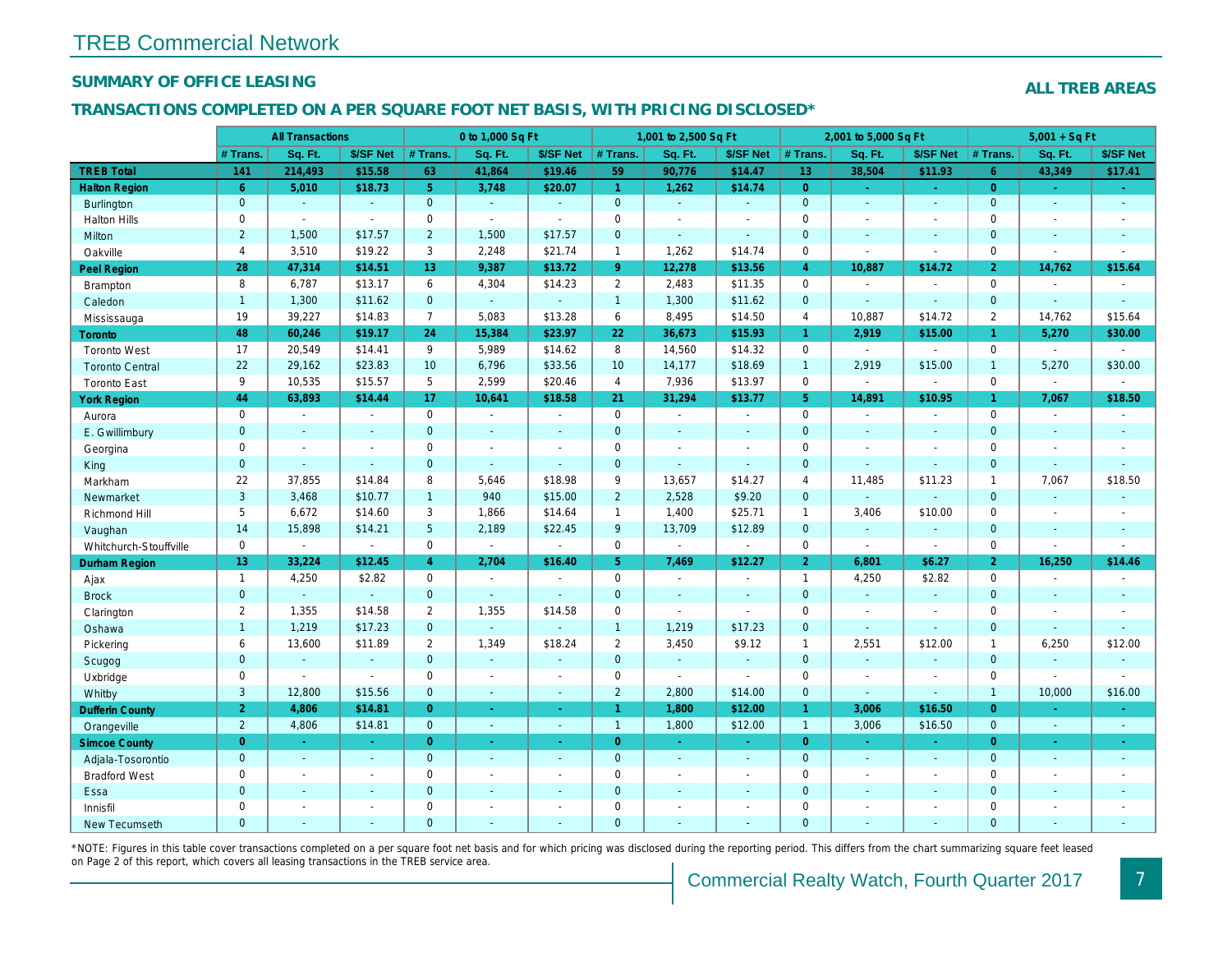# TREB Commercial Network

## SUMMARY OF OFFICE LEASING

**ALL TREB AREAS**

## TRANSACTIONS COMPLETED ON A PER SQUARE FOOT NET BASIS, WITH PRICING DISCLOSED*

| | All Transactions | | | 0 to 1,000 Sq Ft | | | 1,001 to 2,500 Sq Ft | | | 2,001 to 5,000 Sq Ft | | | 5,001 + Sq Ft | | |
|---|---|---|---|---|---|---|---|---|---|---|---|---|---|---|---|
| | # Trans. | Sq. Ft. | $/SF Net | # Trans. | Sq. Ft. | $/SF Net | # Trans. | Sq. Ft. | $/SF Net | # Trans. | Sq. Ft. | $/SF Net | # Trans. | Sq. Ft. | $/SF Net |
| **TREB Total** | **141** | **214,493** | **$15.58** | **63** | **41,864** | **$19.46** | **59** | **90,776** | **$14.47** | **13** | **38,504** | **$11.93** | **6** | **43,349** | **$17.41** |
| **Halton Region** | **6** | **5,010** | **$18.73** | **5** | **3,748** | **$20.07** | **1** | **1,262** | **$14.74** | **0** | **-** | **-** | **0** | **-** | **-** |
| Burlington | 0 | - | - | 0 | - | - | 0 | - | - | 0 | - | - | 0 | - | - |
| Halton Hills | 0 | - | - | 0 | - | - | 0 | - | - | 0 | - | - | 0 | - | - |
| Milton | 2 | 1,500 | $17.57 | 2 | 1,500 | $17.57 | 0 | - | - | 0 | - | - | 0 | - | - |
| Oakville | 4 | 3,510 | $19.22 | 3 | 2,248 | $21.74 | 1 | 1,262 | $14.74 | 0 | - | - | 0 | - | - |
| **Peel Region** | **28** | **47,314** | **$14.51** | **13** | **9,387** | **$13.72** | **9** | **12,278** | **$13.56** | **4** | **10,887** | **$14.72** | **2** | **14,762** | **$15.64** |
| Brampton | 8 | 6,787 | $13.17 | 6 | 4,304 | $14.23 | 2 | 2,483 | $11.35 | 0 | - | - | 0 | - | - |
| Caledon | 1 | 1,300 | $11.62 | 0 | - | - | 1 | 1,300 | $11.62 | 0 | - | - | 0 | - | - |
| Mississauga | 19 | 39,227 | $14.83 | 7 | 5,083 | $13.28 | 6 | 8,495 | $14.50 | 4 | 10,887 | $14.72 | 2 | 14,762 | $15.64 |
| **Toronto** | **48** | **60,246** | **$19.17** | **24** | **15,384** | **$23.97** | **22** | **36,673** | **$15.93** | **1** | **2,919** | **$15.00** | **1** | **5,270** | **$30.00** |
| Toronto West | 17 | 20,549 | $14.41 | 9 | 5,989 | $14.62 | 8 | 14,560 | $14.32 | 0 | - | - | 0 | - | - |
| Toronto Central | 22 | 29,162 | $23.83 | 10 | 6,796 | $33.56 | 10 | 14,177 | $18.69 | 1 | 2,919 | $15.00 | 1 | 5,270 | $30.00 |
| Toronto East | 9 | 10,535 | $15.57 | 5 | 2,599 | $20.46 | 4 | 7,936 | $13.97 | 0 | - | - | 0 | - | - |
| **York Region** | **44** | **63,893** | **$14.44** | **17** | **10,641** | **$18.58** | **21** | **31,294** | **$13.77** | **5** | **14,891** | **$10.95** | **1** | **7,067** | **$18.50** |
| Aurora | 0 | - | - | 0 | - | - | 0 | - | - | 0 | - | - | 0 | - | - |
| E. Gwillimbury | 0 | - | - | 0 | - | - | 0 | - | - | 0 | - | - | 0 | - | - |
| Georgina | 0 | - | - | 0 | - | - | 0 | - | - | 0 | - | - | 0 | - | - |
| King | 0 | - | - | 0 | - | - | 0 | - | - | 0 | - | - | 0 | - | - |
| Markham | 22 | 37,855 | $14.84 | 8 | 5,646 | $18.98 | 9 | 13,657 | $14.27 | 4 | 11,485 | $11.23 | 1 | 7,067 | $18.50 |
| Newmarket | 3 | 3,468 | $10.77 | 1 | 940 | $15.00 | 2 | 2,528 | $9.20 | 0 | - | - | 0 | - | - |
| Richmond Hill | 5 | 6,672 | $14.60 | 3 | 1,866 | $14.64 | 1 | 1,400 | $25.71 | 1 | 3,406 | $10.00 | 0 | - | - |
| Vaughan | 14 | 15,898 | $14.21 | 5 | 2,189 | $22.45 | 9 | 13,709 | $12.89 | 0 | - | - | 0 | - | - |
| Whitchurch-Stouffville | 0 | - | - | 0 | - | - | 0 | - | - | 0 | - | - | 0 | - | - |
| **Durham Region** | **13** | **33,224** | **$12.45** | **4** | **2,704** | **$16.40** | **5** | **7,469** | **$12.27** | **2** | **6,801** | **$6.27** | **2** | **16,250** | **$14.46** |
| Ajax | 1 | 4,250 | $2.82 | 0 | - | - | 0 | - | - | 1 | 4,250 | $2.82 | 0 | - | - |
| Brock | 0 | - | - | 0 | - | - | 0 | - | - | 0 | - | - | 0 | - | - |
| Clarington | 2 | 1,355 | $14.58 | 2 | 1,355 | $14.58 | 0 | - | - | 0 | - | - | 0 | - | - |
| Oshawa | 1 | 1,219 | $17.23 | 0 | - | - | 1 | 1,219 | $17.23 | 0 | - | - | 0 | - | - |
| Pickering | 6 | 13,600 | $11.89 | 2 | 1,349 | $18.24 | 2 | 3,450 | $9.12 | 1 | 2,551 | $12.00 | 1 | 6,250 | $12.00 |
| Scugog | 0 | - | - | 0 | - | - | 0 | - | - | 0 | - | - | 0 | - | - |
| Uxbridge | 0 | - | - | 0 | - | - | 0 | - | - | 0 | - | - | 0 | - | - |
| Whitby | 3 | 12,800 | $15.56 | 0 | - | - | 2 | 2,800 | $14.00 | 0 | - | - | 1 | 10,000 | $16.00 |
| **Dufferin County** | **2** | **4,806** | **$14.81** | **0** | **-** | **-** | **1** | **1,800** | **$12.00** | **1** | **3,006** | **$16.50** | **0** | **-** | **-** |
| Orangeville | 2 | 4,806 | $14.81 | 0 | - | - | 1 | 1,800 | $12.00 | 1 | 3,006 | $16.50 | 0 | - | - |
| **Simcoe County** | **0** | **-** | **-** | **0** | **-** | **-** | **0** | **-** | **-** | **0** | **-** | **-** | **0** | **-** | **-** |
| Adjala-Tosorontio | 0 | - | - | 0 | - | - | 0 | - | - | 0 | - | - | 0 | - | - |
| Bradford West | 0 | - | - | 0 | - | - | 0 | - | - | 0 | - | - | 0 | - | - |
| Essa | 0 | - | - | 0 | - | - | 0 | - | - | 0 | - | - | 0 | - | - |
| Innisfil | 0 | - | - | 0 | - | - | 0 | - | - | 0 | - | - | 0 | - | - |
| New Tecumseth | 0 | - | - | 0 | - | - | 0 | - | - | 0 | - | - | 0 | - | - |

*NOTE: Figures in this table cover transactions completed on a per square foot net basis and for which pricing was disclosed during the reporting period. This differs from the chart summarizing square feet leased on Page 2 of this report, which covers all leasing transactions in the TREB service area.

Commercial Realty Watch, Fourth Quarter 2017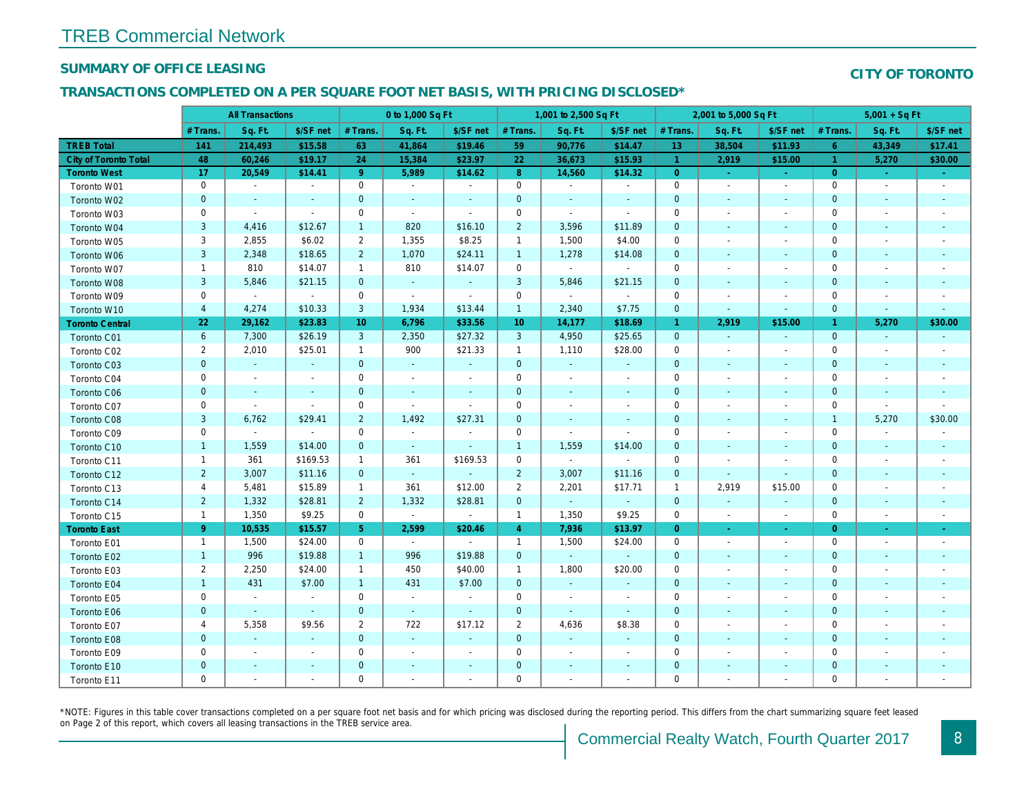# TREB Commercial Network

## SUMMARY OF OFFICE LEASING

**CITY OF TORONTO**

## TRANSACTIONS COMPLETED ON A PER SQUARE FOOT NET BASIS, WITH PRICING DISCLOSED*

| | All Transactions | | | 0 to 1,000 Sq Ft | | | 1,001 to 2,500 Sq Ft | | | 2,001 to 5,000 Sq Ft | | | 5,001 + Sq Ft | | |
|---|---|---|---|---|---|---|---|---|---|---|---|---|---|---|---|
| | # Trans. | Sq. Ft. | $/SF net | # Trans. | Sq. Ft. | $/SF net | # Trans. | Sq. Ft. | $/SF net | # Trans. | Sq. Ft. | $/SF net | # Trans. | Sq. Ft. | $/SF net |
| **TREB Total** | **141** | **214,493** | **$15.58** | **63** | **41,864** | **$19.46** | **59** | **90,776** | **$14.47** | **13** | **38,504** | **$11.93** | **6** | **43,349** | **$17.41** |
| **City of Toronto Total** | **48** | **60,246** | **$19.17** | **24** | **15,384** | **$23.97** | **22** | **36,673** | **$15.93** | **1** | **2,919** | **$15.00** | **1** | **5,270** | **$30.00** |
| **Toronto West** | **17** | **20,549** | **$14.41** | **9** | **5,989** | **$14.62** | **8** | **14,560** | **$14.32** | **0** | **-** | **-** | **0** | **-** | **-** |
| Toronto W01 | 0 | - | - | 0 | - | - | 0 | - | - | 0 | - | - | 0 | - | - |
| Toronto W02 | 0 | - | - | 0 | - | - | 0 | - | - | 0 | - | - | 0 | - | - |
| Toronto W03 | 0 | - | - | 0 | - | - | 0 | - | - | 0 | - | - | 0 | - | - |
| Toronto W04 | 3 | 4,416 | $12.67 | 1 | 820 | $16.10 | 2 | 3,596 | $11.89 | 0 | - | - | 0 | - | - |
| Toronto W05 | 3 | 2,855 | $6.02 | 2 | 1,355 | $8.25 | 1 | 1,500 | $4.00 | 0 | - | - | 0 | - | - |
| Toronto W06 | 3 | 2,348 | $18.65 | 2 | 1,070 | $24.11 | 1 | 1,278 | $14.08 | 0 | - | - | 0 | - | - |
| Toronto W07 | 1 | 810 | $14.07 | 1 | 810 | $14.07 | 0 | - | - | 0 | - | - | 0 | - | - |
| Toronto W08 | 3 | 5,846 | $21.15 | 0 | - | - | 3 | 5,846 | $21.15 | 0 | - | - | 0 | - | - |
| Toronto W09 | 0 | - | - | 0 | - | - | 0 | - | - | 0 | - | - | 0 | - | - |
| Toronto W10 | 4 | 4,274 | $10.33 | 3 | 1,934 | $13.44 | 1 | 2,340 | $7.75 | 0 | - | - | 0 | - | - |
| **Toronto Central** | **22** | **29,162** | **$23.83** | **10** | **6,796** | **$33.56** | **10** | **14,177** | **$18.69** | **1** | **2,919** | **$15.00** | **1** | **5,270** | **$30.00** |
| Toronto C01 | 6 | 7,300 | $26.19 | 3 | 2,350 | $27.32 | 3 | 4,950 | $25.65 | 0 | - | - | 0 | - | - |
| Toronto C02 | 2 | 2,010 | $25.01 | 1 | 900 | $21.33 | 1 | 1,110 | $28.00 | 0 | - | - | 0 | - | - |
| Toronto C03 | 0 | - | - | 0 | - | - | 0 | - | - | 0 | - | - | 0 | - | - |
| Toronto C04 | 0 | - | - | 0 | - | - | 0 | - | - | 0 | - | - | 0 | - | - |
| Toronto C06 | 0 | - | - | 0 | - | - | 0 | - | - | 0 | - | - | 0 | - | - |
| Toronto C07 | 0 | - | - | 0 | - | - | 0 | - | - | 0 | - | - | 0 | - | - |
| Toronto C08 | 3 | 6,762 | $29.41 | 2 | 1,492 | $27.31 | 0 | - | - | 0 | - | - | 1 | 5,270 | $30.00 |
| Toronto C09 | 0 | - | - | 0 | - | - | 0 | - | - | 0 | - | - | 0 | - | - |
| Toronto C10 | 1 | 1,559 | $14.00 | 0 | - | - | 1 | 1,559 | $14.00 | 0 | - | - | 0 | - | - |
| Toronto C11 | 1 | 361 | $169.53 | 1 | 361 | $169.53 | 0 | - | - | 0 | - | - | 0 | - | - |
| Toronto C12 | 2 | 3,007 | $11.16 | 0 | - | - | 2 | 3,007 | $11.16 | 0 | - | - | 0 | - | - |
| Toronto C13 | 4 | 5,481 | $15.89 | 1 | 361 | $12.00 | 2 | 2,201 | $17.71 | 1 | 2,919 | $15.00 | 0 | - | - |
| Toronto C14 | 2 | 1,332 | $28.81 | 2 | 1,332 | $28.81 | 0 | - | - | 0 | - | - | 0 | - | - |
| Toronto C15 | 1 | 1,350 | $9.25 | 0 | - | - | 1 | 1,350 | $9.25 | 0 | - | - | 0 | - | - |
| **Toronto East** | **9** | **10,535** | **$15.57** | **5** | **2,599** | **$20.46** | **4** | **7,936** | **$13.97** | **0** | **-** | **-** | **0** | **-** | **-** |
| Toronto E01 | 1 | 1,500 | $24.00 | 0 | - | - | 1 | 1,500 | $24.00 | 0 | - | - | 0 | - | - |
| Toronto E02 | 1 | 996 | $19.88 | 1 | 996 | $19.88 | 0 | - | - | 0 | - | - | 0 | - | - |
| Toronto E03 | 2 | 2,250 | $24.00 | 1 | 450 | $40.00 | 1 | 1,800 | $20.00 | 0 | - | - | 0 | - | - |
| Toronto E04 | 1 | 431 | $7.00 | 1 | 431 | $7.00 | 0 | - | - | 0 | - | - | 0 | - | - |
| Toronto E05 | 0 | - | - | 0 | - | - | 0 | - | - | 0 | - | - | 0 | - | - |
| Toronto E06 | 0 | - | - | 0 | - | - | 0 | - | - | 0 | - | - | 0 | - | - |
| Toronto E07 | 4 | 5,358 | $9.56 | 2 | 722 | $17.12 | 2 | 4,636 | $8.38 | 0 | - | - | 0 | - | - |
| Toronto E08 | 0 | - | - | 0 | - | - | 0 | - | - | 0 | - | - | 0 | - | - |
| Toronto E09 | 0 | - | - | 0 | - | - | 0 | - | - | 0 | - | - | 0 | - | - |
| Toronto E10 | 0 | - | - | 0 | - | - | 0 | - | - | 0 | - | - | 0 | - | - |
| Toronto E11 | 0 | - | - | 0 | - | - | 0 | - | - | 0 | - | - | 0 | - | - |

*NOTE: Figures in this table cover transactions completed on a per square foot net basis and for which pricing was disclosed during the reporting period. This differs from the chart summarizing square feet leased on Page 2 of this report, which covers all leasing transactions in the TREB service area.

Commercial Realty Watch, Fourth Quarter 2017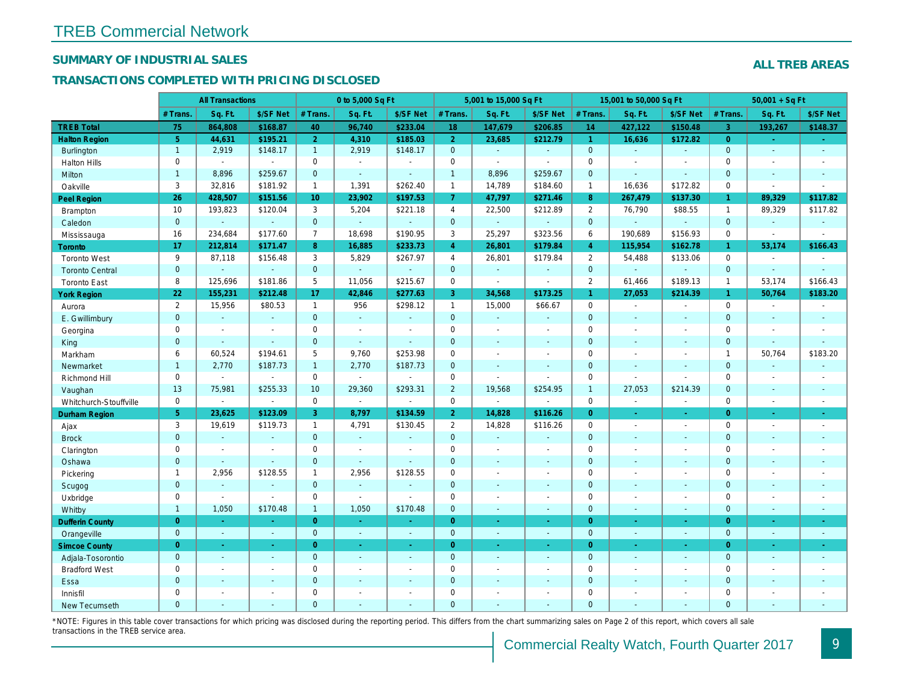# TREB Commercial Network

## SUMMARY OF INDUSTRIAL SALES

## ALL TREB AREAS

### TRANSACTIONS COMPLETED WITH PRICING DISCLOSED

| | All Transactions | | | 0 to 5,000 Sq Ft | | | 5,001 to 15,000 Sq Ft | | | 15,001 to 50,000 Sq Ft | | | 50,001 + Sq Ft | | |
|---|---|---|---|---|---|---|---|---|---|---|---|---|---|---|---|
| | # Trans. | Sq. Ft. | $/SF Net | # Trans. | Sq. Ft. | $/SF Net | # Trans. | Sq. Ft. | $/SF Net | # Trans. | Sq. Ft. | $/SF Net | # Trans. | Sq. Ft. | $/SF Net |
| **TREB Total** | **75** | **864,808** | **$168.87** | **40** | **96,740** | **$233.04** | **18** | **147,679** | **$206.85** | **14** | **427,122** | **$150.48** | **3** | **193,267** | **$148.37** |
| **Halton Region** | **5** | **44,631** | **$195.21** | **2** | **4,310** | **$185.03** | **2** | **23,685** | **$212.79** | **1** | **16,636** | **$172.82** | **0** | **-** | **-** |
| Burlington | 1 | 2,919 | $148.17 | 1 | 2,919 | $148.17 | 0 | - | - | 0 | - | - | 0 | - | - |
| Halton Hills | 0 | - | - | 0 | - | - | 0 | - | - | 0 | - | - | 0 | - | - |
| Milton | 1 | 8,896 | $259.67 | 0 | - | - | 1 | 8,896 | $259.67 | 0 | - | - | 0 | - | - |
| Oakville | 3 | 32,816 | $181.92 | 1 | 1,391 | $262.40 | 1 | 14,789 | $184.60 | 1 | 16,636 | $172.82 | 0 | - | - |
| **Peel Region** | **26** | **428,507** | **$151.56** | **10** | **23,902** | **$197.53** | **7** | **47,797** | **$271.46** | **8** | **267,479** | **$137.30** | **1** | **89,329** | **$117.82** |
| Brampton | 10 | 193,823 | $120.04 | 3 | 5,204 | $221.18 | 4 | 22,500 | $212.89 | 2 | 76,790 | $88.55 | 1 | 89,329 | $117.82 |
| Caledon | 0 | - | - | 0 | - | - | 0 | - | - | 0 | - | - | 0 | - | - |
| Mississauga | 16 | 234,684 | $177.60 | 7 | 18,698 | $190.95 | 3 | 25,297 | $323.56 | 6 | 190,689 | $156.93 | 0 | - | - |
| **Toronto** | **17** | **212,814** | **$171.47** | **8** | **16,885** | **$233.73** | **4** | **26,801** | **$179.84** | **4** | **115,954** | **$162.78** | **1** | **53,174** | **$166.43** |
| Toronto West | 9 | 87,118 | $156.48 | 3 | 5,829 | $267.97 | 4 | 26,801 | $179.84 | 2 | 54,488 | $133.06 | 0 | - | - |
| Toronto Central | 0 | - | - | 0 | - | - | 0 | - | - | 0 | - | - | 0 | - | - |
| Toronto East | 8 | 125,696 | $181.86 | 5 | 11,056 | $215.67 | 0 | - | - | 2 | 61,466 | $189.13 | 1 | 53,174 | $166.43 |
| **York Region** | **22** | **155,231** | **$212.48** | **17** | **42,846** | **$277.63** | **3** | **34,568** | **$173.25** | **1** | **27,053** | **$214.39** | **1** | **50,764** | **$183.20** |
| Aurora | 2 | 15,956 | $80.53 | 1 | 956 | $298.12 | 1 | 15,000 | $66.67 | 0 | - | - | 0 | - | - |
| E. Gwillimbury | 0 | - | - | 0 | - | - | 0 | - | - | 0 | - | - | 0 | - | - |
| Georgina | 0 | - | - | 0 | - | - | 0 | - | - | 0 | - | - | 0 | - | - |
| King | 0 | - | - | 0 | - | - | 0 | - | - | 0 | - | - | 0 | - | - |
| Markham | 6 | 60,524 | $194.61 | 5 | 9,760 | $253.98 | 0 | - | - | 0 | - | - | 1 | 50,764 | $183.20 |
| Newmarket | 1 | 2,770 | $187.73 | 1 | 2,770 | $187.73 | 0 | - | - | 0 | - | - | 0 | - | - |
| Richmond Hill | 0 | - | - | 0 | - | - | 0 | - | - | 0 | - | - | 0 | - | - |
| Vaughan | 13 | 75,981 | $255.33 | 10 | 29,360 | $293.31 | 2 | 19,568 | $254.95 | 1 | 27,053 | $214.39 | 0 | - | - |
| Whitchurch-Stouffville | 0 | - | - | 0 | - | - | 0 | - | - | 0 | - | - | 0 | - | - |
| **Durham Region** | **5** | **23,625** | **$123.09** | **3** | **8,797** | **$134.59** | **2** | **14,828** | **$116.26** | **0** | **-** | **-** | **0** | **-** | **-** |
| Ajax | 3 | 19,619 | $119.73 | 1 | 4,791 | $130.45 | 2 | 14,828 | $116.26 | 0 | - | - | 0 | - | - |
| Brock | 0 | - | - | 0 | - | - | 0 | - | - | 0 | - | - | 0 | - | - |
| Clarington | 0 | - | - | 0 | - | - | 0 | - | - | 0 | - | - | 0 | - | - |
| Oshawa | 0 | - | - | 0 | - | - | 0 | - | - | 0 | - | - | 0 | - | - |
| Pickering | 1 | 2,956 | $128.55 | 1 | 2,956 | $128.55 | 0 | - | - | 0 | - | - | 0 | - | - |
| Scugog | 0 | - | - | 0 | - | - | 0 | - | - | 0 | - | - | 0 | - | - |
| Uxbridge | 0 | - | - | 0 | - | - | 0 | - | - | 0 | - | - | 0 | - | - |
| Whitby | 1 | 1,050 | $170.48 | 1 | 1,050 | $170.48 | 0 | - | - | 0 | - | - | 0 | - | - |
| **Dufferin County** | **0** | **-** | **-** | **0** | **-** | **-** | **0** | **-** | **-** | **0** | **-** | **-** | **0** | **-** | **-** |
| Orangeville | 0 | - | - | 0 | - | - | 0 | - | - | 0 | - | - | 0 | - | - |
| **Simcoe County** | **0** | **-** | **-** | **0** | **-** | **-** | **0** | **-** | **-** | **0** | **-** | **-** | **0** | **-** | **-** |
| Adjala-Tosorontio | 0 | - | - | 0 | - | - | 0 | - | - | 0 | - | - | 0 | - | - |
| Bradford West | 0 | - | - | 0 | - | - | 0 | - | - | 0 | - | - | 0 | - | - |
| Essa | 0 | - | - | 0 | - | - | 0 | - | - | 0 | - | - | 0 | - | - |
| Innisfil | 0 | - | - | 0 | - | - | 0 | - | - | 0 | - | - | 0 | - | - |
| New Tecumseth | 0 | - | - | 0 | - | - | 0 | - | - | 0 | - | - | 0 | - | - |

*NOTE: Figures in this table cover transactions for which pricing was disclosed during the reporting period. This differs from the chart summarizing sales on Page 2 of this report, which covers all sale transactions in the TREB service area.

Commercial Realty Watch, Fourth Quarter 2017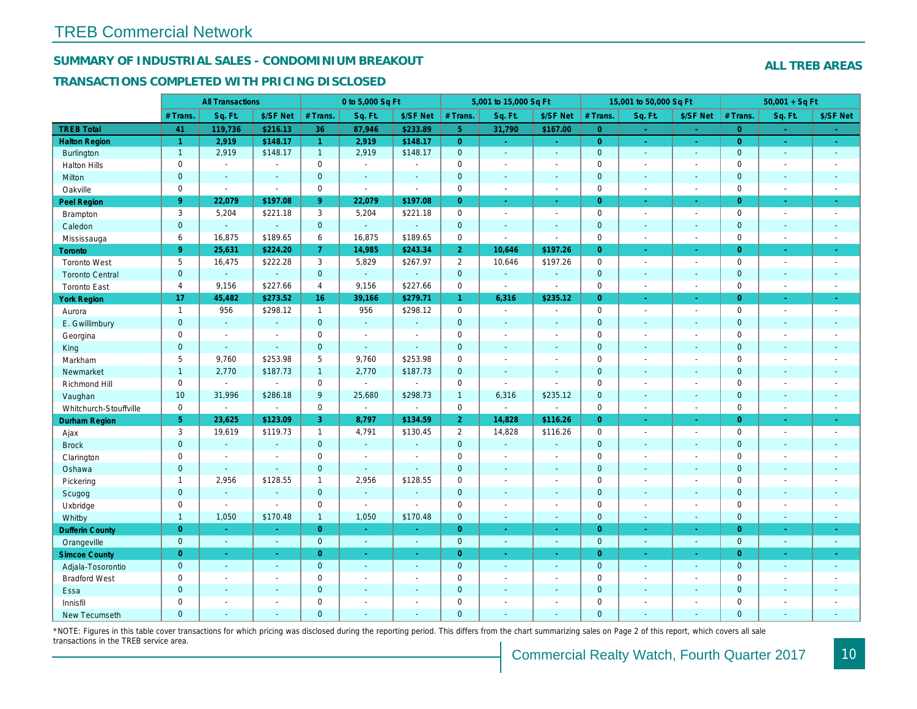# TREB Commercial Network

## SUMMARY OF INDUSTRIAL SALES - CONDOMINIUM BREAKOUT

## TRANSACTIONS COMPLETED WITH PRICING DISCLOSED

**ALL TREB AREAS**

| | All Transactions | | | 0 to 5,000 Sq Ft | | | 5,001 to 15,000 Sq Ft | | | 15,001 to 50,000 Sq Ft | | | 50,001 + Sq Ft | | |
|---|---|---|---|---|---|---|---|---|---|---|---|---|---|---|---|
| | # Trans. | Sq. Ft. | $/SF Net | # Trans. | Sq. Ft. | $/SF Net | # Trans. | Sq. Ft. | $/SF Net | # Trans. | Sq. Ft. | $/SF Net | # Trans. | Sq. Ft. | $/SF Net |
| **TREB Total** | **41** | **119,736** | **$216.13** | **36** | **87,946** | **$233.89** | **5** | **31,790** | **$167.00** | **0** | **-** | **-** | **0** | **-** | **-** |
| **Halton Region** | **1** | **2,919** | **$148.17** | **1** | **2,919** | **$148.17** | **0** | **-** | **-** | **0** | **-** | **-** | **0** | **-** | **-** |
| Burlington | 1 | 2,919 | $148.17 | 1 | 2,919 | $148.17 | 0 | - | - | 0 | - | - | 0 | - | - |
| Halton Hills | 0 | - | - | 0 | - | - | 0 | - | - | 0 | - | - | 0 | - | - |
| Milton | 0 | - | - | 0 | - | - | 0 | - | - | 0 | - | - | 0 | - | - |
| Oakville | 0 | - | - | 0 | - | - | 0 | - | - | 0 | - | - | 0 | - | - |
| **Peel Region** | **9** | **22,079** | **$197.08** | **9** | **22,079** | **$197.08** | **0** | **-** | **-** | **0** | **-** | **-** | **0** | **-** | **-** |
| Brampton | 3 | 5,204 | $221.18 | 3 | 5,204 | $221.18 | 0 | - | - | 0 | - | - | 0 | - | - |
| Caledon | 0 | - | - | 0 | - | - | 0 | - | - | 0 | - | - | 0 | - | - |
| Mississauga | 6 | 16,875 | $189.65 | 6 | 16,875 | $189.65 | 0 | - | - | 0 | - | - | 0 | - | - |
| **Toronto** | **9** | **25,631** | **$224.20** | **7** | **14,985** | **$243.34** | **2** | **10,646** | **$197.26** | **0** | **-** | **-** | **0** | **-** | **-** |
| Toronto West | 5 | 16,475 | $222.28 | 3 | 5,829 | $267.97 | 2 | 10,646 | $197.26 | 0 | - | - | 0 | - | - |
| Toronto Central | 0 | - | - | 0 | - | - | 0 | - | - | 0 | - | - | 0 | - | - |
| Toronto East | 4 | 9,156 | $227.66 | 4 | 9,156 | $227.66 | 0 | - | - | 0 | - | - | 0 | - | - |
| **York Region** | **17** | **45,482** | **$273.52** | **16** | **39,166** | **$279.71** | **1** | **6,316** | **$235.12** | **0** | **-** | **-** | **0** | **-** | **-** |
| Aurora | 1 | 956 | $298.12 | 1 | 956 | $298.12 | 0 | - | - | 0 | - | - | 0 | - | - |
| E. Gwillimbury | 0 | - | - | 0 | - | - | 0 | - | - | 0 | - | - | 0 | - | - |
| Georgina | 0 | - | - | 0 | - | - | 0 | - | - | 0 | - | - | 0 | - | - |
| King | 0 | - | - | 0 | - | - | 0 | - | - | 0 | - | - | 0 | - | - |
| Markham | 5 | 9,760 | $253.98 | 5 | 9,760 | $253.98 | 0 | - | - | 0 | - | - | 0 | - | - |
| Newmarket | 1 | 2,770 | $187.73 | 1 | 2,770 | $187.73 | 0 | - | - | 0 | - | - | 0 | - | - |
| Richmond Hill | 0 | - | - | 0 | - | - | 0 | - | - | 0 | - | - | 0 | - | - |
| Vaughan | 10 | 31,996 | $286.18 | 9 | 25,680 | $298.73 | 1 | 6,316 | $235.12 | 0 | - | - | 0 | - | - |
| Whitchurch-Stouffville | 0 | - | - | 0 | - | - | 0 | - | - | 0 | - | - | 0 | - | - |
| **Durham Region** | **5** | **23,625** | **$123.09** | **3** | **8,797** | **$134.59** | **2** | **14,828** | **$116.26** | **0** | **-** | **-** | **0** | **-** | **-** |
| Ajax | 3 | 19,619 | $119.73 | 1 | 4,791 | $130.45 | 2 | 14,828 | $116.26 | 0 | - | - | 0 | - | - |
| Brock | 0 | - | - | 0 | - | - | 0 | - | - | 0 | - | - | 0 | - | - |
| Clarington | 0 | - | - | 0 | - | - | 0 | - | - | 0 | - | - | 0 | - | - |
| Oshawa | 0 | - | - | 0 | - | - | 0 | - | - | 0 | - | - | 0 | - | - |
| Pickering | 1 | 2,956 | $128.55 | 1 | 2,956 | $128.55 | 0 | - | - | 0 | - | - | 0 | - | - |
| Scugog | 0 | - | - | 0 | - | - | 0 | - | - | 0 | - | - | 0 | - | - |
| Uxbridge | 0 | - | - | 0 | - | - | 0 | - | - | 0 | - | - | 0 | - | - |
| Whitby | 1 | 1,050 | $170.48 | 1 | 1,050 | $170.48 | 0 | - | - | 0 | - | - | 0 | - | - |
| **Dufferin County** | **0** | **-** | **-** | **0** | **-** | **-** | **0** | **-** | **-** | **0** | **-** | **-** | **0** | **-** | **-** |
| Orangeville | 0 | - | - | 0 | - | - | 0 | - | - | 0 | - | - | 0 | - | - |
| **Simcoe County** | **0** | **-** | **-** | **0** | **-** | **-** | **0** | **-** | **-** | **0** | **-** | **-** | **0** | **-** | **-** |
| Adjala-Tosorontio | 0 | - | - | 0 | - | - | 0 | - | - | 0 | - | - | 0 | - | - |
| Bradford West | 0 | - | - | 0 | - | - | 0 | - | - | 0 | - | - | 0 | - | - |
| Essa | 0 | - | - | 0 | - | - | 0 | - | - | 0 | - | - | 0 | - | - |
| Innisfil | 0 | - | - | 0 | - | - | 0 | - | - | 0 | - | - | 0 | - | - |
| New Tecumseth | 0 | - | - | 0 | - | - | 0 | - | - | 0 | - | - | 0 | - | - |

*NOTE: Figures in this table cover transactions for which pricing was disclosed during the reporting period. This differs from the chart summarizing sales on Page 2 of this report, which covers all sale transactions in the TREB service area.

Commercial Realty Watch, Fourth Quarter 2017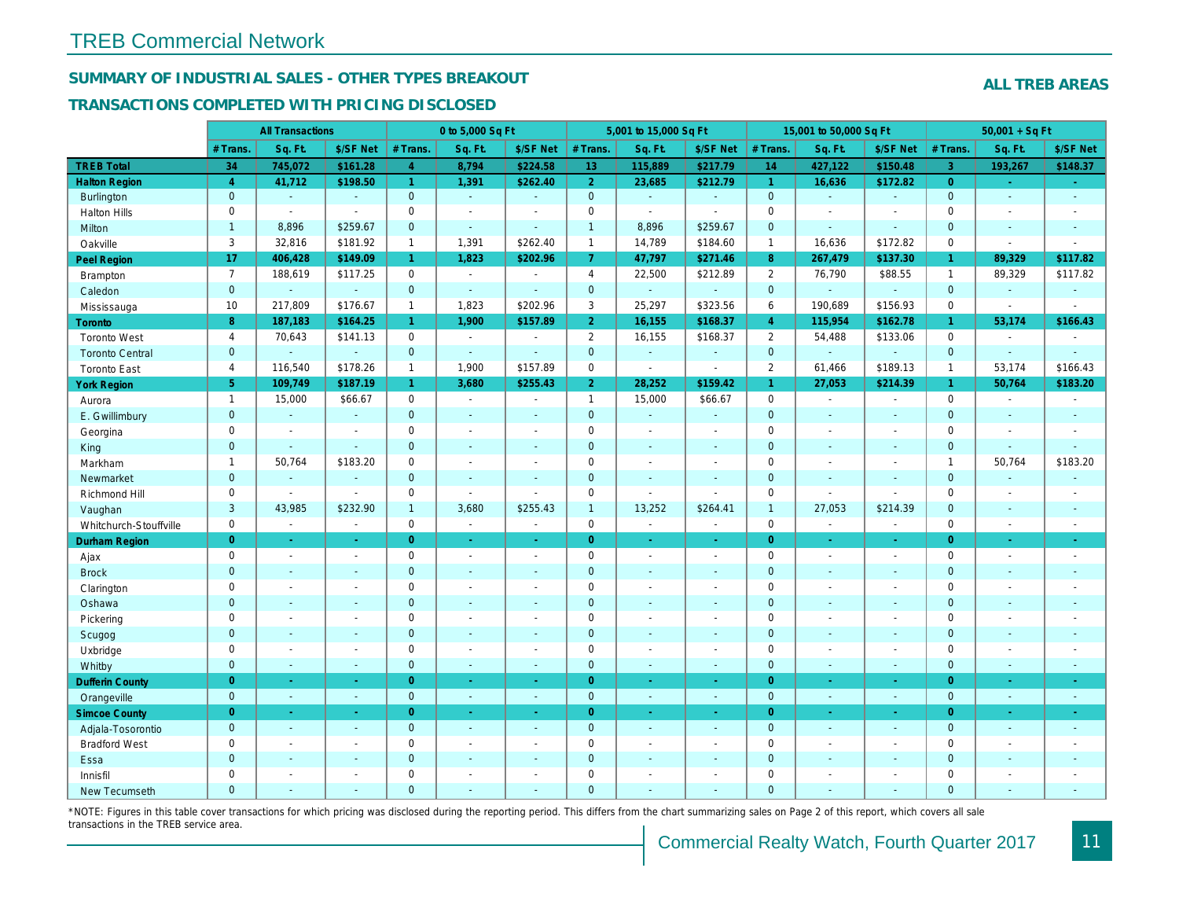# TREB Commercial Network

## SUMMARY OF INDUSTRIAL SALES - OTHER TYPES BREAKOUT

## TRANSACTIONS COMPLETED WITH PRICING DISCLOSED

**ALL TREB AREAS**

| | All Transactions | | | 0 to 5,000 Sq Ft | | | 5,001 to 15,000 Sq Ft | | | 15,001 to 50,000 Sq Ft | | | 50,001 + Sq Ft | | |
|---|---|---|---|---|---|---|---|---|---|---|---|---|---|---|---|
| | # Trans. | Sq. Ft. | $/SF Net | # Trans. | Sq. Ft. | $/SF Net | # Trans. | Sq. Ft. | $/SF Net | # Trans. | Sq. Ft. | $/SF Net | # Trans. | Sq. Ft. | $/SF Net |
| **TREB Total** | **34** | **745,072** | **$161.28** | **4** | **8,794** | **$224.58** | **13** | **115,889** | **$217.79** | **14** | **427,122** | **$150.48** | **3** | **193,267** | **$148.37** |
| **Halton Region** | **4** | **41,712** | **$198.50** | **1** | **1,391** | **$262.40** | **2** | **23,685** | **$212.79** | **1** | **16,636** | **$172.82** | **0** | **-** | **-** |
| Burlington | 0 | - | - | 0 | - | - | 0 | - | - | 0 | - | - | 0 | - | - |
| Halton Hills | 0 | - | - | 0 | - | - | 0 | - | - | 0 | - | - | 0 | - | - |
| Milton | 1 | 8,896 | $259.67 | 0 | - | - | 1 | 8,896 | $259.67 | 0 | - | - | 0 | - | - |
| Oakville | 3 | 32,816 | $181.92 | 1 | 1,391 | $262.40 | 1 | 14,789 | $184.60 | 1 | 16,636 | $172.82 | 0 | - | - |
| **Peel Region** | **17** | **406,428** | **$149.09** | **1** | **1,823** | **$202.96** | **7** | **47,797** | **$271.46** | **8** | **267,479** | **$137.30** | **1** | **89,329** | **$117.82** |
| Brampton | 7 | 188,619 | $117.25 | 0 | - | - | 4 | 22,500 | $212.89 | 2 | 76,790 | $88.55 | 1 | 89,329 | $117.82 |
| Caledon | 0 | - | - | 0 | - | - | 0 | - | - | 0 | - | - | 0 | - | - |
| Mississauga | 10 | 217,809 | $176.67 | 1 | 1,823 | $202.96 | 3 | 25,297 | $323.56 | 6 | 190,689 | $156.93 | 0 | - | - |
| **Toronto** | **8** | **187,183** | **$164.25** | **1** | **1,900** | **$157.89** | **2** | **16,155** | **$168.37** | **4** | **115,954** | **$162.78** | **1** | **53,174** | **$166.43** |
| Toronto West | 4 | 70,643 | $141.13 | 0 | - | - | 2 | 16,155 | $168.37 | 2 | 54,488 | $133.06 | 0 | - | - |
| Toronto Central | 0 | - | - | 0 | - | - | 0 | - | - | 0 | - | - | 0 | - | - |
| Toronto East | 4 | 116,540 | $178.26 | 1 | 1,900 | $157.89 | 0 | - | - | 2 | 61,466 | $189.13 | 1 | 53,174 | $166.43 |
| **York Region** | **5** | **109,749** | **$187.19** | **1** | **3,680** | **$255.43** | **2** | **28,252** | **$159.42** | **1** | **27,053** | **$214.39** | **1** | **50,764** | **$183.20** |
| Aurora | 1 | 15,000 | $66.67 | 0 | - | - | 1 | 15,000 | $66.67 | 0 | - | - | 0 | - | - |
| E. Gwillimbury | 0 | - | - | 0 | - | - | 0 | - | - | 0 | - | - | 0 | - | - |
| Georgina | 0 | - | - | 0 | - | - | 0 | - | - | 0 | - | - | 0 | - | - |
| King | 0 | - | - | 0 | - | - | 0 | - | - | 0 | - | - | 0 | - | - |
| Markham | 1 | 50,764 | $183.20 | 0 | - | - | 0 | - | - | 0 | - | - | 1 | 50,764 | $183.20 |
| Newmarket | 0 | - | - | 0 | - | - | 0 | - | - | 0 | - | - | 0 | - | - |
| Richmond Hill | 0 | - | - | 0 | - | - | 0 | - | - | 0 | - | - | 0 | - | - |
| Vaughan | 3 | 43,985 | $232.90 | 1 | 3,680 | $255.43 | 1 | 13,252 | $264.41 | 1 | 27,053 | $214.39 | 0 | - | - |
| Whitchurch-Stouffville | 0 | - | - | 0 | - | - | 0 | - | - | 0 | - | - | 0 | - | - |
| **Durham Region** | **0** | **-** | **-** | **0** | **-** | **-** | **0** | **-** | **-** | **0** | **-** | **-** | **0** | **-** | **-** |
| Ajax | 0 | - | - | 0 | - | - | 0 | - | - | 0 | - | - | 0 | - | - |
| Brock | 0 | - | - | 0 | - | - | 0 | - | - | 0 | - | - | 0 | - | - |
| Clarington | 0 | - | - | 0 | - | - | 0 | - | - | 0 | - | - | 0 | - | - |
| Oshawa | 0 | - | - | 0 | - | - | 0 | - | - | 0 | - | - | 0 | - | - |
| Pickering | 0 | - | - | 0 | - | - | 0 | - | - | 0 | - | - | 0 | - | - |
| Scugog | 0 | - | - | 0 | - | - | 0 | - | - | 0 | - | - | 0 | - | - |
| Uxbridge | 0 | - | - | 0 | - | - | 0 | - | - | 0 | - | - | 0 | - | - |
| Whitby | 0 | - | - | 0 | - | - | 0 | - | - | 0 | - | - | 0 | - | - |
| **Dufferin County** | **0** | **-** | **-** | **0** | **-** | **-** | **0** | **-** | **-** | **0** | **-** | **-** | **0** | **-** | **-** |
| Orangeville | 0 | - | - | 0 | - | - | 0 | - | - | 0 | - | - | 0 | - | - |
| **Simcoe County** | **0** | **-** | **-** | **0** | **-** | **-** | **0** | **-** | **-** | **0** | **-** | **-** | **0** | **-** | **-** |
| Adjala-Tosorontio | 0 | - | - | 0 | - | - | 0 | - | - | 0 | - | - | 0 | - | - |
| Bradford West | 0 | - | - | 0 | - | - | 0 | - | - | 0 | - | - | 0 | - | - |
| Essa | 0 | - | - | 0 | - | - | 0 | - | - | 0 | - | - | 0 | - | - |
| Innisfil | 0 | - | - | 0 | - | - | 0 | - | - | 0 | - | - | 0 | - | - |
| New Tecumseth | 0 | - | - | 0 | - | - | 0 | - | - | 0 | - | - | 0 | - | - |

*NOTE: Figures in this table cover transactions for which pricing was disclosed during the reporting period. This differs from the chart summarizing sales on Page 2 of this report, which covers all sale transactions in the TREB service area.

Commercial Realty Watch, Fourth Quarter 2017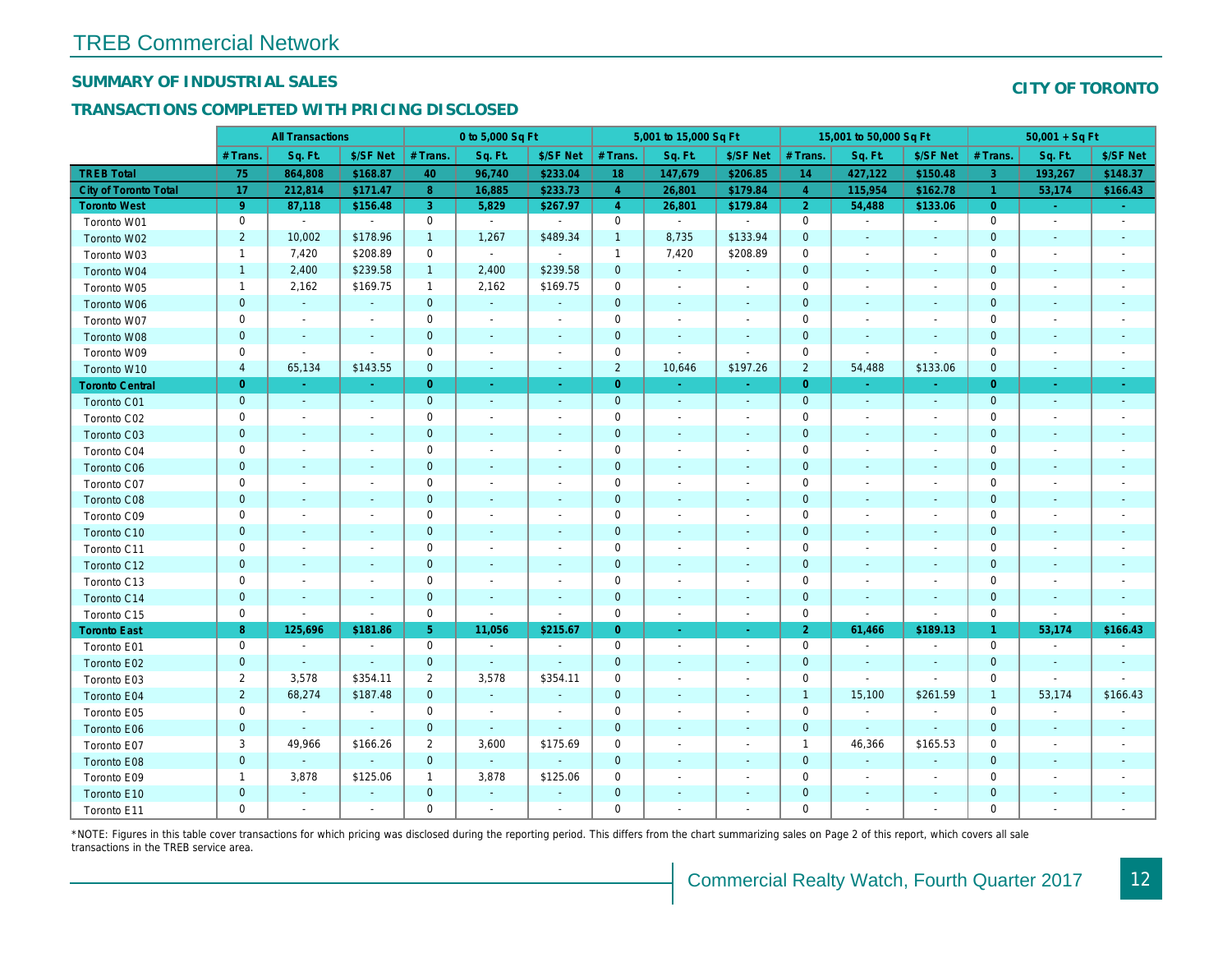# TREB Commercial Network

## SUMMARY OF INDUSTRIAL SALES

**CITY OF TORONTO**

## TRANSACTIONS COMPLETED WITH PRICING DISCLOSED

| | All Transactions | | | 0 to 5,000 Sq Ft | | | 5,001 to 15,000 Sq Ft | | | 15,001 to 50,000 Sq Ft | | | 50,001 + Sq Ft | | |
|---|---|---|---|---|---|---|---|---|---|---|---|---|---|---|---|
| | # Trans. | Sq. Ft. | $/SF Net | # Trans. | Sq. Ft. | $/SF Net | # Trans. | Sq. Ft. | $/SF Net | # Trans. | Sq. Ft. | $/SF Net | # Trans. | Sq. Ft. | $/SF Net |
| **TREB Total** | **75** | **864,808** | **$168.87** | **40** | **96,740** | **$233.04** | **18** | **147,679** | **$206.85** | **14** | **427,122** | **$150.48** | **3** | **193,267** | **$148.37** |
| **City of Toronto Total** | **17** | **212,814** | **$171.47** | **8** | **16,885** | **$233.73** | **4** | **26,801** | **$179.84** | **4** | **115,954** | **$162.78** | **1** | **53,174** | **$166.43** |
| **Toronto West** | **9** | **87,118** | **$156.48** | **3** | **5,829** | **$267.97** | **4** | **26,801** | **$179.84** | **2** | **54,488** | **$133.06** | **0** | **-** | **-** |
| Toronto W01 | 0 | - | - | 0 | - | - | 0 | - | - | 0 | - | - | 0 | - | - |
| Toronto W02 | 2 | 10,002 | $178.96 | 1 | 1,267 | $489.34 | 1 | 8,735 | $133.94 | 0 | - | - | 0 | - | - |
| Toronto W03 | 1 | 7,420 | $208.89 | 0 | - | - | 1 | 7,420 | $208.89 | 0 | - | - | 0 | - | - |
| Toronto W04 | 1 | 2,400 | $239.58 | 1 | 2,400 | $239.58 | 0 | - | - | 0 | - | - | 0 | - | - |
| Toronto W05 | 1 | 2,162 | $169.75 | 1 | 2,162 | $169.75 | 0 | - | - | 0 | - | - | 0 | - | - |
| Toronto W06 | 0 | - | - | 0 | - | - | 0 | - | - | 0 | - | - | 0 | - | - |
| Toronto W07 | 0 | - | - | 0 | - | - | 0 | - | - | 0 | - | - | 0 | - | - |
| Toronto W08 | 0 | - | - | 0 | - | - | 0 | - | - | 0 | - | - | 0 | - | - |
| Toronto W09 | 0 | - | - | 0 | - | - | 0 | - | - | 0 | - | - | 0 | - | - |
| Toronto W10 | 4 | 65,134 | $143.55 | 0 | - | - | 2 | 10,646 | $197.26 | 2 | 54,488 | $133.06 | 0 | - | - |
| **Toronto Central** | **0** | **-** | **-** | **0** | **-** | **-** | **0** | **-** | **-** | **0** | **-** | **-** | **0** | **-** | **-** |
| Toronto C01 | 0 | - | - | 0 | - | - | 0 | - | - | 0 | - | - | 0 | - | - |
| Toronto C02 | 0 | - | - | 0 | - | - | 0 | - | - | 0 | - | - | 0 | - | - |
| Toronto C03 | 0 | - | - | 0 | - | - | 0 | - | - | 0 | - | - | 0 | - | - |
| Toronto C04 | 0 | - | - | 0 | - | - | 0 | - | - | 0 | - | - | 0 | - | - |
| Toronto C06 | 0 | - | - | 0 | - | - | 0 | - | - | 0 | - | - | 0 | - | - |
| Toronto C07 | 0 | - | - | 0 | - | - | 0 | - | - | 0 | - | - | 0 | - | - |
| Toronto C08 | 0 | - | - | 0 | - | - | 0 | - | - | 0 | - | - | 0 | - | - |
| Toronto C09 | 0 | - | - | 0 | - | - | 0 | - | - | 0 | - | - | 0 | - | - |
| Toronto C10 | 0 | - | - | 0 | - | - | 0 | - | - | 0 | - | - | 0 | - | - |
| Toronto C11 | 0 | - | - | 0 | - | - | 0 | - | - | 0 | - | - | 0 | - | - |
| Toronto C12 | 0 | - | - | 0 | - | - | 0 | - | - | 0 | - | - | 0 | - | - |
| Toronto C13 | 0 | - | - | 0 | - | - | 0 | - | - | 0 | - | - | 0 | - | - |
| Toronto C14 | 0 | - | - | 0 | - | - | 0 | - | - | 0 | - | - | 0 | - | - |
| Toronto C15 | 0 | - | - | 0 | - | - | 0 | - | - | 0 | - | - | 0 | - | - |
| **Toronto East** | **8** | **125,696** | **$181.86** | **5** | **11,056** | **$215.67** | **0** | **-** | **-** | **2** | **61,466** | **$189.13** | **1** | **53,174** | **$166.43** |
| Toronto E01 | 0 | - | - | 0 | - | - | 0 | - | - | 0 | - | - | 0 | - | - |
| Toronto E02 | 0 | - | - | 0 | - | - | 0 | - | - | 0 | - | - | 0 | - | - |
| Toronto E03 | 2 | 3,578 | $354.11 | 2 | 3,578 | $354.11 | 0 | - | - | 0 | - | - | 0 | - | - |
| Toronto E04 | 2 | 68,274 | $187.48 | 0 | - | - | 0 | - | - | 1 | 15,100 | $261.59 | 1 | 53,174 | $166.43 |
| Toronto E05 | 0 | - | - | 0 | - | - | 0 | - | - | 0 | - | - | 0 | - | - |
| Toronto E06 | 0 | - | - | 0 | - | - | 0 | - | - | 0 | - | - | 0 | - | - |
| Toronto E07 | 3 | 49,966 | $166.26 | 2 | 3,600 | $175.69 | 0 | - | - | 1 | 46,366 | $165.53 | 0 | - | - |
| Toronto E08 | 0 | - | - | 0 | - | - | 0 | - | - | 0 | - | - | 0 | - | - |
| Toronto E09 | 1 | 3,878 | $125.06 | 1 | 3,878 | $125.06 | 0 | - | - | 0 | - | - | 0 | - | - |
| Toronto E10 | 0 | - | - | 0 | - | - | 0 | - | - | 0 | - | - | 0 | - | - |
| Toronto E11 | 0 | - | - | 0 | - | - | 0 | - | - | 0 | - | - | 0 | - | - |

*NOTE: Figures in this table cover transactions for which pricing was disclosed during the reporting period. This differs from the chart summarizing sales on Page 2 of this report, which covers all sale transactions in the TREB service area.

Commercial Realty Watch, Fourth Quarter 2017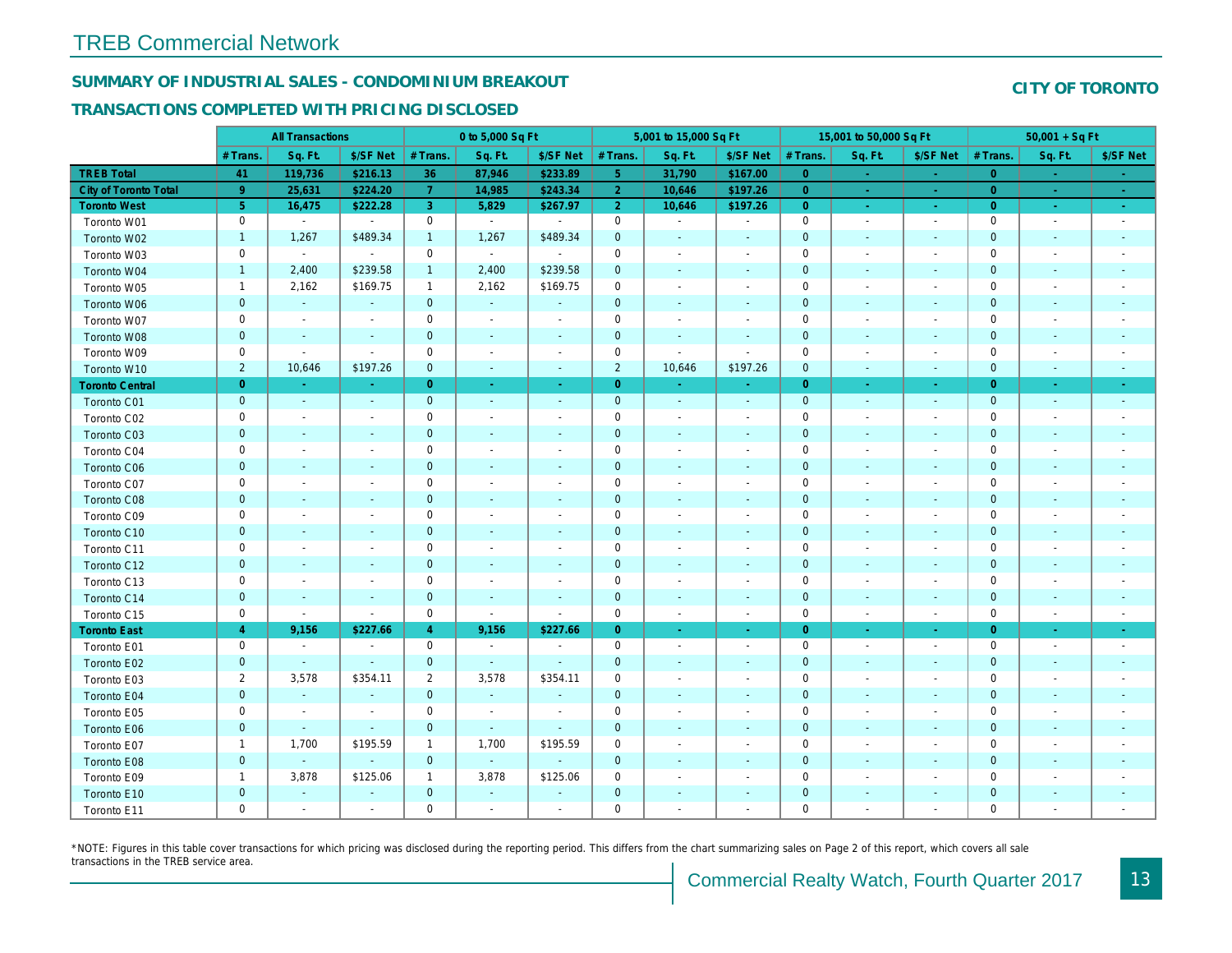## TREB Commercial Network

### SUMMARY OF INDUSTRIAL SALES - CONDOMINIUM BREAKOUT

### TRANSACTIONS COMPLETED WITH PRICING DISCLOSED

**CITY OF TORONTO**

| | All Transactions | | | 0 to 5,000 Sq Ft | | | 5,001 to 15,000 Sq Ft | | | 15,001 to 50,000 Sq Ft | | | 50,001 + Sq Ft | | |
|---|---|---|---|---|---|---|---|---|---|---|---|---|---|---|---|
| | # Trans. | Sq. Ft. | $/SF Net | # Trans. | Sq. Ft. | $/SF Net | # Trans. | Sq. Ft. | $/SF Net | # Trans. | Sq. Ft. | $/SF Net | # Trans. | Sq. Ft. | $/SF Net |
| **TREB Total** | **41** | **119,736** | **$216.13** | **36** | **87,946** | **$233.89** | **5** | **31,790** | **$167.00** | **0** | **-** | **-** | **0** | **-** | **-** |
| **City of Toronto Total** | **9** | **25,631** | **$224.20** | **7** | **14,985** | **$243.34** | **2** | **10,646** | **$197.26** | **0** | **-** | **-** | **0** | **-** | **-** |
| **Toronto West** | **5** | **16,475** | **$222.28** | **3** | **5,829** | **$267.97** | **2** | **10,646** | **$197.26** | **0** | **-** | **-** | **0** | **-** | **-** |
| Toronto W01 | 0 | - | - | 0 | - | - | 0 | - | - | 0 | - | - | 0 | - | - |
| Toronto W02 | 1 | 1,267 | $489.34 | 1 | 1,267 | $489.34 | 0 | - | - | 0 | - | - | 0 | - | - |
| Toronto W03 | 0 | - | - | 0 | - | - | 0 | - | - | 0 | - | - | 0 | - | - |
| Toronto W04 | 1 | 2,400 | $239.58 | 1 | 2,400 | $239.58 | 0 | - | - | 0 | - | - | 0 | - | - |
| Toronto W05 | 1 | 2,162 | $169.75 | 1 | 2,162 | $169.75 | 0 | - | - | 0 | - | - | 0 | - | - |
| Toronto W06 | 0 | - | - | 0 | - | - | 0 | - | - | 0 | - | - | 0 | - | - |
| Toronto W07 | 0 | - | - | 0 | - | - | 0 | - | - | 0 | - | - | 0 | - | - |
| Toronto W08 | 0 | - | - | 0 | - | - | 0 | - | - | 0 | - | - | 0 | - | - |
| Toronto W09 | 0 | - | - | 0 | - | - | 0 | - | - | 0 | - | - | 0 | - | - |
| Toronto W10 | 2 | 10,646 | $197.26 | 0 | - | - | 2 | 10,646 | $197.26 | 0 | - | - | 0 | - | - |
| **Toronto Central** | **0** | **-** | **-** | **0** | **-** | **-** | **0** | **-** | **-** | **0** | **-** | **-** | **0** | **-** | **-** |
| Toronto C01 | 0 | - | - | 0 | - | - | 0 | - | - | 0 | - | - | 0 | - | - |
| Toronto C02 | 0 | - | - | 0 | - | - | 0 | - | - | 0 | - | - | 0 | - | - |
| Toronto C03 | 0 | - | - | 0 | - | - | 0 | - | - | 0 | - | - | 0 | - | - |
| Toronto C04 | 0 | - | - | 0 | - | - | 0 | - | - | 0 | - | - | 0 | - | - |
| Toronto C06 | 0 | - | - | 0 | - | - | 0 | - | - | 0 | - | - | 0 | - | - |
| Toronto C07 | 0 | - | - | 0 | - | - | 0 | - | - | 0 | - | - | 0 | - | - |
| Toronto C08 | 0 | - | - | 0 | - | - | 0 | - | - | 0 | - | - | 0 | - | - |
| Toronto C09 | 0 | - | - | 0 | - | - | 0 | - | - | 0 | - | - | 0 | - | - |
| Toronto C10 | 0 | - | - | 0 | - | - | 0 | - | - | 0 | - | - | 0 | - | - |
| Toronto C11 | 0 | - | - | 0 | - | - | 0 | - | - | 0 | - | - | 0 | - | - |
| Toronto C12 | 0 | - | - | 0 | - | - | 0 | - | - | 0 | - | - | 0 | - | - |
| Toronto C13 | 0 | - | - | 0 | - | - | 0 | - | - | 0 | - | - | 0 | - | - |
| Toronto C14 | 0 | - | - | 0 | - | - | 0 | - | - | 0 | - | - | 0 | - | - |
| Toronto C15 | 0 | - | - | 0 | - | - | 0 | - | - | 0 | - | - | 0 | - | - |
| **Toronto East** | **4** | **9,156** | **$227.66** | **4** | **9,156** | **$227.66** | **0** | **-** | **-** | **0** | **-** | **-** | **0** | **-** | **-** |
| Toronto E01 | 0 | - | - | 0 | - | - | 0 | - | - | 0 | - | - | 0 | - | - |
| Toronto E02 | 0 | - | - | 0 | - | - | 0 | - | - | 0 | - | - | 0 | - | - |
| Toronto E03 | 2 | 3,578 | $354.11 | 2 | 3,578 | $354.11 | 0 | - | - | 0 | - | - | 0 | - | - |
| Toronto E04 | 0 | - | - | 0 | - | - | 0 | - | - | 0 | - | - | 0 | - | - |
| Toronto E05 | 0 | - | - | 0 | - | - | 0 | - | - | 0 | - | - | 0 | - | - |
| Toronto E06 | 0 | - | - | 0 | - | - | 0 | - | - | 0 | - | - | 0 | - | - |
| Toronto E07 | 1 | 1,700 | $195.59 | 1 | 1,700 | $195.59 | 0 | - | - | 0 | - | - | 0 | - | - |
| Toronto E08 | 0 | - | - | 0 | - | - | 0 | - | - | 0 | - | - | 0 | - | - |
| Toronto E09 | 1 | 3,878 | $125.06 | 1 | 3,878 | $125.06 | 0 | - | - | 0 | - | - | 0 | - | - |
| Toronto E10 | 0 | - | - | 0 | - | - | 0 | - | - | 0 | - | - | 0 | - | - |
| Toronto E11 | 0 | - | - | 0 | - | - | 0 | - | - | 0 | - | - | 0 | - | - |

*NOTE: Figures in this table cover transactions for which pricing was disclosed during the reporting period. This differs from the chart summarizing sales on Page 2 of this report, which covers all sale transactions in the TREB service area.

Commercial Realty Watch, Fourth Quarter 2017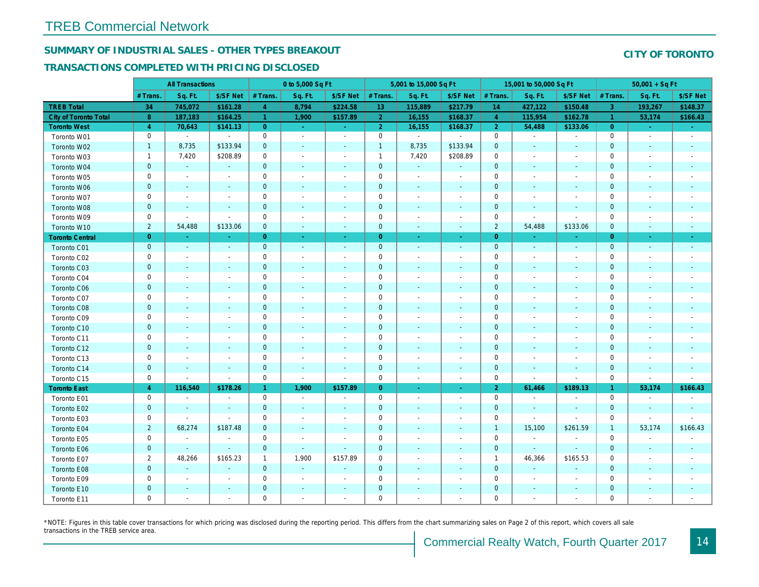# TREB Commercial Network

## SUMMARY OF INDUSTRIAL SALES - OTHER TYPES BREAKOUT

## TRANSACTIONS COMPLETED WITH PRICING DISCLOSED

**CITY OF TORONTO**

| | All Transactions | | | 0 to 5,000 Sq Ft | | | 5,001 to 15,000 Sq Ft | | | 15,001 to 50,000 Sq Ft | | | 50,001 + Sq Ft | | |
|---|---|---|---|---|---|---|---|---|---|---|---|---|---|---|---|
| | # Trans. | Sq. Ft. | $/SF Net | # Trans. | Sq. Ft. | $/SF Net | # Trans. | Sq. Ft. | $/SF Net | # Trans. | Sq. Ft. | $/SF Net | # Trans. | Sq. Ft. | $/SF Net |
| **TREB Total** | **34** | **745,072** | **$161.28** | **4** | **8,794** | **$224.58** | **13** | **115,889** | **$217.79** | **14** | **427,122** | **$150.48** | **3** | **193,267** | **$148.37** |
| **City of Toronto Total** | **8** | **187,183** | **$164.25** | **1** | **1,900** | **$157.89** | **2** | **16,155** | **$168.37** | **4** | **115,954** | **$162.78** | **1** | **53,174** | **$166.43** |
| **Toronto West** | **4** | **70,643** | **$141.13** | **0** | **-** | **-** | **2** | **16,155** | **$168.37** | **2** | **54,488** | **$133.06** | **0** | **-** | **-** |
| Toronto W01 | 0 | - | - | 0 | - | - | 0 | - | - | 0 | - | - | 0 | - | - |
| Toronto W02 | 1 | 8,735 | $133.94 | 0 | - | - | 1 | 8,735 | $133.94 | 0 | - | - | 0 | - | - |
| Toronto W03 | 1 | 7,420 | $208.89 | 0 | - | - | 1 | 7,420 | $208.89 | 0 | - | - | 0 | - | - |
| Toronto W04 | 0 | - | - | 0 | - | - | 0 | - | - | 0 | - | - | 0 | - | - |
| Toronto W05 | 0 | - | - | 0 | - | - | 0 | - | - | 0 | - | - | 0 | - | - |
| Toronto W06 | 0 | - | - | 0 | - | - | 0 | - | - | 0 | - | - | 0 | - | - |
| Toronto W07 | 0 | - | - | 0 | - | - | 0 | - | - | 0 | - | - | 0 | - | - |
| Toronto W08 | 0 | - | - | 0 | - | - | 0 | - | - | 0 | - | - | 0 | - | - |
| Toronto W09 | 0 | - | - | 0 | - | - | 0 | - | - | 0 | - | - | 0 | - | - |
| Toronto W10 | 2 | 54,488 | $133.06 | 0 | - | - | 0 | - | - | 2 | 54,488 | $133.06 | 0 | - | - |
| **Toronto Central** | **0** | **-** | **-** | **0** | **-** | **-** | **0** | **-** | **-** | **0** | **-** | **-** | **0** | **-** | **-** |
| Toronto C01 | 0 | - | - | 0 | - | - | 0 | - | - | 0 | - | - | 0 | - | - |
| Toronto C02 | 0 | - | - | 0 | - | - | 0 | - | - | 0 | - | - | 0 | - | - |
| Toronto C03 | 0 | - | - | 0 | - | - | 0 | - | - | 0 | - | - | 0 | - | - |
| Toronto C04 | 0 | - | - | 0 | - | - | 0 | - | - | 0 | - | - | 0 | - | - |
| Toronto C06 | 0 | - | - | 0 | - | - | 0 | - | - | 0 | - | - | 0 | - | - |
| Toronto C07 | 0 | - | - | 0 | - | - | 0 | - | - | 0 | - | - | 0 | - | - |
| Toronto C08 | 0 | - | - | 0 | - | - | 0 | - | - | 0 | - | - | 0 | - | - |
| Toronto C09 | 0 | - | - | 0 | - | - | 0 | - | - | 0 | - | - | 0 | - | - |
| Toronto C10 | 0 | - | - | 0 | - | - | 0 | - | - | 0 | - | - | 0 | - | - |
| Toronto C11 | 0 | - | - | 0 | - | - | 0 | - | - | 0 | - | - | 0 | - | - |
| Toronto C12 | 0 | - | - | 0 | - | - | 0 | - | - | 0 | - | - | 0 | - | - |
| Toronto C13 | 0 | - | - | 0 | - | - | 0 | - | - | 0 | - | - | 0 | - | - |
| Toronto C14 | 0 | - | - | 0 | - | - | 0 | - | - | 0 | - | - | 0 | - | - |
| Toronto C15 | 0 | - | - | 0 | - | - | 0 | - | - | 0 | - | - | 0 | - | - |
| **Toronto East** | **4** | **116,540** | **$178.26** | **1** | **1,900** | **$157.89** | **0** | **-** | **-** | **2** | **61,466** | **$189.13** | **1** | **53,174** | **$166.43** |
| Toronto E01 | 0 | - | - | 0 | - | - | 0 | - | - | 0 | - | - | 0 | - | - |
| Toronto E02 | 0 | - | - | 0 | - | - | 0 | - | - | 0 | - | - | 0 | - | - |
| Toronto E03 | 0 | - | - | 0 | - | - | 0 | - | - | 0 | - | - | 0 | - | - |
| Toronto E04 | 2 | 68,274 | $187.48 | 0 | - | - | 0 | - | - | 1 | 15,100 | $261.59 | 1 | 53,174 | $166.43 |
| Toronto E05 | 0 | - | - | 0 | - | - | 0 | - | - | 0 | - | - | 0 | - | - |
| Toronto E06 | 0 | - | - | 0 | - | - | 0 | - | - | 0 | - | - | 0 | - | - |
| Toronto E07 | 2 | 48,266 | $165.23 | 1 | 1,900 | $157.89 | 0 | - | - | 1 | 46,366 | $165.53 | 0 | - | - |
| Toronto E08 | 0 | - | - | 0 | - | - | 0 | - | - | 0 | - | - | 0 | - | - |
| Toronto E09 | 0 | - | - | 0 | - | - | 0 | - | - | 0 | - | - | 0 | - | - |
| Toronto E10 | 0 | - | - | 0 | - | - | 0 | - | - | 0 | - | - | 0 | - | - |
| Toronto E11 | 0 | - | - | 0 | - | - | 0 | - | - | 0 | - | - | 0 | - | - |

*NOTE: Figures in this table cover transactions for which pricing was disclosed during the reporting period. This differs from the chart summarizing sales on Page 2 of this report, which covers all sale transactions in the TREB service area.

Commercial Realty Watch, Fourth Quarter 2017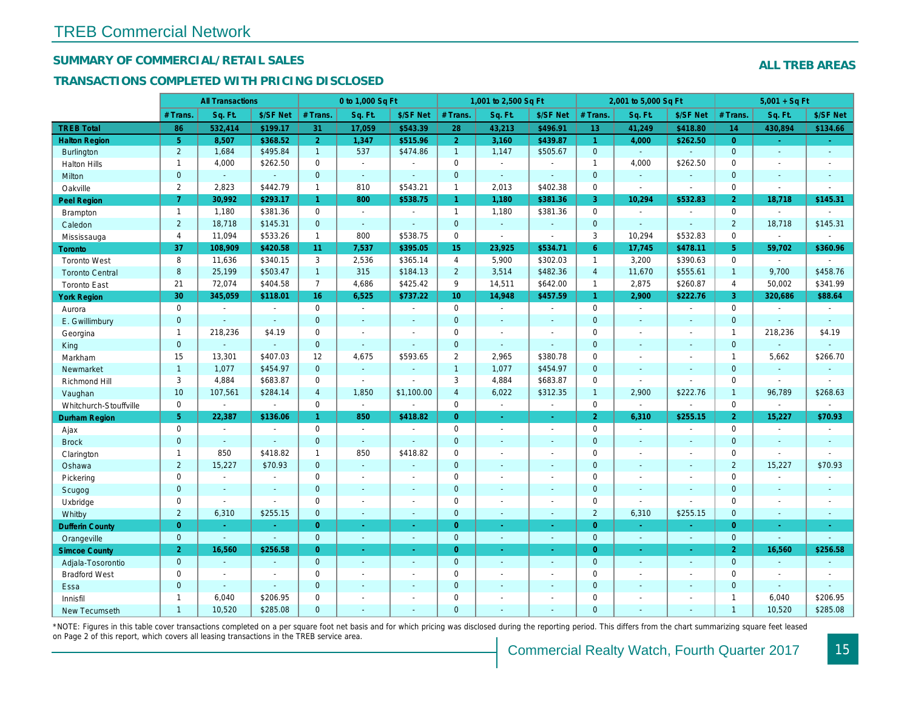# TREB Commercial Network

## SUMMARY OF COMMERCIAL/RETAIL SALES

## TRANSACTIONS COMPLETED WITH PRICING DISCLOSED

**ALL TREB AREAS**

| | All Transactions | | | 0 to 1,000 Sq Ft | | | 1,001 to 2,500 Sq Ft | | | 2,001 to 5,000 Sq Ft | | | 5,001 + Sq Ft | | |
|---|---|---|---|---|---|---|---|---|---|---|---|---|---|---|---|
| | # Trans. | Sq. Ft. | $/SF Net | # Trans. | Sq. Ft. | $/SF Net | # Trans. | Sq. Ft. | $/SF Net | # Trans. | Sq. Ft. | $/SF Net | # Trans. | Sq. Ft. | $/SF Net |
| **TREB Total** | **86** | **532,414** | **$199.17** | **31** | **17,059** | **$543.39** | **28** | **43,213** | **$496.91** | **13** | **41,249** | **$418.80** | **14** | **430,894** | **$134.66** |
| **Halton Region** | **5** | **8,507** | **$368.52** | **2** | **1,347** | **$515.96** | **2** | **3,160** | **$439.87** | **1** | **4,000** | **$262.50** | **0** | **-** | **-** |
| Burlington | 2 | 1,684 | $495.84 | 1 | 537 | $474.86 | 1 | 1,147 | $505.67 | 0 | - | - | 0 | - | - |
| Halton Hills | 1 | 4,000 | $262.50 | 0 | - | - | 0 | - | - | 1 | 4,000 | $262.50 | 0 | - | - |
| Milton | 0 | - | - | 0 | - | - | 0 | - | - | 0 | - | - | 0 | - | - |
| Oakville | 2 | 2,823 | $442.79 | 1 | 810 | $543.21 | 1 | 2,013 | $402.38 | 0 | - | - | 0 | - | - |
| **Peel Region** | **7** | **30,992** | **$293.17** | **1** | **800** | **$538.75** | **1** | **1,180** | **$381.36** | **3** | **10,294** | **$532.83** | **2** | **18,718** | **$145.31** |
| Brampton | 1 | 1,180 | $381.36 | 0 | - | - | 1 | 1,180 | $381.36 | 0 | - | - | 0 | - | - |
| Caledon | 2 | 18,718 | $145.31 | 0 | - | - | 0 | - | - | 0 | - | - | 2 | 18,718 | $145.31 |
| Mississauga | 4 | 11,094 | $533.26 | 1 | 800 | $538.75 | 0 | - | - | 3 | 10,294 | $532.83 | 0 | - | - |
| **Toronto** | **37** | **108,909** | **$420.58** | **11** | **7,537** | **$395.05** | **15** | **23,925** | **$534.71** | **6** | **17,745** | **$478.11** | **5** | **59,702** | **$360.96** |
| Toronto West | 8 | 11,636 | $340.15 | 3 | 2,536 | $365.14 | 4 | 5,900 | $302.03 | 1 | 3,200 | $390.63 | 0 | - | - |
| Toronto Central | 8 | 25,199 | $503.47 | 1 | 315 | $184.13 | 2 | 3,514 | $482.36 | 4 | 11,670 | $555.61 | 1 | 9,700 | $458.76 |
| Toronto East | 21 | 72,074 | $404.58 | 7 | 4,686 | $425.42 | 9 | 14,511 | $642.00 | 1 | 2,875 | $260.87 | 4 | 50,002 | $341.99 |
| **York Region** | **30** | **345,059** | **$118.01** | **16** | **6,525** | **$737.22** | **10** | **14,948** | **$457.59** | **1** | **2,900** | **$222.76** | **3** | **320,686** | **$88.64** |
| Aurora | 0 | - | - | 0 | - | - | 0 | - | - | 0 | - | - | 0 | - | - |
| E. Gwillimbury | 0 | - | - | 0 | - | - | 0 | - | - | 0 | - | - | 0 | - | - |
| Georgina | 1 | 218,236 | $4.19 | 0 | - | - | 0 | - | - | 0 | - | - | 1 | 218,236 | $4.19 |
| King | 0 | - | - | 0 | - | - | 0 | - | - | 0 | - | - | 0 | - | - |
| Markham | 15 | 13,301 | $407.03 | 12 | 4,675 | $593.65 | 2 | 2,965 | $380.78 | 0 | - | - | 1 | 5,662 | $266.70 |
| Newmarket | 1 | 1,077 | $454.97 | 0 | - | - | 1 | 1,077 | $454.97 | 0 | - | - | 0 | - | - |
| Richmond Hill | 3 | 4,884 | $683.87 | 0 | - | - | 3 | 4,884 | $683.87 | 0 | - | - | 0 | - | - |
| Vaughan | 10 | 107,561 | $284.14 | 4 | 1,850 | $1,100.00 | 4 | 6,022 | $312.35 | 1 | 2,900 | $222.76 | 1 | 96,789 | $268.63 |
| Whitchurch-Stouffville | 0 | - | - | 0 | - | - | 0 | - | - | 0 | - | - | 0 | - | - |
| **Durham Region** | **5** | **22,387** | **$136.06** | **1** | **850** | **$418.82** | **0** | **-** | **-** | **2** | **6,310** | **$255.15** | **2** | **15,227** | **$70.93** |
| Ajax | 0 | - | - | 0 | - | - | 0 | - | - | 0 | - | - | 0 | - | - |
| Brock | 0 | - | - | 0 | - | - | 0 | - | - | 0 | - | - | 0 | - | - |
| Clarington | 1 | 850 | $418.82 | 1 | 850 | $418.82 | 0 | - | - | 0 | - | - | 0 | - | - |
| Oshawa | 2 | 15,227 | $70.93 | 0 | - | - | 0 | - | - | 0 | - | - | 2 | 15,227 | $70.93 |
| Pickering | 0 | - | - | 0 | - | - | 0 | - | - | 0 | - | - | 0 | - | - |
| Scugog | 0 | - | - | 0 | - | - | 0 | - | - | 0 | - | - | 0 | - | - |
| Uxbridge | 0 | - | - | 0 | - | - | 0 | - | - | 0 | - | - | 0 | - | - |
| Whitby | 2 | 6,310 | $255.15 | 0 | - | - | 0 | - | - | 2 | 6,310 | $255.15 | 0 | - | - |
| **Dufferin County** | **0** | **-** | **-** | **0** | **-** | **-** | **0** | **-** | **-** | **0** | **-** | **-** | **0** | **-** | **-** |
| Orangeville | 0 | - | - | 0 | - | - | 0 | - | - | 0 | - | - | 0 | - | - |
| **Simcoe County** | **2** | **16,560** | **$256.58** | **0** | **-** | **-** | **0** | **-** | **-** | **0** | **-** | **-** | **2** | **16,560** | **$256.58** |
| Adjala-Tosorontio | 0 | - | - | 0 | - | - | 0 | - | - | 0 | - | - | 0 | - | - |
| Bradford West | 0 | - | - | 0 | - | - | 0 | - | - | 0 | - | - | 0 | - | - |
| Essa | 0 | - | - | 0 | - | - | 0 | - | - | 0 | - | - | 0 | - | - |
| Innisfil | 1 | 6,040 | $206.95 | 0 | - | - | 0 | - | - | 0 | - | - | 1 | 6,040 | $206.95 |
| New Tecumseth | 1 | 10,520 | $285.08 | 0 | - | - | 0 | - | - | 0 | - | - | 1 | 10,520 | $285.08 |

*NOTE: Figures in this table cover transactions completed on a per square foot net basis and for which pricing was disclosed during the reporting period. This differs from the chart summarizing square feet leased on Page 2 of this report, which covers all leasing transactions in the TREB service area.

Commercial Realty Watch, Fourth Quarter 2017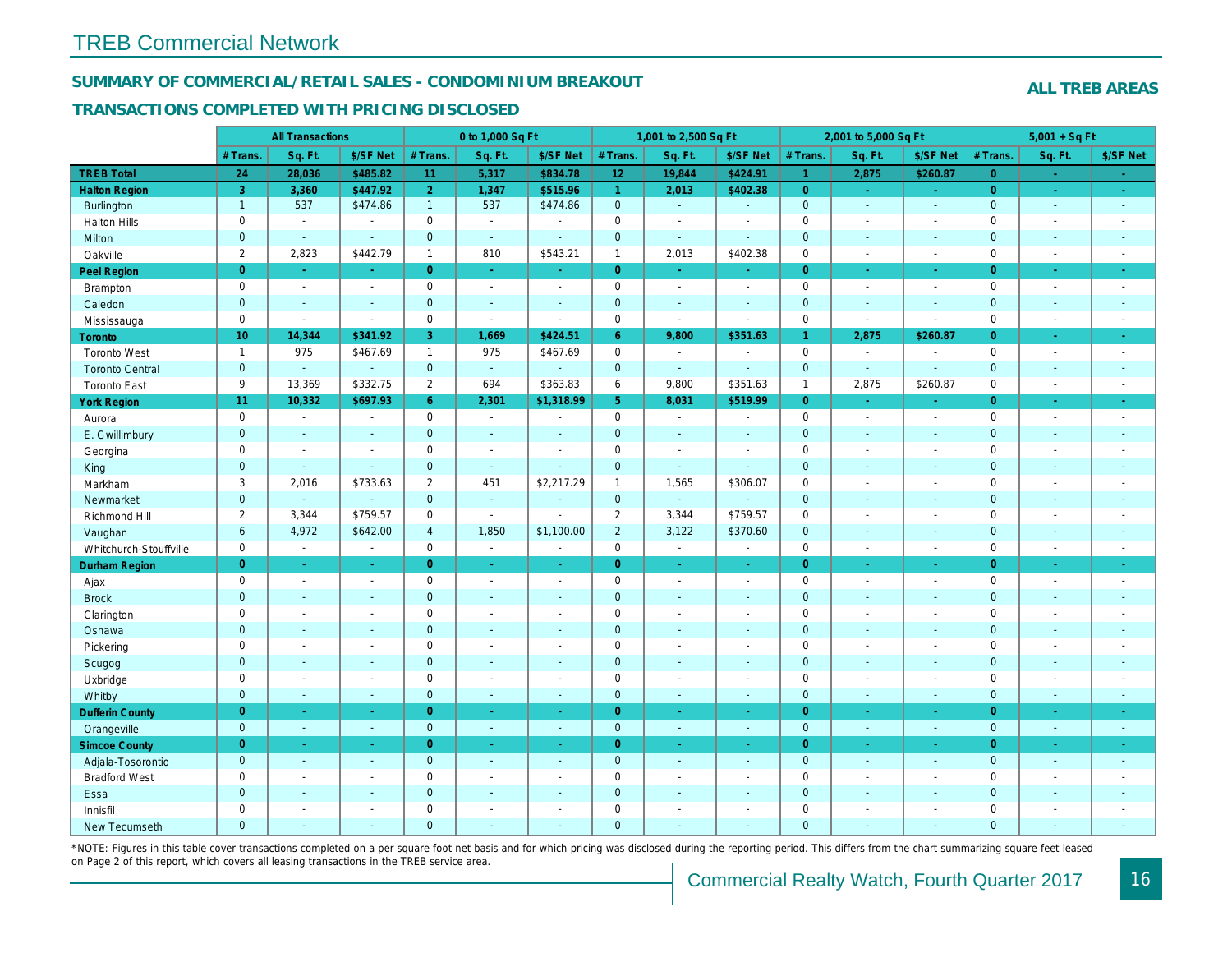# TREB Commercial Network

## SUMMARY OF COMMERCIAL/RETAIL SALES - CONDOMINIUM BREAKOUT

**ALL TREB AREAS**

### TRANSACTIONS COMPLETED WITH PRICING DISCLOSED

| | All Transactions | | | 0 to 1,000 Sq Ft | | | 1,001 to 2,500 Sq Ft | | | 2,001 to 5,000 Sq Ft | | | 5,001 + Sq Ft | | |
|---|---|---|---|---|---|---|---|---|---|---|---|---|---|---|---|
| | # Trans. | Sq. Ft. | $/SF Net | # Trans. | Sq. Ft. | $/SF Net | # Trans. | Sq. Ft. | $/SF Net | # Trans. | Sq. Ft. | $/SF Net | # Trans. | Sq. Ft. | $/SF Net |
| **TREB Total** | **24** | **28,036** | **$485.82** | **11** | **5,317** | **$834.78** | **12** | **19,844** | **$424.91** | **1** | **2,875** | **$260.87** | **0** | **-** | **-** |
| **Halton Region** | **3** | **3,360** | **$447.92** | **2** | **1,347** | **$515.96** | **1** | **2,013** | **$402.38** | **0** | **-** | **-** | **0** | **-** | **-** |
| Burlington | 1 | 537 | $474.86 | 1 | 537 | $474.86 | 0 | - | - | 0 | - | - | 0 | - | - |
| Halton Hills | 0 | - | - | 0 | - | - | 0 | - | - | 0 | - | - | 0 | - | - |
| Milton | 0 | - | - | 0 | - | - | 0 | - | - | 0 | - | - | 0 | - | - |
| Oakville | 2 | 2,823 | $442.79 | 1 | 810 | $543.21 | 1 | 2,013 | $402.38 | 0 | - | - | 0 | - | - |
| **Peel Region** | **0** | **-** | **-** | **0** | **-** | **-** | **0** | **-** | **-** | **0** | **-** | **-** | **0** | **-** | **-** |
| Brampton | 0 | - | - | 0 | - | - | 0 | - | - | 0 | - | - | 0 | - | - |
| Caledon | 0 | - | - | 0 | - | - | 0 | - | - | 0 | - | - | 0 | - | - |
| Mississauga | 0 | - | - | 0 | - | - | 0 | - | - | 0 | - | - | 0 | - | - |
| **Toronto** | **10** | **14,344** | **$341.92** | **3** | **1,669** | **$424.51** | **6** | **9,800** | **$351.63** | **1** | **2,875** | **$260.87** | **0** | **-** | **-** |
| Toronto West | 1 | 975 | $467.69 | 1 | 975 | $467.69 | 0 | - | - | 0 | - | - | 0 | - | - |
| Toronto Central | 0 | - | - | 0 | - | - | 0 | - | - | 0 | - | - | 0 | - | - |
| Toronto East | 9 | 13,369 | $332.75 | 2 | 694 | $363.83 | 6 | 9,800 | $351.63 | 1 | 2,875 | $260.87 | 0 | - | - |
| **York Region** | **11** | **10,332** | **$697.93** | **6** | **2,301** | **$1,318.99** | **5** | **8,031** | **$519.99** | **0** | **-** | **-** | **0** | **-** | **-** |
| Aurora | 0 | - | - | 0 | - | - | 0 | - | - | 0 | - | - | 0 | - | - |
| E. Gwillimbury | 0 | - | - | 0 | - | - | 0 | - | - | 0 | - | - | 0 | - | - |
| Georgina | 0 | - | - | 0 | - | - | 0 | - | - | 0 | - | - | 0 | - | - |
| King | 0 | - | - | 0 | - | - | 0 | - | - | 0 | - | - | 0 | - | - |
| Markham | 3 | 2,016 | $733.63 | 2 | 451 | $2,217.29 | 1 | 1,565 | $306.07 | 0 | - | - | 0 | - | - |
| Newmarket | 0 | - | - | 0 | - | - | 0 | - | - | 0 | - | - | 0 | - | - |
| Richmond Hill | 2 | 3,344 | $759.57 | 0 | - | - | 2 | 3,344 | $759.57 | 0 | - | - | 0 | - | - |
| Vaughan | 6 | 4,972 | $642.00 | 4 | 1,850 | $1,100.00 | 2 | 3,122 | $370.60 | 0 | - | - | 0 | - | - |
| Whitchurch-Stouffville | 0 | - | - | 0 | - | - | 0 | - | - | 0 | - | - | 0 | - | - |
| **Durham Region** | **0** | **-** | **-** | **0** | **-** | **-** | **0** | **-** | **-** | **0** | **-** | **-** | **0** | **-** | **-** |
| Ajax | 0 | - | - | 0 | - | - | 0 | - | - | 0 | - | - | 0 | - | - |
| Brock | 0 | - | - | 0 | - | - | 0 | - | - | 0 | - | - | 0 | - | - |
| Clarington | 0 | - | - | 0 | - | - | 0 | - | - | 0 | - | - | 0 | - | - |
| Oshawa | 0 | - | - | 0 | - | - | 0 | - | - | 0 | - | - | 0 | - | - |
| Pickering | 0 | - | - | 0 | - | - | 0 | - | - | 0 | - | - | 0 | - | - |
| Scugog | 0 | - | - | 0 | - | - | 0 | - | - | 0 | - | - | 0 | - | - |
| Uxbridge | 0 | - | - | 0 | - | - | 0 | - | - | 0 | - | - | 0 | - | - |
| Whitby | 0 | - | - | 0 | - | - | 0 | - | - | 0 | - | - | 0 | - | - |
| **Dufferin County** | **0** | **-** | **-** | **0** | **-** | **-** | **0** | **-** | **-** | **0** | **-** | **-** | **0** | **-** | **-** |
| Orangeville | 0 | - | - | 0 | - | - | 0 | - | - | 0 | - | - | 0 | - | - |
| **Simcoe County** | **0** | **-** | **-** | **0** | **-** | **-** | **0** | **-** | **-** | **0** | **-** | **-** | **0** | **-** | **-** |
| Adjala-Tosorontio | 0 | - | - | 0 | - | - | 0 | - | - | 0 | - | - | 0 | - | - |
| Bradford West | 0 | - | - | 0 | - | - | 0 | - | - | 0 | - | - | 0 | - | - |
| Essa | 0 | - | - | 0 | - | - | 0 | - | - | 0 | - | - | 0 | - | - |
| Innisfil | 0 | - | - | 0 | - | - | 0 | - | - | 0 | - | - | 0 | - | - |
| New Tecumseth | 0 | - | - | 0 | - | - | 0 | - | - | 0 | - | - | 0 | - | - |

*NOTE: Figures in this table cover transactions completed on a per square foot net basis and for which pricing was disclosed during the reporting period. This differs from the chart summarizing square feet leased on Page 2 of this report, which covers all leasing transactions in the TREB service area.

Commercial Realty Watch, Fourth Quarter 2017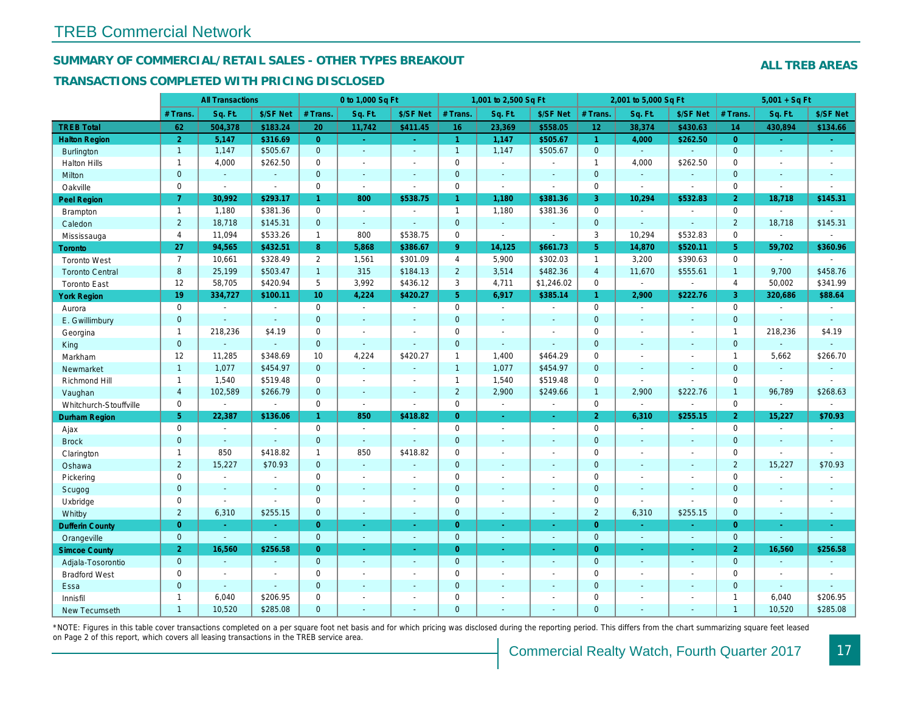# TREB Commercial Network

## SUMMARY OF COMMERCIAL/RETAIL SALES - OTHER TYPES BREAKOUT

**ALL TREB AREAS**

### TRANSACTIONS COMPLETED WITH PRICING DISCLOSED

| | All Transactions | | | 0 to 1,000 Sq Ft | | | 1,001 to 2,500 Sq Ft | | | 2,001 to 5,000 Sq Ft | | | 5,001 + Sq Ft | | |
|---|---|---|---|---|---|---|---|---|---|---|---|---|---|---|---|
| | # Trans. | Sq. Ft. | $/SF Net | # Trans. | Sq. Ft. | $/SF Net | # Trans. | Sq. Ft. | $/SF Net | # Trans. | Sq. Ft. | $/SF Net | # Trans. | Sq. Ft. | $/SF Net |
| **TREB Total** | **62** | **504,378** | **$183.24** | **20** | **11,742** | **$411.45** | **16** | **23,369** | **$558.05** | **12** | **38,374** | **$430.63** | **14** | **430,894** | **$134.66** |
| **Halton Region** | **2** | **5,147** | **$316.69** | **0** | **-** | **-** | **1** | **1,147** | **$505.67** | **1** | **4,000** | **$262.50** | **0** | **-** | **-** |
| Burlington | 1 | 1,147 | $505.67 | 0 | - | - | 1 | 1,147 | $505.67 | 0 | - | - | 0 | - | - |
| Halton Hills | 1 | 4,000 | $262.50 | 0 | - | - | 0 | - | - | 1 | 4,000 | $262.50 | 0 | - | - |
| Milton | 0 | - | - | 0 | - | - | 0 | - | - | 0 | - | - | 0 | - | - |
| Oakville | 0 | - | - | 0 | - | - | 0 | - | - | 0 | - | - | 0 | - | - |
| **Peel Region** | **7** | **30,992** | **$293.17** | **1** | **800** | **$538.75** | **1** | **1,180** | **$381.36** | **3** | **10,294** | **$532.83** | **2** | **18,718** | **$145.31** |
| Brampton | 1 | 1,180 | $381.36 | 0 | - | - | 1 | 1,180 | $381.36 | 0 | - | - | 0 | - | - |
| Caledon | 2 | 18,718 | $145.31 | 0 | - | - | 0 | - | - | 0 | - | - | 2 | 18,718 | $145.31 |
| Mississauga | 4 | 11,094 | $533.26 | 1 | 800 | $538.75 | 0 | - | - | 3 | 10,294 | $532.83 | 0 | - | - |
| **Toronto** | **27** | **94,565** | **$432.51** | **8** | **5,868** | **$386.67** | **9** | **14,125** | **$661.73** | **5** | **14,870** | **$520.11** | **5** | **59,702** | **$360.96** |
| Toronto West | 7 | 10,661 | $328.49 | 2 | 1,561 | $301.09 | 4 | 5,900 | $302.03 | 1 | 3,200 | $390.63 | 0 | - | - |
| Toronto Central | 8 | 25,199 | $503.47 | 1 | 315 | $184.13 | 2 | 3,514 | $482.36 | 4 | 11,670 | $555.61 | 1 | 9,700 | $458.76 |
| Toronto East | 12 | 58,705 | $420.94 | 5 | 3,992 | $436.12 | 3 | 4,711 | $1,246.02 | 0 | - | - | 4 | 50,002 | $341.99 |
| **York Region** | **19** | **334,727** | **$100.11** | **10** | **4,224** | **$420.27** | **5** | **6,917** | **$385.14** | **1** | **2,900** | **$222.76** | **3** | **320,686** | **$88.64** |
| Aurora | 0 | - | - | 0 | - | - | 0 | - | - | 0 | - | - | 0 | - | - |
| E. Gwillimbury | 0 | - | - | 0 | - | - | 0 | - | - | 0 | - | - | 0 | - | - |
| Georgina | 1 | 218,236 | $4.19 | 0 | - | - | 0 | - | - | 0 | - | - | 1 | 218,236 | $4.19 |
| King | 0 | - | - | 0 | - | - | 0 | - | - | 0 | - | - | 0 | - | - |
| Markham | 12 | 11,285 | $348.69 | 10 | 4,224 | $420.27 | 1 | 1,400 | $464.29 | 0 | - | - | 1 | 5,662 | $266.70 |
| Newmarket | 1 | 1,077 | $454.97 | 0 | - | - | 1 | 1,077 | $454.97 | 0 | - | - | 0 | - | - |
| Richmond Hill | 1 | 1,540 | $519.48 | 0 | - | - | 1 | 1,540 | $519.48 | 0 | - | - | 0 | - | - |
| Vaughan | 4 | 102,589 | $266.79 | 0 | - | - | 2 | 2,900 | $249.66 | 1 | 2,900 | $222.76 | 1 | 96,789 | $268.63 |
| Whitchurch-Stouffville | 0 | - | - | 0 | - | - | 0 | - | - | 0 | - | - | 0 | - | - |
| **Durham Region** | **5** | **22,387** | **$136.06** | **1** | **850** | **$418.82** | **0** | **-** | **-** | **2** | **6,310** | **$255.15** | **2** | **15,227** | **$70.93** |
| Ajax | 0 | - | - | 0 | - | - | 0 | - | - | 0 | - | - | 0 | - | - |
| Brock | 0 | - | - | 0 | - | - | 0 | - | - | 0 | - | - | 0 | - | - |
| Clarington | 1 | 850 | $418.82 | 1 | 850 | $418.82 | 0 | - | - | 0 | - | - | 0 | - | - |
| Oshawa | 2 | 15,227 | $70.93 | 0 | - | - | 0 | - | - | 0 | - | - | 2 | 15,227 | $70.93 |
| Pickering | 0 | - | - | 0 | - | - | 0 | - | - | 0 | - | - | 0 | - | - |
| Scugog | 0 | - | - | 0 | - | - | 0 | - | - | 0 | - | - | 0 | - | - |
| Uxbridge | 0 | - | - | 0 | - | - | 0 | - | - | 0 | - | - | 0 | - | - |
| Whitby | 2 | 6,310 | $255.15 | 0 | - | - | 0 | - | - | 2 | 6,310 | $255.15 | 0 | - | - |
| **Dufferin County** | **0** | **-** | **-** | **0** | **-** | **-** | **0** | **-** | **-** | **0** | **-** | **-** | **0** | **-** | **-** |
| Orangeville | 0 | - | - | 0 | - | - | 0 | - | - | 0 | - | - | 0 | - | - |
| **Simcoe County** | **2** | **16,560** | **$256.58** | **0** | **-** | **-** | **0** | **-** | **-** | **0** | **-** | **-** | **2** | **16,560** | **$256.58** |
| Adjala-Tosorontio | 0 | - | - | 0 | - | - | 0 | - | - | 0 | - | - | 0 | - | - |
| Bradford West | 0 | - | - | 0 | - | - | 0 | - | - | 0 | - | - | 0 | - | - |
| Essa | 0 | - | - | 0 | - | - | 0 | - | - | 0 | - | - | 0 | - | - |
| Innisfil | 1 | 6,040 | $206.95 | 0 | - | - | 0 | - | - | 0 | - | - | 1 | 6,040 | $206.95 |
| New Tecumseth | 1 | 10,520 | $285.08 | 0 | - | - | 0 | - | - | 0 | - | - | 1 | 10,520 | $285.08 |

*NOTE: Figures in this table cover transactions completed on a per square foot net basis and for which pricing was disclosed during the reporting period. This differs from the chart summarizing square feet leased on Page 2 of this report, which covers all leasing transactions in the TREB service area.

Commercial Realty Watch, Fourth Quarter 2017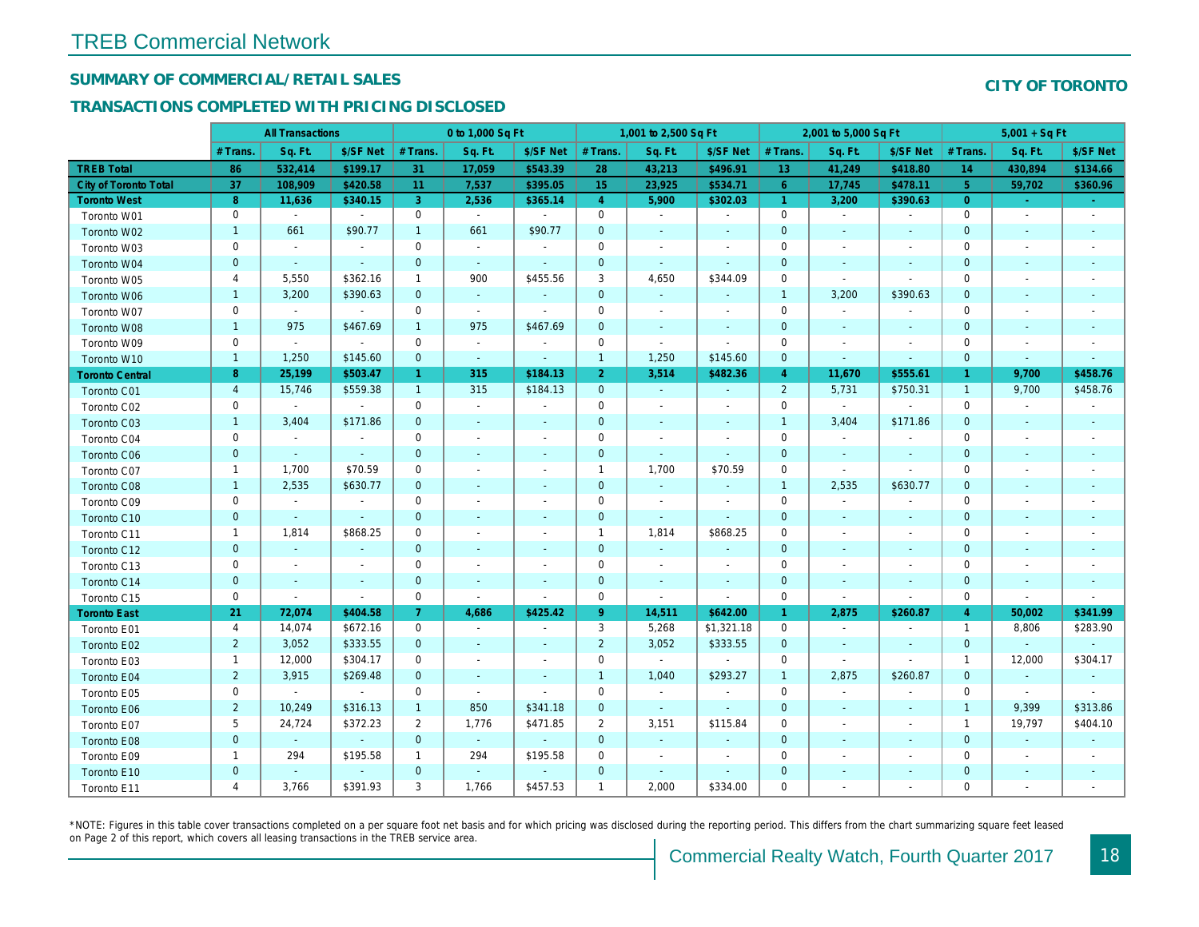# TREB Commercial Network

## SUMMARY OF COMMERCIAL/RETAIL SALES

## TRANSACTIONS COMPLETED WITH PRICING DISCLOSED

**CITY OF TORONTO**

| | All Transactions | | | 0 to 1,000 Sq Ft | | | 1,001 to 2,500 Sq Ft | | | 2,001 to 5,000 Sq Ft | | | 5,001 + Sq Ft | | |
|---|---|---|---|---|---|---|---|---|---|---|---|---|---|---|---|
| | # Trans. | Sq. Ft. | $/SF Net | # Trans. | Sq. Ft. | $/SF Net | # Trans. | Sq. Ft. | $/SF Net | # Trans. | Sq. Ft. | $/SF Net | # Trans. | Sq. Ft. | $/SF Net |
| **TREB Total** | **86** | **532,414** | **$199.17** | **31** | **17,059** | **$543.39** | **28** | **43,213** | **$496.91** | **13** | **41,249** | **$418.80** | **14** | **430,894** | **$134.66** |
| **City of Toronto Total** | **37** | **108,909** | **$420.58** | **11** | **7,537** | **$395.05** | **15** | **23,925** | **$534.71** | **6** | **17,745** | **$478.11** | **5** | **59,702** | **$360.96** |
| **Toronto West** | **8** | **11,636** | **$340.15** | **3** | **2,536** | **$365.14** | **4** | **5,900** | **$302.03** | **1** | **3,200** | **$390.63** | **0** | **-** | **-** |
| Toronto W01 | 0 | - | - | 0 | - | - | 0 | - | - | 0 | - | - | 0 | - | - |
| Toronto W02 | 1 | 661 | $90.77 | 1 | 661 | $90.77 | 0 | - | - | 0 | - | - | 0 | - | - |
| Toronto W03 | 0 | - | - | 0 | - | - | 0 | - | - | 0 | - | - | 0 | - | - |
| Toronto W04 | 0 | - | - | 0 | - | - | 0 | - | - | 0 | - | - | 0 | - | - |
| Toronto W05 | 4 | 5,550 | $362.16 | 1 | 900 | $455.56 | 3 | 4,650 | $344.09 | 0 | - | - | 0 | - | - |
| Toronto W06 | 1 | 3,200 | $390.63 | 0 | - | - | 0 | - | - | 1 | 3,200 | $390.63 | 0 | - | - |
| Toronto W07 | 0 | - | - | 0 | - | - | 0 | - | - | 0 | - | - | 0 | - | - |
| Toronto W08 | 1 | 975 | $467.69 | 1 | 975 | $467.69 | 0 | - | - | 0 | - | - | 0 | - | - |
| Toronto W09 | 0 | - | - | 0 | - | - | 0 | - | - | 0 | - | - | 0 | - | - |
| Toronto W10 | 1 | 1,250 | $145.60 | 0 | - | - | 1 | 1,250 | $145.60 | 0 | - | - | 0 | - | - |
| **Toronto Central** | **8** | **25,199** | **$503.47** | **1** | **315** | **$184.13** | **2** | **3,514** | **$482.36** | **4** | **11,670** | **$555.61** | **1** | **9,700** | **$458.76** |
| Toronto C01 | 4 | 15,746 | $559.38 | 1 | 315 | $184.13 | 0 | - | - | 2 | 5,731 | $750.31 | 1 | 9,700 | $458.76 |
| Toronto C02 | 0 | - | - | 0 | - | - | 0 | - | - | 0 | - | - | 0 | - | - |
| Toronto C03 | 1 | 3,404 | $171.86 | 0 | - | - | 0 | - | - | 1 | 3,404 | $171.86 | 0 | - | - |
| Toronto C04 | 0 | - | - | 0 | - | - | 0 | - | - | 0 | - | - | 0 | - | - |
| Toronto C06 | 0 | - | - | 0 | - | - | 0 | - | - | 0 | - | - | 0 | - | - |
| Toronto C07 | 1 | 1,700 | $70.59 | 0 | - | - | 1 | 1,700 | $70.59 | 0 | - | - | 0 | - | - |
| Toronto C08 | 1 | 2,535 | $630.77 | 0 | - | - | 0 | - | - | 1 | 2,535 | $630.77 | 0 | - | - |
| Toronto C09 | 0 | - | - | 0 | - | - | 0 | - | - | 0 | - | - | 0 | - | - |
| Toronto C10 | 0 | - | - | 0 | - | - | 0 | - | - | 0 | - | - | 0 | - | - |
| Toronto C11 | 1 | 1,814 | $868.25 | 0 | - | - | 1 | 1,814 | $868.25 | 0 | - | - | 0 | - | - |
| Toronto C12 | 0 | - | - | 0 | - | - | 0 | - | - | 0 | - | - | 0 | - | - |
| Toronto C13 | 0 | - | - | 0 | - | - | 0 | - | - | 0 | - | - | 0 | - | - |
| Toronto C14 | 0 | - | - | 0 | - | - | 0 | - | - | 0 | - | - | 0 | - | - |
| Toronto C15 | 0 | - | - | 0 | - | - | 0 | - | - | 0 | - | - | 0 | - | - |
| **Toronto East** | **21** | **72,074** | **$404.58** | **7** | **4,686** | **$425.42** | **9** | **14,511** | **$642.00** | **1** | **2,875** | **$260.87** | **4** | **50,002** | **$341.99** |
| Toronto E01 | 4 | 14,074 | $672.16 | 0 | - | - | 3 | 5,268 | $1,321.18 | 0 | - | - | 1 | 8,806 | $283.90 |
| Toronto E02 | 2 | 3,052 | $333.55 | 0 | - | - | 2 | 3,052 | $333.55 | 0 | - | - | 0 | - | - |
| Toronto E03 | 1 | 12,000 | $304.17 | 0 | - | - | 0 | - | - | 0 | - | - | 1 | 12,000 | $304.17 |
| Toronto E04 | 2 | 3,915 | $269.48 | 0 | - | - | 1 | 1,040 | $293.27 | 1 | 2,875 | $260.87 | 0 | - | - |
| Toronto E05 | 0 | - | - | 0 | - | - | 0 | - | - | 0 | - | - | 0 | - | - |
| Toronto E06 | 2 | 10,249 | $316.13 | 1 | 850 | $341.18 | 0 | - | - | 0 | - | - | 1 | 9,399 | $313.86 |
| Toronto E07 | 5 | 24,724 | $372.23 | 2 | 1,776 | $471.85 | 2 | 3,151 | $115.84 | 0 | - | - | 1 | 19,797 | $404.10 |
| Toronto E08 | 0 | - | - | 0 | - | - | 0 | - | - | 0 | - | - | 0 | - | - |
| Toronto E09 | 1 | 294 | $195.58 | 1 | 294 | $195.58 | 0 | - | - | 0 | - | - | 0 | - | - |
| Toronto E10 | 0 | - | - | 0 | - | - | 0 | - | - | 0 | - | - | 0 | - | - |
| Toronto E11 | 4 | 3,766 | $391.93 | 3 | 1,766 | $457.53 | 1 | 2,000 | $334.00 | 0 | - | - | 0 | - | - |

*NOTE: Figures in this table cover transactions completed on a per square foot net basis and for which pricing was disclosed during the reporting period. This differs from the chart summarizing square feet leased on Page 2 of this report, which covers all leasing transactions in the TREB service area.

Commercial Realty Watch, Fourth Quarter 2017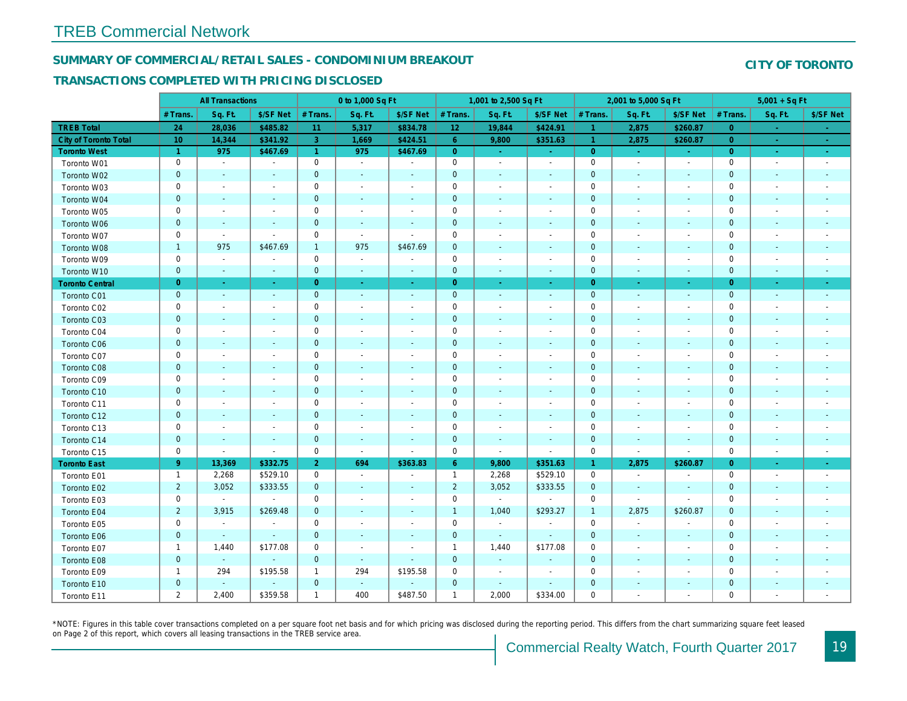## TREB Commercial Network

### SUMMARY OF COMMERCIAL/RETAIL SALES - CONDOMINIUM BREAKOUT

### TRANSACTIONS COMPLETED WITH PRICING DISCLOSED

**CITY OF TORONTO**

| | All Transactions | | | 0 to 1,000 Sq Ft | | | 1,001 to 2,500 Sq Ft | | | 2,001 to 5,000 Sq Ft | | | 5,001 + Sq Ft | | |
|---|---|---|---|---|---|---|---|---|---|---|---|---|---|---|---|
| | # Trans. | Sq. Ft. | $/SF Net | # Trans. | Sq. Ft. | $/SF Net | # Trans. | Sq. Ft. | $/SF Net | # Trans. | Sq. Ft. | $/SF Net | # Trans. | Sq. Ft. | $/SF Net |
| **TREB Total** | 24 | 28,036 | $485.82 | 11 | 5,317 | $834.78 | 12 | 19,844 | $424.91 | 1 | 2,875 | $260.87 | 0 | - | - |
| **City of Toronto Total** | 10 | 14,344 | $341.92 | 3 | 1,669 | $424.51 | 6 | 9,800 | $351.63 | 1 | 2,875 | $260.87 | 0 | - | - |
| **Toronto West** | 1 | 975 | $467.69 | 1 | 975 | $467.69 | 0 | - | - | 0 | - | - | 0 | - | - |
| Toronto W01 | 0 | - | - | 0 | - | - | 0 | - | - | 0 | - | - | 0 | - | - |
| Toronto W02 | 0 | - | - | 0 | - | - | 0 | - | - | 0 | - | - | 0 | - | - |
| Toronto W03 | 0 | - | - | 0 | - | - | 0 | - | - | 0 | - | - | 0 | - | - |
| Toronto W04 | 0 | - | - | 0 | - | - | 0 | - | - | 0 | - | - | 0 | - | - |
| Toronto W05 | 0 | - | - | 0 | - | - | 0 | - | - | 0 | - | - | 0 | - | - |
| Toronto W06 | 0 | - | - | 0 | - | - | 0 | - | - | 0 | - | - | 0 | - | - |
| Toronto W07 | 0 | - | - | 0 | - | - | 0 | - | - | 0 | - | - | 0 | - | - |
| Toronto W08 | 1 | 975 | $467.69 | 1 | 975 | $467.69 | 0 | - | - | 0 | - | - | 0 | - | - |
| Toronto W09 | 0 | - | - | 0 | - | - | 0 | - | - | 0 | - | - | 0 | - | - |
| Toronto W10 | 0 | - | - | 0 | - | - | 0 | - | - | 0 | - | - | 0 | - | - |
| **Toronto Central** | 0 | - | - | 0 | - | - | 0 | - | - | 0 | - | - | 0 | - | - |
| Toronto C01 | 0 | - | - | 0 | - | - | 0 | - | - | 0 | - | - | 0 | - | - |
| Toronto C02 | 0 | - | - | 0 | - | - | 0 | - | - | 0 | - | - | 0 | - | - |
| Toronto C03 | 0 | - | - | 0 | - | - | 0 | - | - | 0 | - | - | 0 | - | - |
| Toronto C04 | 0 | - | - | 0 | - | - | 0 | - | - | 0 | - | - | 0 | - | - |
| Toronto C06 | 0 | - | - | 0 | - | - | 0 | - | - | 0 | - | - | 0 | - | - |
| Toronto C07 | 0 | - | - | 0 | - | - | 0 | - | - | 0 | - | - | 0 | - | - |
| Toronto C08 | 0 | - | - | 0 | - | - | 0 | - | - | 0 | - | - | 0 | - | - |
| Toronto C09 | 0 | - | - | 0 | - | - | 0 | - | - | 0 | - | - | 0 | - | - |
| Toronto C10 | 0 | - | - | 0 | - | - | 0 | - | - | 0 | - | - | 0 | - | - |
| Toronto C11 | 0 | - | - | 0 | - | - | 0 | - | - | 0 | - | - | 0 | - | - |
| Toronto C12 | 0 | - | - | 0 | - | - | 0 | - | - | 0 | - | - | 0 | - | - |
| Toronto C13 | 0 | - | - | 0 | - | - | 0 | - | - | 0 | - | - | 0 | - | - |
| Toronto C14 | 0 | - | - | 0 | - | - | 0 | - | - | 0 | - | - | 0 | - | - |
| Toronto C15 | 0 | - | - | 0 | - | - | 0 | - | - | 0 | - | - | 0 | - | - |
| **Toronto East** | 9 | 13,369 | $332.75 | 2 | 694 | $363.83 | 6 | 9,800 | $351.63 | 1 | 2,875 | $260.87 | 0 | - | - |
| Toronto E01 | 1 | 2,268 | $529.10 | 0 | - | - | 1 | 2,268 | $529.10 | 0 | - | - | 0 | - | - |
| Toronto E02 | 2 | 3,052 | $333.55 | 0 | - | - | 2 | 3,052 | $333.55 | 0 | - | - | 0 | - | - |
| Toronto E03 | 0 | - | - | 0 | - | - | 0 | - | - | 0 | - | - | 0 | - | - |
| Toronto E04 | 2 | 3,915 | $269.48 | 0 | - | - | 1 | 1,040 | $293.27 | 1 | 2,875 | $260.87 | 0 | - | - |
| Toronto E05 | 0 | - | - | 0 | - | - | 0 | - | - | 0 | - | - | 0 | - | - |
| Toronto E06 | 0 | - | - | 0 | - | - | 0 | - | - | 0 | - | - | 0 | - | - |
| Toronto E07 | 1 | 1,440 | $177.08 | 0 | - | - | 1 | 1,440 | $177.08 | 0 | - | - | 0 | - | - |
| Toronto E08 | 0 | - | - | 0 | - | - | 0 | - | - | 0 | - | - | 0 | - | - |
| Toronto E09 | 1 | 294 | $195.58 | 1 | 294 | $195.58 | 0 | - | - | 0 | - | - | 0 | - | - |
| Toronto E10 | 0 | - | - | 0 | - | - | 0 | - | - | 0 | - | - | 0 | - | - |
| Toronto E11 | 2 | 2,400 | $359.58 | 1 | 400 | $487.50 | 1 | 2,000 | $334.00 | 0 | - | - | 0 | - | - |

*NOTE: Figures in this table cover transactions completed on a per square foot net basis and for which pricing was disclosed during the reporting period. This differs from the chart summarizing square feet leased on Page 2 of this report, which covers all leasing transactions in the TREB service area.

Commercial Realty Watch, Fourth Quarter 2017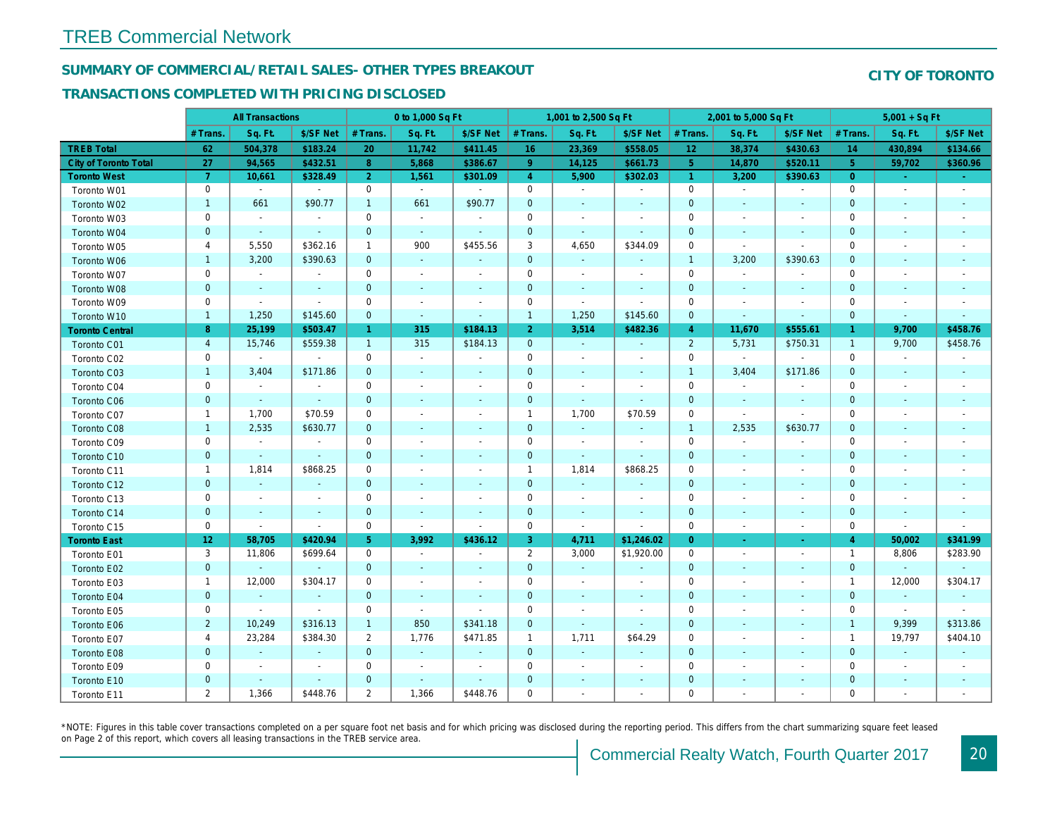# TREB Commercial Network

## SUMMARY OF COMMERCIAL/RETAIL SALES- OTHER TYPES BREAKOUT

## TRANSACTIONS COMPLETED WITH PRICING DISCLOSED

**CITY OF TORONTO**

| | All Transactions | | | 0 to 1,000 Sq Ft | | | 1,001 to 2,500 Sq Ft | | | 2,001 to 5,000 Sq Ft | | | 5,001 + Sq Ft | | |
|---|---|---|---|---|---|---|---|---|---|---|---|---|---|---|---|
| | # Trans. | Sq. Ft. | $/SF Net | # Trans. | Sq. Ft. | $/SF Net | # Trans. | Sq. Ft. | $/SF Net | # Trans. | Sq. Ft. | $/SF Net | # Trans. | Sq. Ft. | $/SF Net |
| **TREB Total** | 62 | 504,378 | $183.24 | 20 | 11,742 | $411.45 | 16 | 23,369 | $558.05 | 12 | 38,374 | $430.63 | 14 | 430,894 | $134.66 |
| **City of Toronto Total** | 27 | 94,565 | $432.51 | 8 | 5,868 | $386.67 | 9 | 14,125 | $661.73 | 5 | 14,870 | $520.11 | 5 | 59,702 | $360.96 |
| **Toronto West** | 7 | 10,661 | $328.49 | 2 | 1,561 | $301.09 | 4 | 5,900 | $302.03 | 1 | 3,200 | $390.63 | 0 | - | - |
| Toronto W01 | 0 | - | - | 0 | - | - | 0 | - | - | 0 | - | - | 0 | - | - |
| Toronto W02 | 1 | 661 | $90.77 | 1 | 661 | $90.77 | 0 | - | - | 0 | - | - | 0 | - | - |
| Toronto W03 | 0 | - | - | 0 | - | - | 0 | - | - | 0 | - | - | 0 | - | - |
| Toronto W04 | 0 | - | - | 0 | - | - | 0 | - | - | 0 | - | - | 0 | - | - |
| Toronto W05 | 4 | 5,550 | $362.16 | 1 | 900 | $455.56 | 3 | 4,650 | $344.09 | 0 | - | - | 0 | - | - |
| Toronto W06 | 1 | 3,200 | $390.63 | 0 | - | - | 0 | - | - | 1 | 3,200 | $390.63 | 0 | - | - |
| Toronto W07 | 0 | - | - | 0 | - | - | 0 | - | - | 0 | - | - | 0 | - | - |
| Toronto W08 | 0 | - | - | 0 | - | - | 0 | - | - | 0 | - | - | 0 | - | - |
| Toronto W09 | 0 | - | - | 0 | - | - | 0 | - | - | 0 | - | - | 0 | - | - |
| Toronto W10 | 1 | 1,250 | $145.60 | 0 | - | - | 1 | 1,250 | $145.60 | 0 | - | - | 0 | - | - |
| **Toronto Central** | 8 | 25,199 | $503.47 | 1 | 315 | $184.13 | 2 | 3,514 | $482.36 | 4 | 11,670 | $555.61 | 1 | 9,700 | $458.76 |
| Toronto C01 | 4 | 15,746 | $559.38 | 1 | 315 | $184.13 | 0 | - | - | 2 | 5,731 | $750.31 | 1 | 9,700 | $458.76 |
| Toronto C02 | 0 | - | - | 0 | - | - | 0 | - | - | 0 | - | - | 0 | - | - |
| Toronto C03 | 1 | 3,404 | $171.86 | 0 | - | - | 0 | - | - | 1 | 3,404 | $171.86 | 0 | - | - |
| Toronto C04 | 0 | - | - | 0 | - | - | 0 | - | - | 0 | - | - | 0 | - | - |
| Toronto C06 | 0 | - | - | 0 | - | - | 0 | - | - | 0 | - | - | 0 | - | - |
| Toronto C07 | 1 | 1,700 | $70.59 | 0 | - | - | 1 | 1,700 | $70.59 | 0 | - | - | 0 | - | - |
| Toronto C08 | 1 | 2,535 | $630.77 | 0 | - | - | 0 | - | - | 1 | 2,535 | $630.77 | 0 | - | - |
| Toronto C09 | 0 | - | - | 0 | - | - | 0 | - | - | 0 | - | - | 0 | - | - |
| Toronto C10 | 0 | - | - | 0 | - | - | 0 | - | - | 0 | - | - | 0 | - | - |
| Toronto C11 | 1 | 1,814 | $868.25 | 0 | - | - | 1 | 1,814 | $868.25 | 0 | - | - | 0 | - | - |
| Toronto C12 | 0 | - | - | 0 | - | - | 0 | - | - | 0 | - | - | 0 | - | - |
| Toronto C13 | 0 | - | - | 0 | - | - | 0 | - | - | 0 | - | - | 0 | - | - |
| Toronto C14 | 0 | - | - | 0 | - | - | 0 | - | - | 0 | - | - | 0 | - | - |
| Toronto C15 | 0 | - | - | 0 | - | - | 0 | - | - | 0 | - | - | 0 | - | - |
| **Toronto East** | 12 | 58,705 | $420.94 | 5 | 3,992 | $436.12 | 3 | 4,711 | $1,246.02 | 0 | - | - | 4 | 50,002 | $341.99 |
| Toronto E01 | 3 | 11,806 | $699.64 | 0 | - | - | 2 | 3,000 | $1,920.00 | 0 | - | - | 1 | 8,806 | $283.90 |
| Toronto E02 | 0 | - | - | 0 | - | - | 0 | - | - | 0 | - | - | 0 | - | - |
| Toronto E03 | 1 | 12,000 | $304.17 | 0 | - | - | 0 | - | - | 0 | - | - | 1 | 12,000 | $304.17 |
| Toronto E04 | 0 | - | - | 0 | - | - | 0 | - | - | 0 | - | - | 0 | - | - |
| Toronto E05 | 0 | - | - | 0 | - | - | 0 | - | - | 0 | - | - | 0 | - | - |
| Toronto E06 | 2 | 10,249 | $316.13 | 1 | 850 | $341.18 | 0 | - | - | 0 | - | - | 1 | 9,399 | $313.86 |
| Toronto E07 | 4 | 23,284 | $384.30 | 2 | 1,776 | $471.85 | 1 | 1,711 | $64.29 | 0 | - | - | 1 | 19,797 | $404.10 |
| Toronto E08 | 0 | - | - | 0 | - | - | 0 | - | - | 0 | - | - | 0 | - | - |
| Toronto E09 | 0 | - | - | 0 | - | - | 0 | - | - | 0 | - | - | 0 | - | - |
| Toronto E10 | 0 | - | - | 0 | - | - | 0 | - | - | 0 | - | - | 0 | - | - |
| Toronto E11 | 2 | 1,366 | $448.76 | 2 | 1,366 | $448.76 | 0 | - | - | 0 | - | - | 0 | - | - |

*NOTE: Figures in this table cover transactions completed on a per square foot net basis and for which pricing was disclosed during the reporting period. This differs from the chart summarizing square feet leased on Page 2 of this report, which covers all leasing transactions in the TREB service area.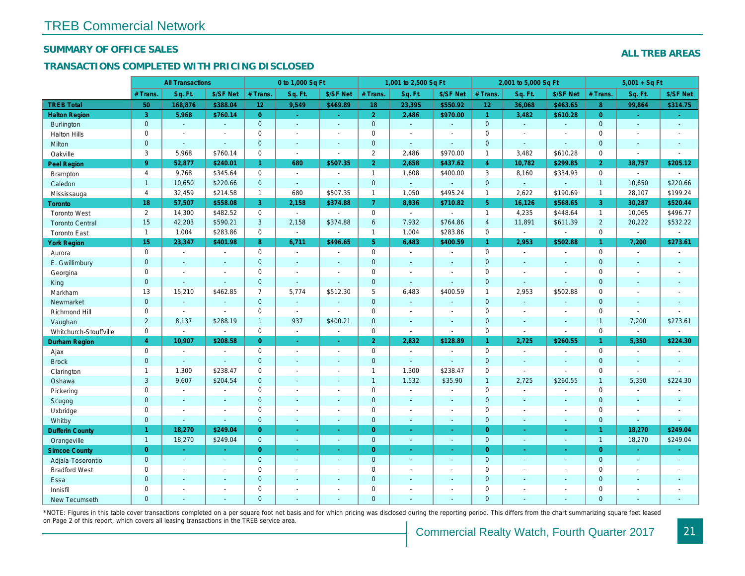# TREB Commercial Network

## SUMMARY OF OFFICE SALES

## TRANSACTIONS COMPLETED WITH PRICING DISCLOSED

**ALL TREB AREAS**

| | All Transactions | | | 0 to 1,000 Sq Ft | | | 1,001 to 2,500 Sq Ft | | | 2,001 to 5,000 Sq Ft | | | 5,001 + Sq Ft | | |
|---|---|---|---|---|---|---|---|---|---|---|---|---|---|---|---|
| | # Trans. | Sq. Ft. | $/SF Net | # Trans. | Sq. Ft. | $/SF Net | # Trans. | Sq. Ft. | $/SF Net | # Trans. | Sq. Ft. | $/SF Net | # Trans. | Sq. Ft. | $/SF Net |
| **TREB Total** | **50** | **168,876** | **$388.04** | **12** | **9,549** | **$469.89** | **18** | **23,395** | **$550.92** | **12** | **36,068** | **$463.65** | **8** | **99,864** | **$314.75** |
| **Halton Region** | **3** | **5,968** | **$760.14** | **0** | **-** | **-** | **2** | **2,486** | **$970.00** | **1** | **3,482** | **$610.28** | **0** | **-** | **-** |
| Burlington | 0 | - | - | 0 | - | - | 0 | - | - | 0 | - | - | 0 | - | - |
| Halton Hills | 0 | - | - | 0 | - | - | 0 | - | - | 0 | - | - | 0 | - | - |
| Milton | 0 | - | - | 0 | - | - | 0 | - | - | 0 | - | - | 0 | - | - |
| Oakville | 3 | 5,968 | $760.14 | 0 | - | - | 2 | 2,486 | $970.00 | 1 | 3,482 | $610.28 | 0 | - | - |
| **Peel Region** | **9** | **52,877** | **$240.01** | **1** | **680** | **$507.35** | **2** | **2,658** | **$437.62** | **4** | **10,782** | **$299.85** | **2** | **38,757** | **$205.12** |
| Brampton | 4 | 9,768 | $345.64 | 0 | - | - | 1 | 1,608 | $400.00 | 3 | 8,160 | $334.93 | 0 | - | - |
| Caledon | 1 | 10,650 | $220.66 | 0 | - | - | 0 | - | - | 0 | - | - | 1 | 10,650 | $220.66 |
| Mississauga | 4 | 32,459 | $214.58 | 1 | 680 | $507.35 | 1 | 1,050 | $495.24 | 1 | 2,622 | $190.69 | 1 | 28,107 | $199.24 |
| **Toronto** | **18** | **57,507** | **$558.08** | **3** | **2,158** | **$374.88** | **7** | **8,936** | **$710.82** | **5** | **16,126** | **$568.65** | **3** | **30,287** | **$520.44** |
| Toronto West | 2 | 14,300 | $482.52 | 0 | - | - | 0 | - | - | 1 | 4,235 | $448.64 | 1 | 10,065 | $496.77 |
| Toronto Central | 15 | 42,203 | $590.21 | 3 | 2,158 | $374.88 | 6 | 7,932 | $764.86 | 4 | 11,891 | $611.39 | 2 | 20,222 | $532.22 |
| Toronto East | 1 | 1,004 | $283.86 | 0 | - | - | 1 | 1,004 | $283.86 | 0 | - | - | 0 | - | - |
| **York Region** | **15** | **23,347** | **$401.98** | **8** | **6,711** | **$496.65** | **5** | **6,483** | **$400.59** | **1** | **2,953** | **$502.88** | **1** | **7,200** | **$273.61** |
| Aurora | 0 | - | - | 0 | - | - | 0 | - | - | 0 | - | - | 0 | - | - |
| E. Gwillimbury | 0 | - | - | 0 | - | - | 0 | - | - | 0 | - | - | 0 | - | - |
| Georgina | 0 | - | - | 0 | - | - | 0 | - | - | 0 | - | - | 0 | - | - |
| King | 0 | - | - | 0 | - | - | 0 | - | - | 0 | - | - | 0 | - | - |
| Markham | 13 | 15,210 | $462.85 | 7 | 5,774 | $512.30 | 5 | 6,483 | $400.59 | 1 | 2,953 | $502.88 | 0 | - | - |
| Newmarket | 0 | - | - | 0 | - | - | 0 | - | - | 0 | - | - | 0 | - | - |
| Richmond Hill | 0 | - | - | 0 | - | - | 0 | - | - | 0 | - | - | 0 | - | - |
| Vaughan | 2 | 8,137 | $288.19 | 1 | 937 | $400.21 | 0 | - | - | 0 | - | - | 1 | 7,200 | $273.61 |
| Whitchurch-Stouffville | 0 | - | - | 0 | - | - | 0 | - | - | 0 | - | - | 0 | - | - |
| **Durham Region** | **4** | **10,907** | **$208.58** | **0** | **-** | **-** | **2** | **2,832** | **$128.89** | **1** | **2,725** | **$260.55** | **1** | **5,350** | **$224.30** |
| Ajax | 0 | - | - | 0 | - | - | 0 | - | - | 0 | - | - | 0 | - | - |
| Brock | 0 | - | - | 0 | - | - | 0 | - | - | 0 | - | - | 0 | - | - |
| Clarington | 1 | 1,300 | $238.47 | 0 | - | - | 1 | 1,300 | $238.47 | 0 | - | - | 0 | - | - |
| Oshawa | 3 | 9,607 | $204.54 | 0 | - | - | 1 | 1,532 | $35.90 | 1 | 2,725 | $260.55 | 1 | 5,350 | $224.30 |
| Pickering | 0 | - | - | 0 | - | - | 0 | - | - | 0 | - | - | 0 | - | - |
| Scugog | 0 | - | - | 0 | - | - | 0 | - | - | 0 | - | - | 0 | - | - |
| Uxbridge | 0 | - | - | 0 | - | - | 0 | - | - | 0 | - | - | 0 | - | - |
| Whitby | 0 | - | - | 0 | - | - | 0 | - | - | 0 | - | - | 0 | - | - |
| **Dufferin County** | **1** | **18,270** | **$249.04** | **0** | **-** | **-** | **0** | **-** | **-** | **0** | **-** | **-** | **1** | **18,270** | **$249.04** |
| Orangeville | 1 | 18,270 | $249.04 | 0 | - | - | 0 | - | - | 0 | - | - | 1 | 18,270 | $249.04 |
| **Simcoe County** | **0** | **-** | **-** | **0** | **-** | **-** | **0** | **-** | **-** | **0** | **-** | **-** | **0** | **-** | **-** |
| Adjala-Tosorontio | 0 | - | - | 0 | - | - | 0 | - | - | 0 | - | - | 0 | - | - |
| Bradford West | 0 | - | - | 0 | - | - | 0 | - | - | 0 | - | - | 0 | - | - |
| Essa | 0 | - | - | 0 | - | - | 0 | - | - | 0 | - | - | 0 | - | - |
| Innisfil | 0 | - | - | 0 | - | - | 0 | - | - | 0 | - | - | 0 | - | - |
| New Tecumseth | 0 | - | - | 0 | - | - | 0 | - | - | 0 | - | - | 0 | - | - |

*NOTE: Figures in this table cover transactions completed on a per square foot net basis and for which pricing was disclosed during the reporting period. This differs from the chart summarizing square feet leased on Page 2 of this report, which covers all leasing transactions in the TREB service area.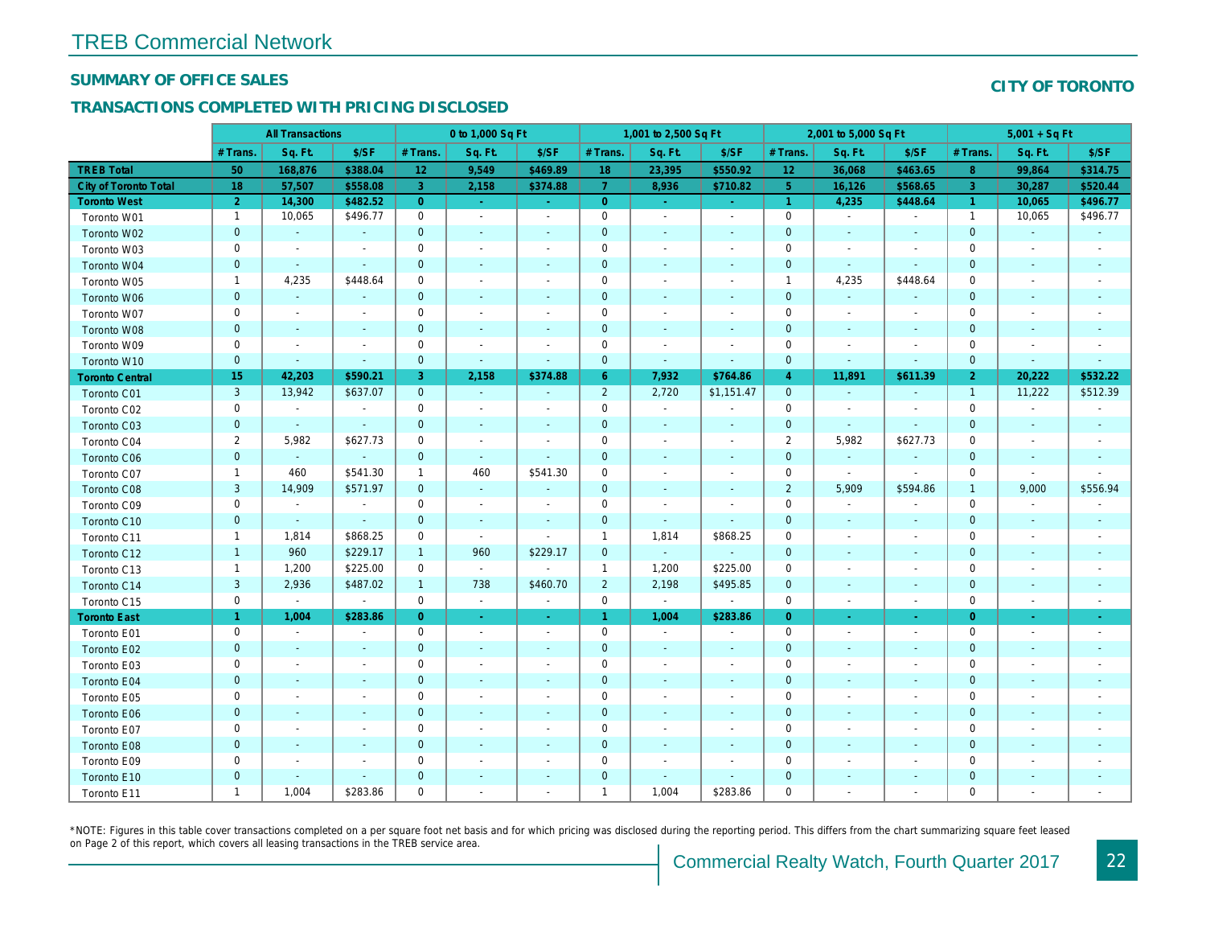# TREB Commercial Network

## SUMMARY OF OFFICE SALES

## CITY OF TORONTO

### TRANSACTIONS COMPLETED WITH PRICING DISCLOSED

| | All Transactions | | | 0 to 1,000 Sq Ft | | | 1,001 to 2,500 Sq Ft | | | 2,001 to 5,000 Sq Ft | | | 5,001 + Sq Ft | | |
|---|---|---|---|---|---|---|---|---|---|---|---|---|---|---|---|
| | # Trans. | Sq. Ft. | $/SF | # Trans. | Sq. Ft. | $/SF | # Trans. | Sq. Ft. | $/SF | # Trans. | Sq. Ft. | $/SF | # Trans. | Sq. Ft. | $/SF |
| **TREB Total** | **50** | **168,876** | **$388.04** | **12** | **9,549** | **$469.89** | **18** | **23,395** | **$550.92** | **12** | **36,068** | **$463.65** | **8** | **99,864** | **$314.75** |
| **City of Toronto Total** | **18** | **57,507** | **$558.08** | **3** | **2,158** | **$374.88** | **7** | **8,936** | **$710.82** | **5** | **16,126** | **$568.65** | **3** | **30,287** | **$520.44** |
| **Toronto West** | **2** | **14,300** | **$482.52** | **0** | **-** | **-** | **0** | **-** | **-** | **1** | **4,235** | **$448.64** | **1** | **10,065** | **$496.77** |
| Toronto W01 | 1 | 10,065 | $496.77 | 0 | - | - | 0 | - | - | 0 | - | - | 1 | 10,065 | $496.77 |
| Toronto W02 | 0 | - | - | 0 | - | - | 0 | - | - | 0 | - | - | 0 | - | - |
| Toronto W03 | 0 | - | - | 0 | - | - | 0 | - | - | 0 | - | - | 0 | - | - |
| Toronto W04 | 0 | - | - | 0 | - | - | 0 | - | - | 0 | - | - | 0 | - | - |
| Toronto W05 | 1 | 4,235 | $448.64 | 0 | - | - | 0 | - | - | 1 | 4,235 | $448.64 | 0 | - | - |
| Toronto W06 | 0 | - | - | 0 | - | - | 0 | - | - | 0 | - | - | 0 | - | - |
| Toronto W07 | 0 | - | - | 0 | - | - | 0 | - | - | 0 | - | - | 0 | - | - |
| Toronto W08 | 0 | - | - | 0 | - | - | 0 | - | - | 0 | - | - | 0 | - | - |
| Toronto W09 | 0 | - | - | 0 | - | - | 0 | - | - | 0 | - | - | 0 | - | - |
| Toronto W10 | 0 | - | - | 0 | - | - | 0 | - | - | 0 | - | - | 0 | - | - |
| **Toronto Central** | **15** | **42,203** | **$590.21** | **3** | **2,158** | **$374.88** | **6** | **7,932** | **$764.86** | **4** | **11,891** | **$611.39** | **2** | **20,222** | **$532.22** |
| Toronto C01 | 3 | 13,942 | $637.07 | 0 | - | - | 2 | 2,720 | $1,151.47 | 0 | - | - | 1 | 11,222 | $512.39 |
| Toronto C02 | 0 | - | - | 0 | - | - | 0 | - | - | 0 | - | - | 0 | - | - |
| Toronto C03 | 0 | - | - | 0 | - | - | 0 | - | - | 0 | - | - | 0 | - | - |
| Toronto C04 | 2 | 5,982 | $627.73 | 0 | - | - | 0 | - | - | 2 | 5,982 | $627.73 | 0 | - | - |
| Toronto C06 | 0 | - | - | 0 | - | - | 0 | - | - | 0 | - | - | 0 | - | - |
| Toronto C07 | 1 | 460 | $541.30 | 1 | 460 | $541.30 | 0 | - | - | 0 | - | - | 0 | - | - |
| Toronto C08 | 3 | 14,909 | $571.97 | 0 | - | - | 0 | - | - | 2 | 5,909 | $594.86 | 1 | 9,000 | $556.94 |
| Toronto C09 | 0 | - | - | 0 | - | - | 0 | - | - | 0 | - | - | 0 | - | - |
| Toronto C10 | 0 | - | - | 0 | - | - | 0 | - | - | 0 | - | - | 0 | - | - |
| Toronto C11 | 1 | 1,814 | $868.25 | 0 | - | - | 1 | 1,814 | $868.25 | 0 | - | - | 0 | - | - |
| Toronto C12 | 1 | 960 | $229.17 | 1 | 960 | $229.17 | 0 | - | - | 0 | - | - | 0 | - | - |
| Toronto C13 | 1 | 1,200 | $225.00 | 0 | - | - | 1 | 1,200 | $225.00 | 0 | - | - | 0 | - | - |
| Toronto C14 | 3 | 2,936 | $487.02 | 1 | 738 | $460.70 | 2 | 2,198 | $495.85 | 0 | - | - | 0 | - | - |
| Toronto C15 | 0 | - | - | 0 | - | - | 0 | - | - | 0 | - | - | 0 | - | - |
| **Toronto East** | **1** | **1,004** | **$283.86** | **0** | **-** | **-** | **1** | **1,004** | **$283.86** | **0** | **-** | **-** | **0** | **-** | **-** |
| Toronto E01 | 0 | - | - | 0 | - | - | 0 | - | - | 0 | - | - | 0 | - | - |
| Toronto E02 | 0 | - | - | 0 | - | - | 0 | - | - | 0 | - | - | 0 | - | - |
| Toronto E03 | 0 | - | - | 0 | - | - | 0 | - | - | 0 | - | - | 0 | - | - |
| Toronto E04 | 0 | - | - | 0 | - | - | 0 | - | - | 0 | - | - | 0 | - | - |
| Toronto E05 | 0 | - | - | 0 | - | - | 0 | - | - | 0 | - | - | 0 | - | - |
| Toronto E06 | 0 | - | - | 0 | - | - | 0 | - | - | 0 | - | - | 0 | - | - |
| Toronto E07 | 0 | - | - | 0 | - | - | 0 | - | - | 0 | - | - | 0 | - | - |
| Toronto E08 | 0 | - | - | 0 | - | - | 0 | - | - | 0 | - | - | 0 | - | - |
| Toronto E09 | 0 | - | - | 0 | - | - | 0 | - | - | 0 | - | - | 0 | - | - |
| Toronto E10 | 0 | - | - | 0 | - | - | 0 | - | - | 0 | - | - | 0 | - | - |
| Toronto E11 | 1 | 1,004 | $283.86 | 0 | - | - | 1 | 1,004 | $283.86 | 0 | - | - | 0 | - | - |

*NOTE: Figures in this table cover transactions completed on a per square foot net basis and for which pricing was disclosed during the reporting period. This differs from the chart summarizing square feet leased on Page 2 of this report, which covers all leasing transactions in the TREB service area.

Commercial Realty Watch, Fourth Quarter 2017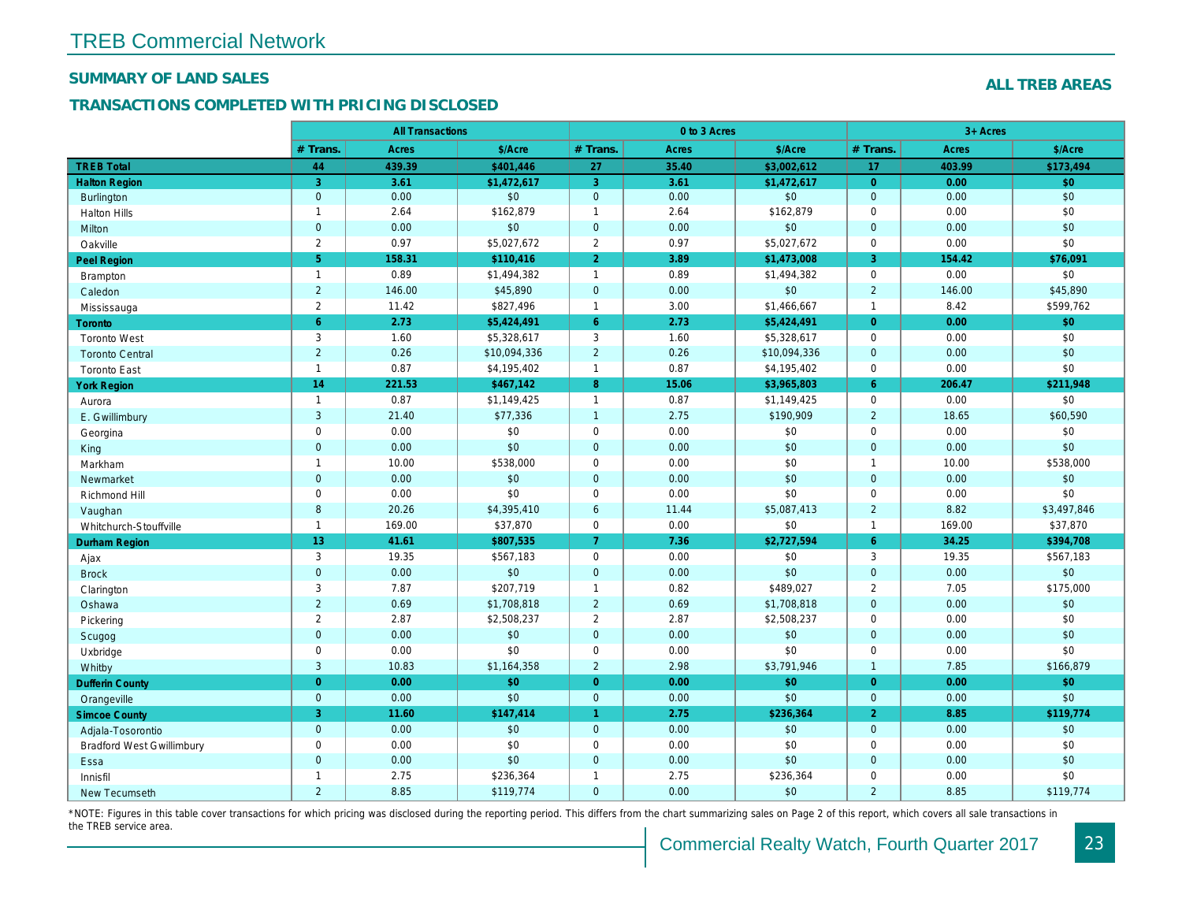# TREB Commercial Network

## SUMMARY OF LAND SALES

## TRANSACTIONS COMPLETED WITH PRICING DISCLOSED

**ALL TREB AREAS**

| | All Transactions | | | 0 to 3 Acres | | | 3+ Acres | | |
|---|---|---|---|---|---|---|---|---|---|
| | # Trans. | Acres | $/Acre | # Trans. | Acres | $/Acre | # Trans. | Acres | $/Acre |
| **TREB Total** | **44** | **439.39** | **$401,446** | **27** | **35.40** | **$3,002,612** | **17** | **403.99** | **$173,494** |
| **Halton Region** | **3** | **3.61** | **$1,472,617** | **3** | **3.61** | **$1,472,617** | **0** | **0.00** | **$0** |
| Burlington | 0 | 0.00 | $0 | 0 | 0.00 | $0 | 0 | 0.00 | $0 |
| Halton Hills | 1 | 2.64 | $162,879 | 1 | 2.64 | $162,879 | 0 | 0.00 | $0 |
| Milton | 0 | 0.00 | $0 | 0 | 0.00 | $0 | 0 | 0.00 | $0 |
| Oakville | 2 | 0.97 | $5,027,672 | 2 | 0.97 | $5,027,672 | 0 | 0.00 | $0 |
| **Peel Region** | **5** | **158.31** | **$110,416** | **2** | **3.89** | **$1,473,008** | **3** | **154.42** | **$76,091** |
| Brampton | 1 | 0.89 | $1,494,382 | 1 | 0.89 | $1,494,382 | 0 | 0.00 | $0 |
| Caledon | 2 | 146.00 | $45,890 | 0 | 0.00 | $0 | 2 | 146.00 | $45,890 |
| Mississauga | 2 | 11.42 | $827,496 | 1 | 3.00 | $1,466,667 | 1 | 8.42 | $599,762 |
| **Toronto** | **6** | **2.73** | **$5,424,491** | **6** | **2.73** | **$5,424,491** | **0** | **0.00** | **$0** |
| Toronto West | 3 | 1.60 | $5,328,617 | 3 | 1.60 | $5,328,617 | 0 | 0.00 | $0 |
| Toronto Central | 2 | 0.26 | $10,094,336 | 2 | 0.26 | $10,094,336 | 0 | 0.00 | $0 |
| Toronto East | 1 | 0.87 | $4,195,402 | 1 | 0.87 | $4,195,402 | 0 | 0.00 | $0 |
| **York Region** | **14** | **221.53** | **$467,142** | **8** | **15.06** | **$3,965,803** | **6** | **206.47** | **$211,948** |
| Aurora | 1 | 0.87 | $1,149,425 | 1 | 0.87 | $1,149,425 | 0 | 0.00 | $0 |
| E. Gwillimbury | 3 | 21.40 | $77,336 | 1 | 2.75 | $190,909 | 2 | 18.65 | $60,590 |
| Georgina | 0 | 0.00 | $0 | 0 | 0.00 | $0 | 0 | 0.00 | $0 |
| King | 0 | 0.00 | $0 | 0 | 0.00 | $0 | 0 | 0.00 | $0 |
| Markham | 1 | 10.00 | $538,000 | 0 | 0.00 | $0 | 1 | 10.00 | $538,000 |
| Newmarket | 0 | 0.00 | $0 | 0 | 0.00 | $0 | 0 | 0.00 | $0 |
| Richmond Hill | 0 | 0.00 | $0 | 0 | 0.00 | $0 | 0 | 0.00 | $0 |
| Vaughan | 8 | 20.26 | $4,395,410 | 6 | 11.44 | $5,087,413 | 2 | 8.82 | $3,497,846 |
| Whitchurch-Stouffville | 1 | 169.00 | $37,870 | 0 | 0.00 | $0 | 1 | 169.00 | $37,870 |
| **Durham Region** | **13** | **41.61** | **$807,535** | **7** | **7.36** | **$2,727,594** | **6** | **34.25** | **$394,708** |
| Ajax | 3 | 19.35 | $567,183 | 0 | 0.00 | $0 | 3 | 19.35 | $567,183 |
| Brock | 0 | 0.00 | $0 | 0 | 0.00 | $0 | 0 | 0.00 | $0 |
| Clarington | 3 | 7.87 | $207,719 | 1 | 0.82 | $489,027 | 2 | 7.05 | $175,000 |
| Oshawa | 2 | 0.69 | $1,708,818 | 2 | 0.69 | $1,708,818 | 0 | 0.00 | $0 |
| Pickering | 2 | 2.87 | $2,508,237 | 2 | 2.87 | $2,508,237 | 0 | 0.00 | $0 |
| Scugog | 0 | 0.00 | $0 | 0 | 0.00 | $0 | 0 | 0.00 | $0 |
| Uxbridge | 0 | 0.00 | $0 | 0 | 0.00 | $0 | 0 | 0.00 | $0 |
| Whitby | 3 | 10.83 | $1,164,358 | 2 | 2.98 | $3,791,946 | 1 | 7.85 | $166,879 |
| **Dufferin County** | **0** | **0.00** | **$0** | **0** | **0.00** | **$0** | **0** | **0.00** | **$0** |
| Orangeville | 0 | 0.00 | $0 | 0 | 0.00 | $0 | 0 | 0.00 | $0 |
| **Simcoe County** | **3** | **11.60** | **$147,414** | **1** | **2.75** | **$236,364** | **2** | **8.85** | **$119,774** |
| Adjala-Tosorontio | 0 | 0.00 | $0 | 0 | 0.00 | $0 | 0 | 0.00 | $0 |
| Bradford West Gwillimbury | 0 | 0.00 | $0 | 0 | 0.00 | $0 | 0 | 0.00 | $0 |
| Essa | 0 | 0.00 | $0 | 0 | 0.00 | $0 | 0 | 0.00 | $0 |
| Innisfil | 1 | 2.75 | $236,364 | 1 | 2.75 | $236,364 | 0 | 0.00 | $0 |
| New Tecumseth | 2 | 8.85 | $119,774 | 0 | 0.00 | $0 | 2 | 8.85 | $119,774 |

*NOTE: Figures in this table cover transactions for which pricing was disclosed during the reporting period. This differs from the chart summarizing sales on Page 2 of this report, which covers all sale transactions in the TREB service area.

Commercial Realty Watch, Fourth Quarter 2017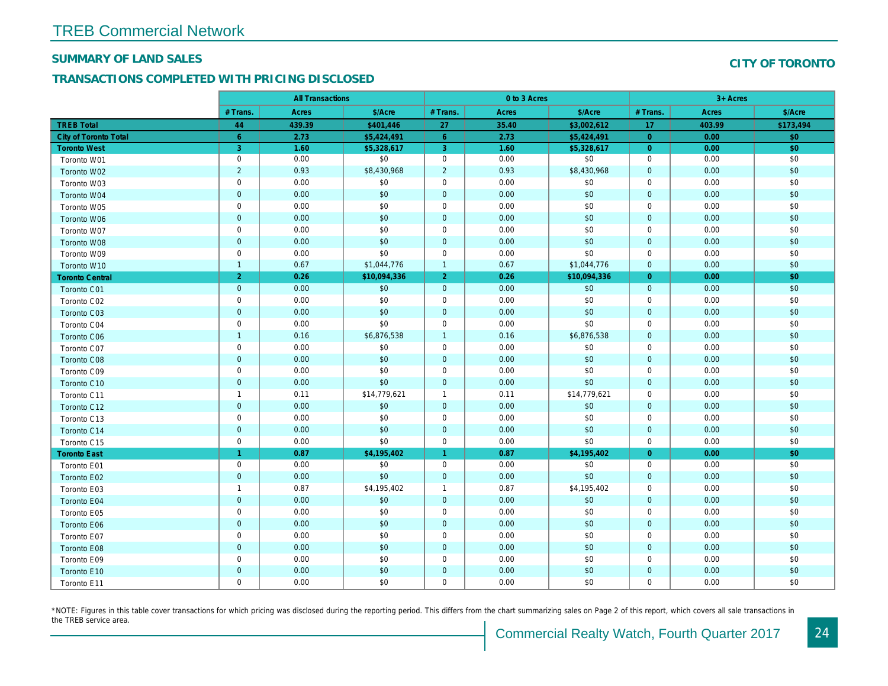# TREB Commercial Network

## SUMMARY OF LAND SALES

**CITY OF TORONTO**

## TRANSACTIONS COMPLETED WITH PRICING DISCLOSED

| | All Transactions | | | 0 to 3 Acres | | | 3+ Acres | | |
|---|---|---|---|---|---|---|---|---|---|
| | # Trans. | Acres | $/Acre | # Trans. | Acres | $/Acre | # Trans. | Acres | $/Acre |
| **TREB Total** | **44** | **439.39** | **$401,446** | **27** | **35.40** | **$3,002,612** | **17** | **403.99** | **$173,494** |
| **City of Toronto Total** | **6** | **2.73** | **$5,424,491** | **6** | **2.73** | **$5,424,491** | **0** | **0.00** | **$0** |
| **Toronto West** | **3** | **1.60** | **$5,328,617** | **3** | **1.60** | **$5,328,617** | **0** | **0.00** | **$0** |
| Toronto W01 | 0 | 0.00 | $0 | 0 | 0.00 | $0 | 0 | 0.00 | $0 |
| Toronto W02 | 2 | 0.93 | $8,430,968 | 2 | 0.93 | $8,430,968 | 0 | 0.00 | $0 |
| Toronto W03 | 0 | 0.00 | $0 | 0 | 0.00 | $0 | 0 | 0.00 | $0 |
| Toronto W04 | 0 | 0.00 | $0 | 0 | 0.00 | $0 | 0 | 0.00 | $0 |
| Toronto W05 | 0 | 0.00 | $0 | 0 | 0.00 | $0 | 0 | 0.00 | $0 |
| Toronto W06 | 0 | 0.00 | $0 | 0 | 0.00 | $0 | 0 | 0.00 | $0 |
| Toronto W07 | 0 | 0.00 | $0 | 0 | 0.00 | $0 | 0 | 0.00 | $0 |
| Toronto W08 | 0 | 0.00 | $0 | 0 | 0.00 | $0 | 0 | 0.00 | $0 |
| Toronto W09 | 0 | 0.00 | $0 | 0 | 0.00 | $0 | 0 | 0.00 | $0 |
| Toronto W10 | 1 | 0.67 | $1,044,776 | 1 | 0.67 | $1,044,776 | 0 | 0.00 | $0 |
| **Toronto Central** | **2** | **0.26** | **$10,094,336** | **2** | **0.26** | **$10,094,336** | **0** | **0.00** | **$0** |
| Toronto C01 | 0 | 0.00 | $0 | 0 | 0.00 | $0 | 0 | 0.00 | $0 |
| Toronto C02 | 0 | 0.00 | $0 | 0 | 0.00 | $0 | 0 | 0.00 | $0 |
| Toronto C03 | 0 | 0.00 | $0 | 0 | 0.00 | $0 | 0 | 0.00 | $0 |
| Toronto C04 | 0 | 0.00 | $0 | 0 | 0.00 | $0 | 0 | 0.00 | $0 |
| Toronto C06 | 1 | 0.16 | $6,876,538 | 1 | 0.16 | $6,876,538 | 0 | 0.00 | $0 |
| Toronto C07 | 0 | 0.00 | $0 | 0 | 0.00 | $0 | 0 | 0.00 | $0 |
| Toronto C08 | 0 | 0.00 | $0 | 0 | 0.00 | $0 | 0 | 0.00 | $0 |
| Toronto C09 | 0 | 0.00 | $0 | 0 | 0.00 | $0 | 0 | 0.00 | $0 |
| Toronto C10 | 0 | 0.00 | $0 | 0 | 0.00 | $0 | 0 | 0.00 | $0 |
| Toronto C11 | 1 | 0.11 | $14,779,621 | 1 | 0.11 | $14,779,621 | 0 | 0.00 | $0 |
| Toronto C12 | 0 | 0.00 | $0 | 0 | 0.00 | $0 | 0 | 0.00 | $0 |
| Toronto C13 | 0 | 0.00 | $0 | 0 | 0.00 | $0 | 0 | 0.00 | $0 |
| Toronto C14 | 0 | 0.00 | $0 | 0 | 0.00 | $0 | 0 | 0.00 | $0 |
| Toronto C15 | 0 | 0.00 | $0 | 0 | 0.00 | $0 | 0 | 0.00 | $0 |
| **Toronto East** | **1** | **0.87** | **$4,195,402** | **1** | **0.87** | **$4,195,402** | **0** | **0.00** | **$0** |
| Toronto E01 | 0 | 0.00 | $0 | 0 | 0.00 | $0 | 0 | 0.00 | $0 |
| Toronto E02 | 0 | 0.00 | $0 | 0 | 0.00 | $0 | 0 | 0.00 | $0 |
| Toronto E03 | 1 | 0.87 | $4,195,402 | 1 | 0.87 | $4,195,402 | 0 | 0.00 | $0 |
| Toronto E04 | 0 | 0.00 | $0 | 0 | 0.00 | $0 | 0 | 0.00 | $0 |
| Toronto E05 | 0 | 0.00 | $0 | 0 | 0.00 | $0 | 0 | 0.00 | $0 |
| Toronto E06 | 0 | 0.00 | $0 | 0 | 0.00 | $0 | 0 | 0.00 | $0 |
| Toronto E07 | 0 | 0.00 | $0 | 0 | 0.00 | $0 | 0 | 0.00 | $0 |
| Toronto E08 | 0 | 0.00 | $0 | 0 | 0.00 | $0 | 0 | 0.00 | $0 |
| Toronto E09 | 0 | 0.00 | $0 | 0 | 0.00 | $0 | 0 | 0.00 | $0 |
| Toronto E10 | 0 | 0.00 | $0 | 0 | 0.00 | $0 | 0 | 0.00 | $0 |
| Toronto E11 | 0 | 0.00 | $0 | 0 | 0.00 | $0 | 0 | 0.00 | $0 |

*NOTE: Figures in this table cover transactions for which pricing was disclosed during the reporting period. This differs from the chart summarizing sales on Page 2 of this report, which covers all sale transactions in the TREB service area.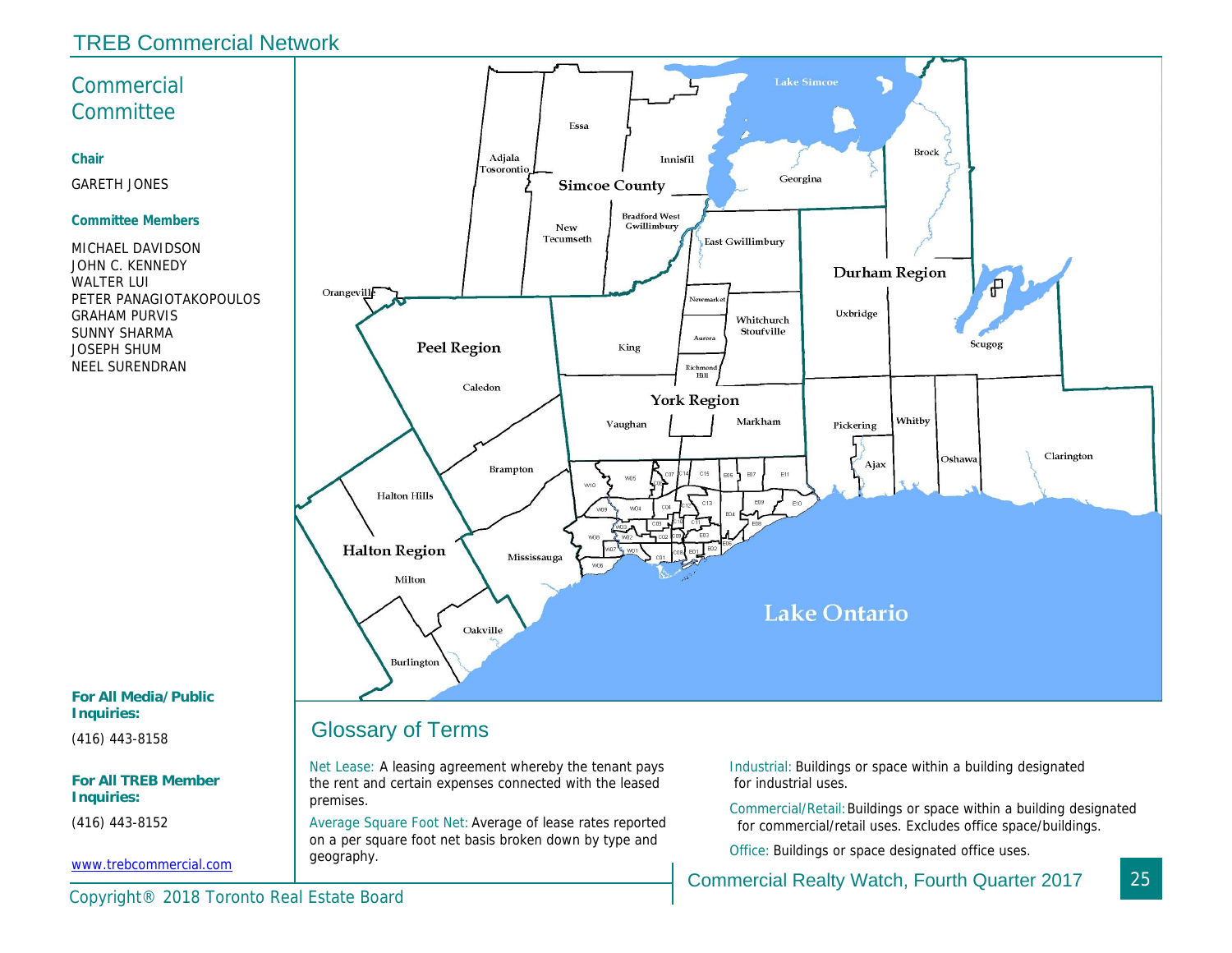# TREB Commercial Network

## Commercial Committee

**Chair**

GARETH JONES

**Committee Members**

MICHAEL DAVIDSON
JOHN C. KENNEDY
WALTER LUI
PETER PANAGIOTAKOPOULOS
GRAHAM PURVIS
SUNNY SHARMA
JOSEPH SHUM
NEEL SURENDRAN

Lake Simcoe
Essa
Adjala Tosorontio
Innisfil
Simcoe County
Georgina
Brock
New Tecumseth
Bradford West Gwillimbury
East Gwillimbury
Durham Region
Orangeville
Newmarket
Whitchurch Stoufville
Uxbridge
Peel Region
King
Aurora
Scugog
Richmond Hill
Caledon
York Region
Vaughan
Markham
Pickering
Whitby
Oshawa
Clarington
Ajax
Brampton
Halton Hills
Halton Region
Mississauga
Milton
Oakville
Burlington
Lake Ontario
W10 W05 W09 W04 W06 W03 W02 W07 W01 W08
C07 C14 C15 C06 C04 C12 C13 C03 C10 C11 C02 C09 C01 C08
E05 E07 E11 E09 E10 E04 E08 E03 E06 E02 E01

**For All Media/Public Inquiries:**

(416) 443-8158

**For All TREB Member Inquiries:**

(416) 443-8152

www.trebcommercial.com

## Glossary of Terms

Net Lease: A leasing agreement whereby the tenant pays the rent and certain expenses connected with the leased premises.

Average Square Foot Net: Average of lease rates reported on a per square foot net basis broken down by type and geography.

Industrial: Buildings or space within a building designated for industrial uses.

Commercial/Retail: Buildings or space within a building designated for commercial/retail uses. Excludes office space/buildings.

Office: Buildings or space designated office uses.

Copyright® 2018 Toronto Real Estate Board